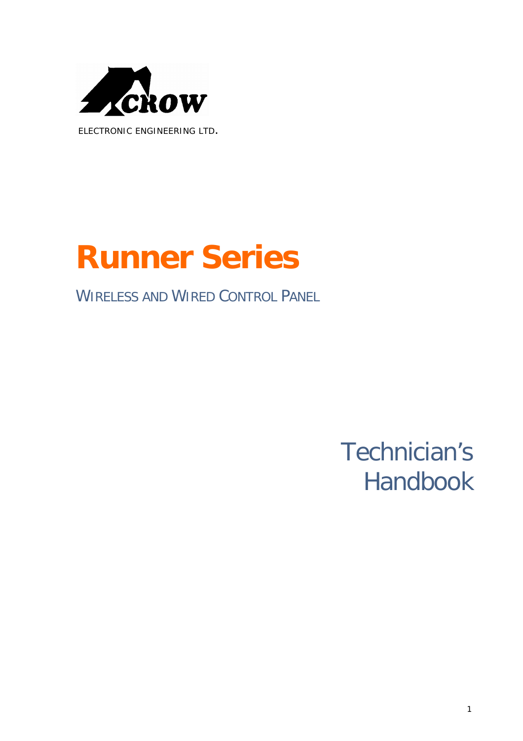CROW

ELECTRONIC ENGINEERING LTD.

# Runner Series

WIRELESS AND WIRED CONTROL PANEL

Technician's Handbook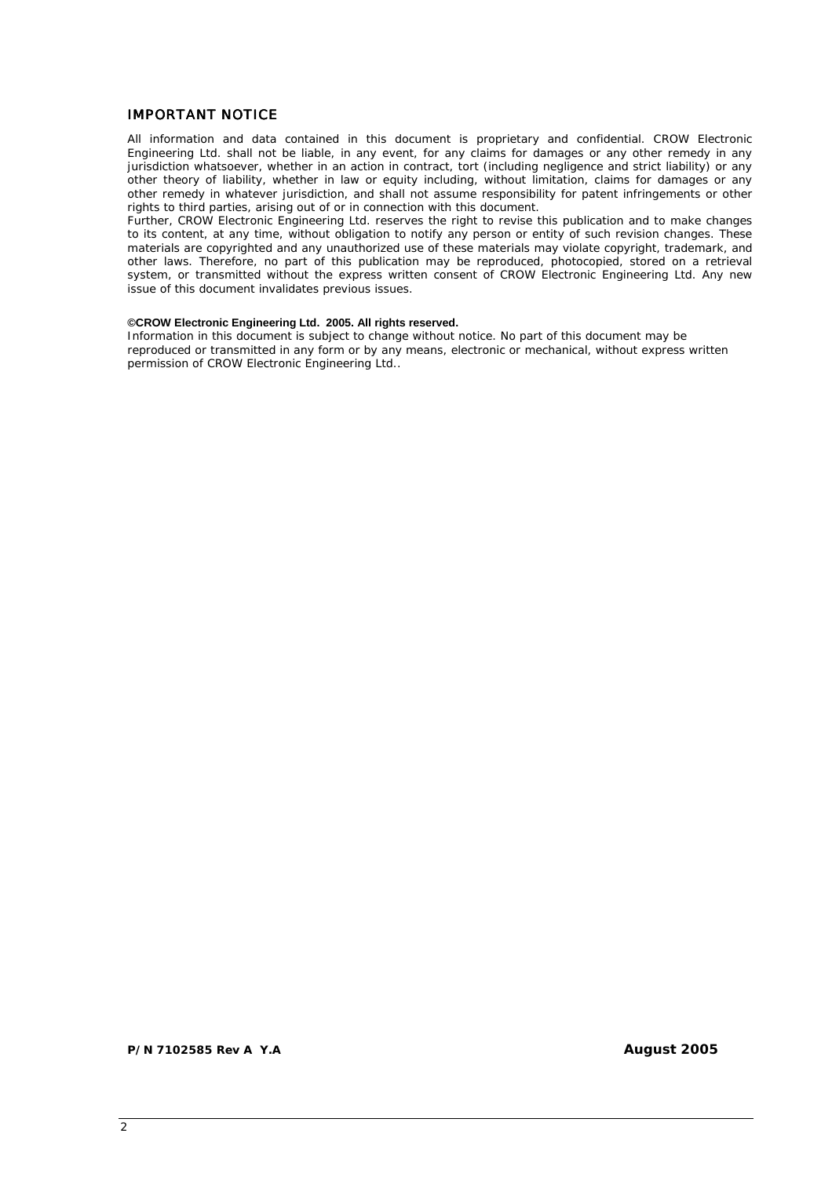## IMPORTANT NOTICE

All information and data contained in this document is proprietary and confidential. CROW Electronic Engineering Ltd. shall not be liable, in any event, for any claims for damages or any other remedy in any jurisdiction whatsoever, whether in an action in contract, tort (including negligence and strict liability) or any other theory of liability, whether in law or equity including, without limitation, claims for damages or any other remedy in whatever jurisdiction, and shall not assume responsibility for patent infringements or other rights to third parties, arising out of or in connection with this document.
Further, CROW Electronic Engineering Ltd. reserves the right to revise this publication and to make changes to its content, at any time, without obligation to notify any person or entity of such revision changes. These materials are copyrighted and any unauthorized use of these materials may violate copyright, trademark, and other laws. Therefore, no part of this publication may be reproduced, photocopied, stored on a retrieval system, or transmitted without the express written consent of CROW Electronic Engineering Ltd. Any new issue of this document invalidates previous issues.

**©CROW Electronic Engineering Ltd. 2005. All rights reserved.**
Information in this document is subject to change without notice. No part of this document may be reproduced or transmitted in any form or by any means, electronic or mechanical, without express written permission of CROW Electronic Engineering Ltd..

**P/N 7102585 Rev A Y.A** **August 2005**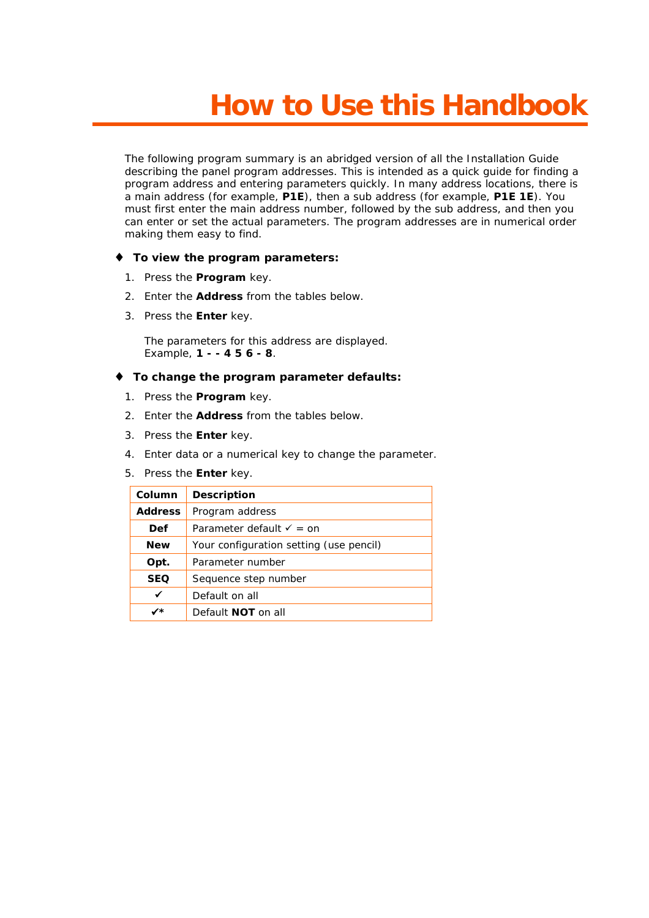# How to Use this Handbook

The following program summary is an abridged version of all the Installation Guide describing the panel program addresses. This is intended as a quick guide for finding a program address and entering parameters quickly. In many address locations, there is a main address (for example, **P1E**), then a sub address (for example, **P1E 1E**). You must first enter the main address number, followed by the sub address, and then you can enter or set the actual parameters. The program addresses are in numerical order making them easy to find.

♦ **To view the program parameters:**

1. Press the **Program** key.
2. Enter the **Address** from the tables below.
3. Press the **Enter** key.

   The parameters for this address are displayed.
   Example, **1 - - 4 5 6 - 8**.

♦ **To change the program parameter defaults:**

1. Press the **Program** key.
2. Enter the **Address** from the tables below.
3. Press the **Enter** key.
4. Enter data or a numerical key to change the parameter.
5. Press the **Enter** key.

| Column | Description |
|---|---|
| **Address** | Program address |
| **Def** | Parameter default ✓ = on |
| **New** | Your configuration setting (use pencil) |
| **Opt.** | Parameter number |
| **SEQ** | Sequence step number |
| ✓ | Default on all |
| ✓* | Default **NOT** on all |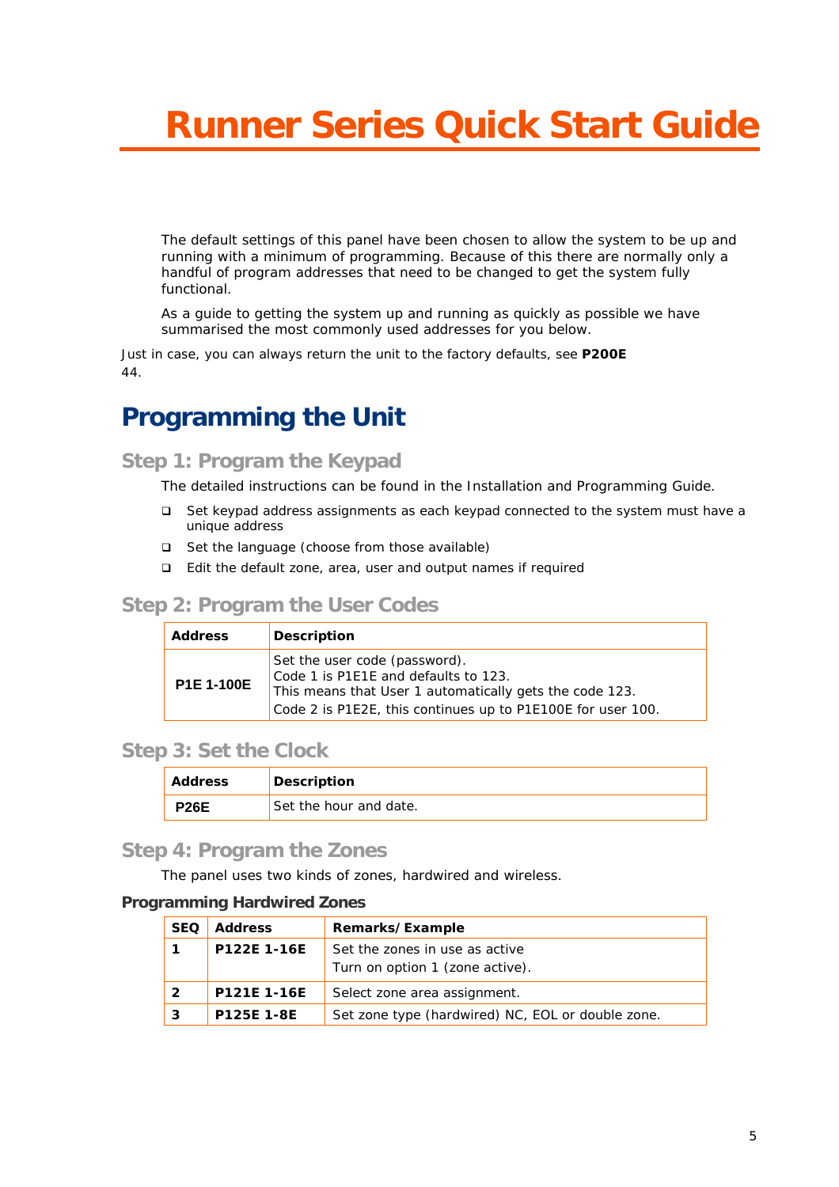# Runner Series Quick Start Guide

The default settings of this panel have been chosen to allow the system to be up and running with a minimum of programming. Because of this there are normally only a handful of program addresses that need to be changed to get the system fully functional.

As a guide to getting the system up and running as quickly as possible we have summarised the most commonly used addresses for you below.

Just in case, you can always return the unit to the factory defaults, see **P200E** 44.

## Programming the Unit

### Step 1: Program the Keypad

The detailed instructions can be found in the Installation and Programming Guide.

- Set keypad address assignments as each keypad connected to the system must have a unique address
- Set the language (choose from those available)
- Edit the default zone, area, user and output names if required

### Step 2: Program the User Codes

| Address | Description |
|---|---|
| **P1E 1-100E** | Set the user code (password).<br>Code 1 is P1E1E and defaults to 123.<br>This means that User 1 automatically gets the code 123.<br>Code 2 is P1E2E, this continues up to P1E100E for user 100. |

### Step 3: Set the Clock

| Address | Description |
|---|---|
| **P26E** | Set the hour and date. |

### Step 4: Program the Zones

The panel uses two kinds of zones, hardwired and wireless.

#### Programming Hardwired Zones

| SEQ | Address | Remarks/Example |
|---|---|---|
| **1** | **P122E 1-16E** | Set the zones in use as active<br>Turn on option 1 (zone active). |
| **2** | **P121E 1-16E** | Select zone area assignment. |
| **3** | **P125E 1-8E** | Set zone type (hardwired) NC, EOL or double zone. |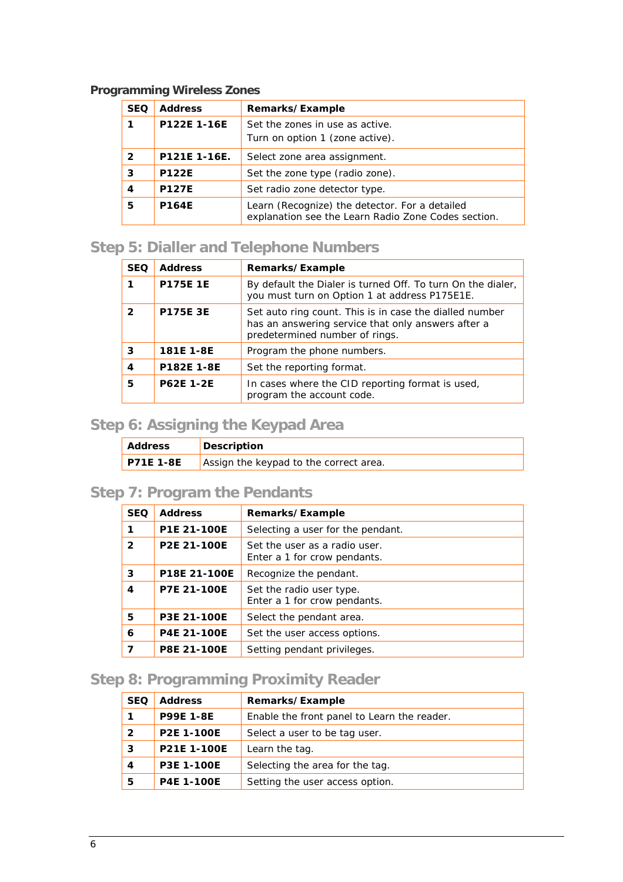### Programming Wireless Zones

| SEQ | Address | Remarks/Example |
|---|---|---|
| **1** | **P122E 1-16E** | Set the zones in use as active.<br>Turn on option 1 (zone active). |
| **2** | **P121E 1-16E.** | Select zone area assignment. |
| **3** | **P122E** | Set the zone type (radio zone). |
| **4** | **P127E** | Set radio zone detector type. |
| **5** | **P164E** | Learn (Recognize) the detector. For a detailed explanation see the Learn Radio Zone Codes section. |

## Step 5: Dialler and Telephone Numbers

| SEQ | Address | Remarks/Example |
|---|---|---|
| **1** | **P175E 1E** | By default the Dialer is turned Off. To turn On the dialer, you must turn on Option 1 at address P175E1E. |
| **2** | **P175E 3E** | Set auto ring count. This is in case the dialled number has an answering service that only answers after a predetermined number of rings. |
| **3** | **181E 1-8E** | Program the phone numbers. |
| **4** | **P182E 1-8E** | Set the reporting format. |
| **5** | **P62E 1-2E** | In cases where the CID reporting format is used, program the account code. |

## Step 6: Assigning the Keypad Area

| Address | Description |
|---|---|
| **P71E 1-8E** | Assign the keypad to the correct area. |

## Step 7: Program the Pendants

| SEQ | Address | Remarks/Example |
|---|---|---|
| **1** | **P1E 21-100E** | Selecting a user for the pendant. |
| **2** | **P2E 21-100E** | Set the user as a radio user.<br>Enter a 1 for crow pendants. |
| **3** | **P18E 21-100E** | Recognize the pendant. |
| **4** | **P7E 21-100E** | Set the radio user type.<br>Enter a 1 for crow pendants. |
| **5** | **P3E 21-100E** | Select the pendant area. |
| **6** | **P4E 21-100E** | Set the user access options. |
| **7** | **P8E 21-100E** | Setting pendant privileges. |

## Step 8: Programming Proximity Reader

| SEQ | Address | Remarks/Example |
|---|---|---|
| **1** | **P99E 1-8E** | Enable the front panel to Learn the reader. |
| **2** | **P2E 1-100E** | Select a user to be tag user. |
| **3** | **P21E 1-100E** | Learn the tag. |
| **4** | **P3E 1-100E** | Selecting the area for the tag. |
| **5** | **P4E 1-100E** | Setting the user access option. |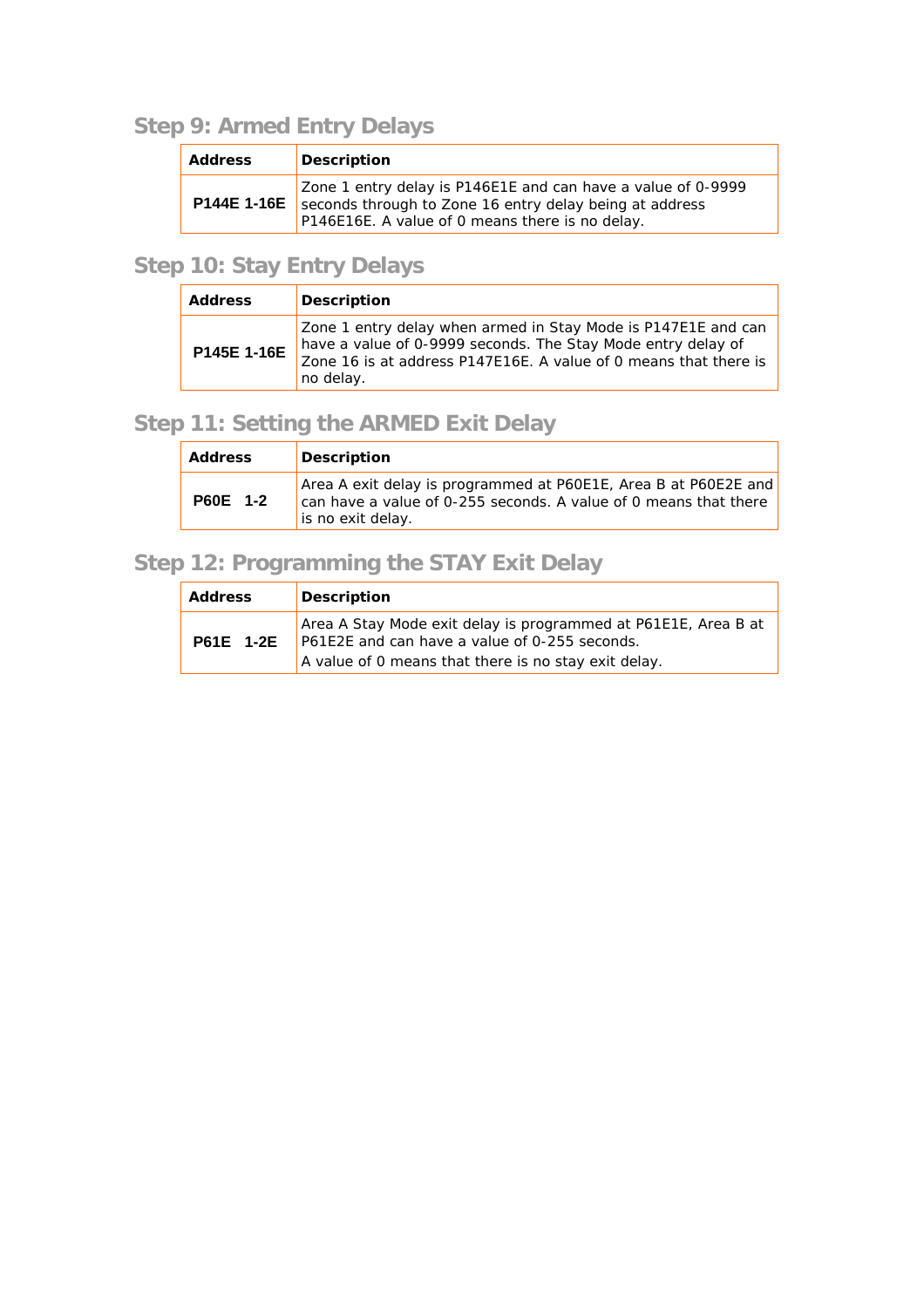## Step 9: Armed Entry Delays

| Address | Description |
|---|---|
| P144E 1-16E | Zone 1 entry delay is P146E1E and can have a value of 0-9999 seconds through to Zone 16 entry delay being at address P146E16E. A value of 0 means there is no delay. |

## Step 10: Stay Entry Delays

| Address | Description |
|---|---|
| P145E 1-16E | Zone 1 entry delay when armed in Stay Mode is P147E1E and can have a value of 0-9999 seconds. The Stay Mode entry delay of Zone 16 is at address P147E16E. A value of 0 means that there is no delay. |

## Step 11: Setting the ARMED Exit Delay

| Address | Description |
|---|---|
| P60E 1-2 | Area A exit delay is programmed at P60E1E, Area B at P60E2E and can have a value of 0-255 seconds. A value of 0 means that there is no exit delay. |

## Step 12: Programming the STAY Exit Delay

| Address | Description |
|---|---|
| P61E 1-2E | Area A Stay Mode exit delay is programmed at P61E1E, Area B at P61E2E and can have a value of 0-255 seconds.<br>A value of 0 means that there is no stay exit delay. |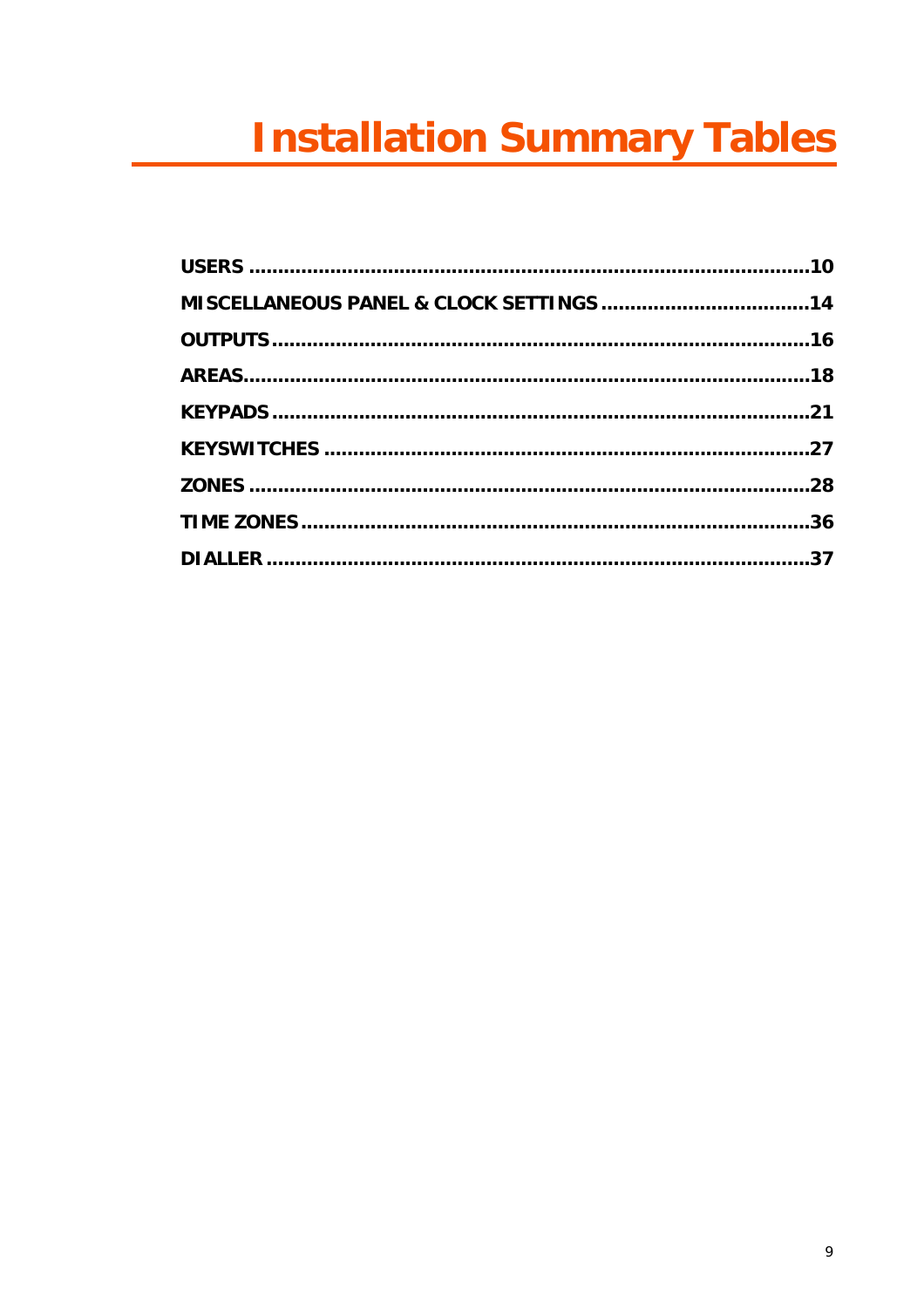# Installation Summary Tables

**USERS .......................................................................................10**

**MISCELLANEOUS PANEL & CLOCK SETTINGS ....................................14**

**OUTPUTS .................................................................................16**

**AREAS......................................................................................18**

**KEYPADS ..................................................................................21**

**KEYSWITCHES ..........................................................................27**

**ZONES .....................................................................................28**

**TIME ZONES .............................................................................36**

**DIALLER ...................................................................................37**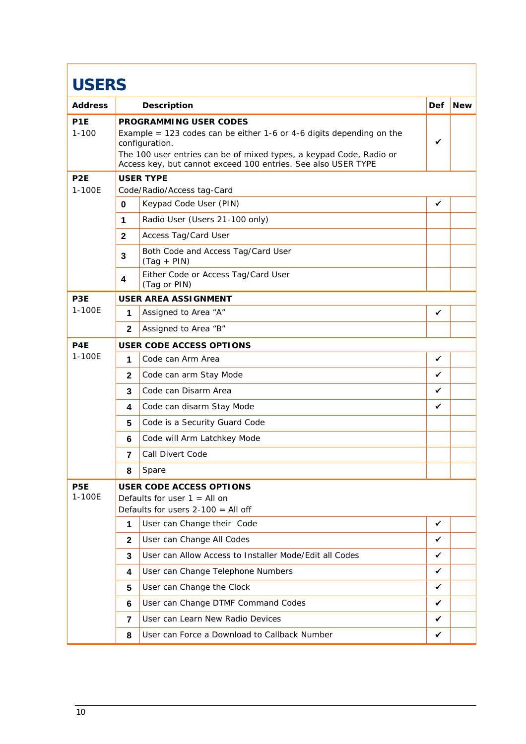# USERS

| Address | | Description | Def | New |
|---|---|---|---|---|
| **P1E** 1-100 | | **PROGRAMMING USER CODES** Example = 123 codes can be either 1-6 or 4-6 digits depending on the configuration. The 100 user entries can be of mixed types, a keypad Code, Radio or Access key, but cannot exceed 100 entries. See also USER TYPE | ✔ | |
| **P2E** 1-100E | | **USER TYPE** Code/Radio/Access tag-Card | | |
| | **0** | Keypad Code User (PIN) | ✔ | |
| | **1** | Radio User (Users 21-100 only) | | |
| | **2** | Access Tag/Card User | | |
| | **3** | Both Code and Access Tag/Card User (Tag + PIN) | | |
| | **4** | Either Code or Access Tag/Card User (Tag or PIN) | | |
| **P3E** 1-100E | | **USER AREA ASSIGNMENT** | | |
| | **1** | Assigned to Area "A" | ✔ | |
| | **2** | Assigned to Area "B" | | |
| **P4E** 1-100E | | **USER CODE ACCESS OPTIONS** | | |
| | **1** | Code can Arm Area | ✔ | |
| | **2** | Code can arm Stay Mode | ✔ | |
| | **3** | Code can Disarm Area | ✔ | |
| | **4** | Code can disarm Stay Mode | ✔ | |
| | **5** | Code is a Security Guard Code | | |
| | **6** | Code will Arm Latchkey Mode | | |
| | **7** | Call Divert Code | | |
| | **8** | Spare | | |
| **P5E** 1-100E | | **USER CODE ACCESS OPTIONS** Defaults for user 1 = All on Defaults for users 2-100 = All off | | |
| | **1** | User can Change their Code | ✔ | |
| | **2** | User can Change All Codes | ✔ | |
| | **3** | User can Allow Access to Installer Mode/Edit all Codes | ✔ | |
| | **4** | User can Change Telephone Numbers | ✔ | |
| | **5** | User can Change the Clock | ✔ | |
| | **6** | User can Change DTMF Command Codes | ✔ | |
| | **7** | User can Learn New Radio Devices | ✔ | |
| | **8** | User can Force a Download to Callback Number | ✔ | |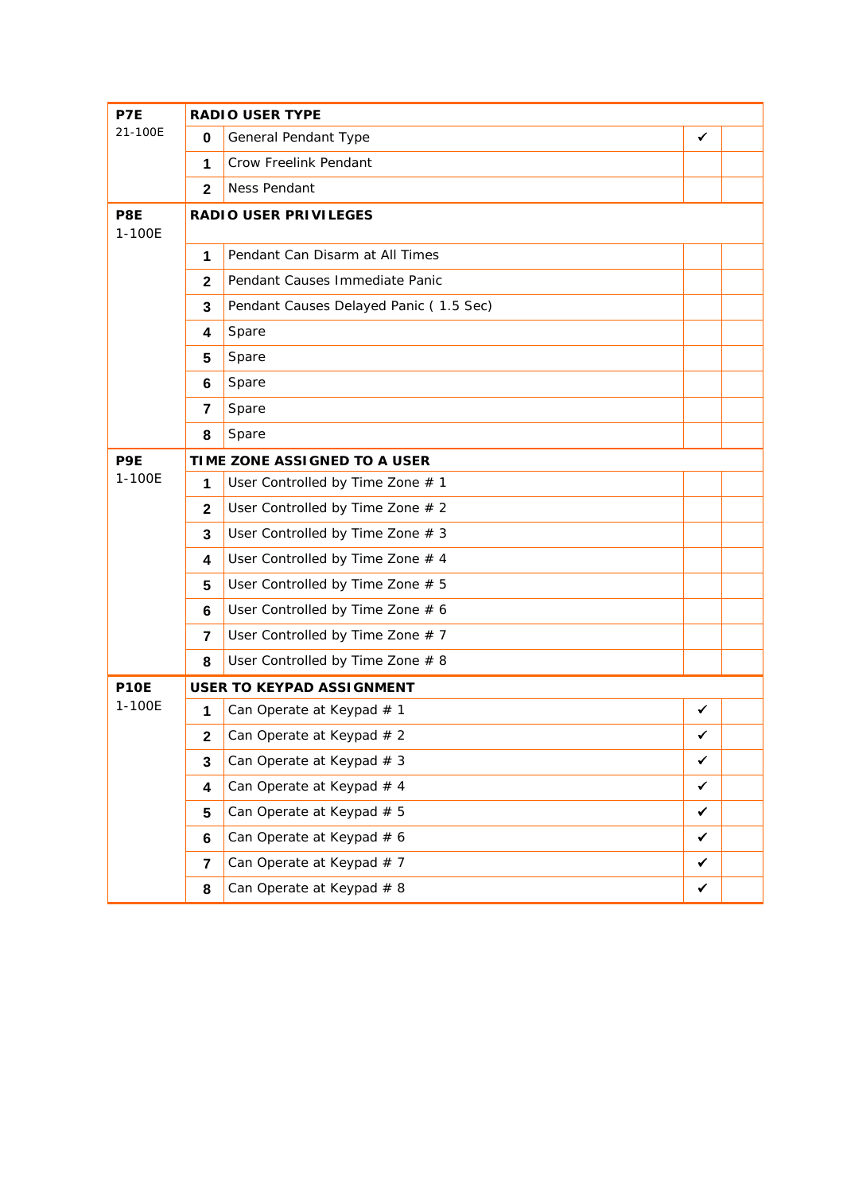| | | | | |
|---|---|---|---|---|
| **P7E** 21-100E | **RADIO USER TYPE** | | | |
| | **0** | General Pendant Type | ✔ | |
| | **1** | Crow Freelink Pendant | | |
| | **2** | Ness Pendant | | |
| **P8E** 1-100E | **RADIO USER PRIVILEGES** | | | |
| | **1** | Pendant Can Disarm at All Times | | |
| | **2** | Pendant Causes Immediate Panic | | |
| | **3** | Pendant Causes Delayed Panic ( 1.5 Sec) | | |
| | **4** | Spare | | |
| | **5** | Spare | | |
| | **6** | Spare | | |
| | **7** | Spare | | |
| | **8** | Spare | | |
| **P9E** 1-100E | **TIME ZONE ASSIGNED TO A USER** | | | |
| | **1** | User Controlled by Time Zone # 1 | | |
| | **2** | User Controlled by Time Zone # 2 | | |
| | **3** | User Controlled by Time Zone # 3 | | |
| | **4** | User Controlled by Time Zone # 4 | | |
| | **5** | User Controlled by Time Zone # 5 | | |
| | **6** | User Controlled by Time Zone # 6 | | |
| | **7** | User Controlled by Time Zone # 7 | | |
| | **8** | User Controlled by Time Zone # 8 | | |
| **P10E** 1-100E | **USER TO KEYPAD ASSIGNMENT** | | | |
| | **1** | Can Operate at Keypad # 1 | ✔ | |
| | **2** | Can Operate at Keypad # 2 | ✔ | |
| | **3** | Can Operate at Keypad # 3 | ✔ | |
| | **4** | Can Operate at Keypad # 4 | ✔ | |
| | **5** | Can Operate at Keypad # 5 | ✔ | |
| | **6** | Can Operate at Keypad # 6 | ✔ | |
| | **7** | Can Operate at Keypad # 7 | ✔ | |
| | **8** | Can Operate at Keypad # 8 | ✔ | |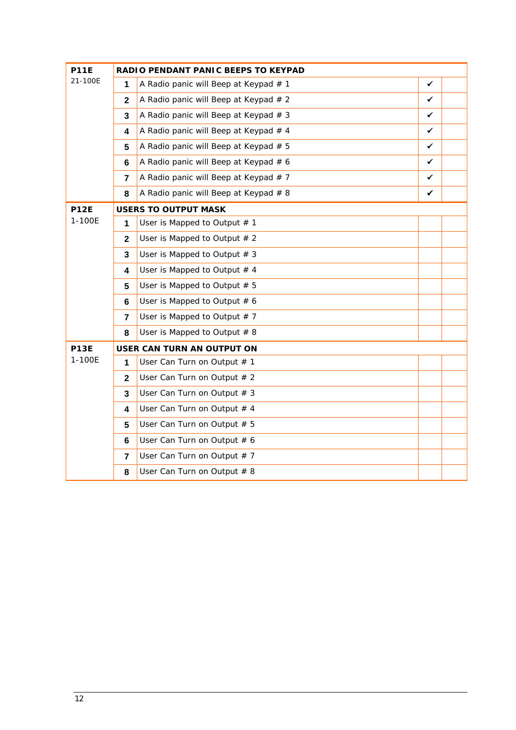| | | | | |
|---|---|---|---|---|
| **P11E** | **RADIO PENDANT PANIC BEEPS TO KEYPAD** | | | |
| 21-100E | **1** | A Radio panic will Beep at Keypad # 1 | ✓ | |
| | **2** | A Radio panic will Beep at Keypad # 2 | ✓ | |
| | **3** | A Radio panic will Beep at Keypad # 3 | ✓ | |
| | **4** | A Radio panic will Beep at Keypad # 4 | ✓ | |
| | **5** | A Radio panic will Beep at Keypad # 5 | ✓ | |
| | **6** | A Radio panic will Beep at Keypad # 6 | ✓ | |
| | **7** | A Radio panic will Beep at Keypad # 7 | ✓ | |
| | **8** | A Radio panic will Beep at Keypad # 8 | ✓ | |
| **P12E** | **USERS TO OUTPUT MASK** | | | |
| 1-100E | **1** | User is Mapped to Output # 1 | | |
| | **2** | User is Mapped to Output # 2 | | |
| | **3** | User is Mapped to Output # 3 | | |
| | **4** | User is Mapped to Output # 4 | | |
| | **5** | User is Mapped to Output # 5 | | |
| | **6** | User is Mapped to Output # 6 | | |
| | **7** | User is Mapped to Output # 7 | | |
| | **8** | User is Mapped to Output # 8 | | |
| **P13E** | **USER CAN TURN AN OUTPUT ON** | | | |
| 1-100E | **1** | User Can Turn on Output # 1 | | |
| | **2** | User Can Turn on Output # 2 | | |
| | **3** | User Can Turn on Output # 3 | | |
| | **4** | User Can Turn on Output # 4 | | |
| | **5** | User Can Turn on Output # 5 | | |
| | **6** | User Can Turn on Output # 6 | | |
| | **7** | User Can Turn on Output # 7 | | |
| | **8** | User Can Turn on Output # 8 | | |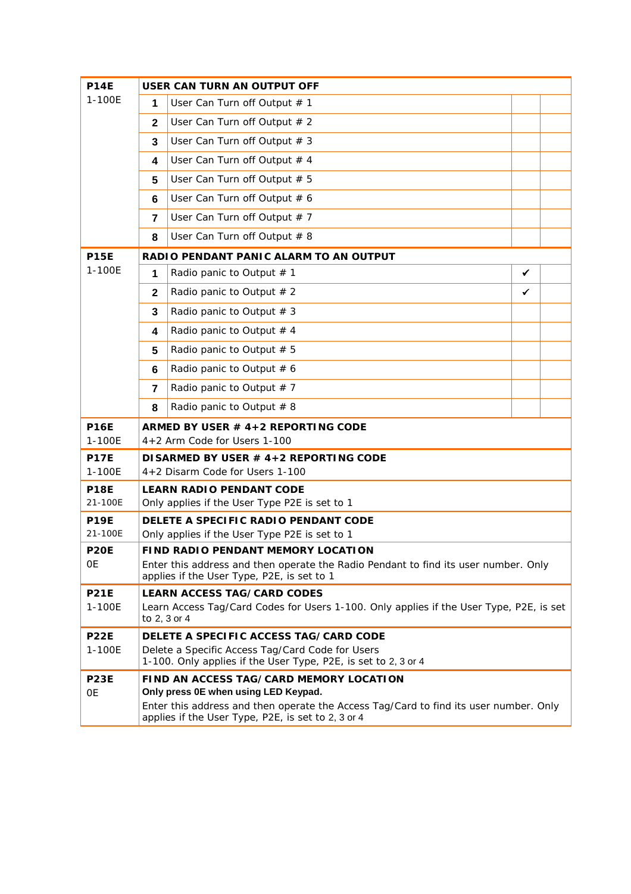| Address | Description | | | |
|---|---|---|---|---|
| **P14E**<br>1-100E | **USER CAN TURN AN OUTPUT OFF** | | | |
| | **1** | User Can Turn off Output # 1 | | |
| | **2** | User Can Turn off Output # 2 | | |
| | **3** | User Can Turn off Output # 3 | | |
| | **4** | User Can Turn off Output # 4 | | |
| | **5** | User Can Turn off Output # 5 | | |
| | **6** | User Can Turn off Output # 6 | | |
| | **7** | User Can Turn off Output # 7 | | |
| | **8** | User Can Turn off Output # 8 | | |
| **P15E**<br>1-100E | **RADIO PENDANT PANIC ALARM TO AN OUTPUT** | | | |
| | **1** | Radio panic to Output # 1 | ✔ | |
| | **2** | Radio panic to Output # 2 | ✔ | |
| | **3** | Radio panic to Output # 3 | | |
| | **4** | Radio panic to Output # 4 | | |
| | **5** | Radio panic to Output # 5 | | |
| | **6** | Radio panic to Output # 6 | | |
| | **7** | Radio panic to Output # 7 | | |
| | **8** | Radio panic to Output # 8 | | |
| **P16E**<br>1-100E | **ARMED BY USER # 4+2 REPORTING CODE**<br>4+2 Arm Code for Users 1-100 | | | |
| **P17E**<br>1-100E | **DISARMED BY USER # 4+2 REPORTING CODE**<br>4+2 Disarm Code for Users 1-100 | | | |
| **P18E**<br>21-100E | **LEARN RADIO PENDANT CODE**<br>Only applies if the User Type P2E is set to 1 | | | |
| **P19E**<br>21-100E | **DELETE A SPECIFIC RADIO PENDANT CODE**<br>Only applies if the User Type P2E is set to 1 | | | |
| **P20E**<br>0E | **FIND RADIO PENDANT MEMORY LOCATION**<br>Enter this address and then operate the Radio Pendant to find its user number. Only applies if the User Type, P2E, is set to 1 | | | |
| **P21E**<br>1-100E | **LEARN ACCESS TAG/CARD CODES**<br>Learn Access Tag/Card Codes for Users 1-100. Only applies if the User Type, P2E, is set to 2, 3 or 4 | | | |
| **P22E**<br>1-100E | **DELETE A SPECIFIC ACCESS TAG/CARD CODE**<br>Delete a Specific Access Tag/Card Code for Users 1-100. Only applies if the User Type, P2E, is set to 2, 3 or 4 | | | |
| **P23E**<br>0E | **FIND AN ACCESS TAG/CARD MEMORY LOCATION**<br>**Only press 0E when using LED Keypad.**<br>Enter this address and then operate the Access Tag/Card to find its user number. Only applies if the User Type, P2E, is set to 2, 3 or 4 | | | |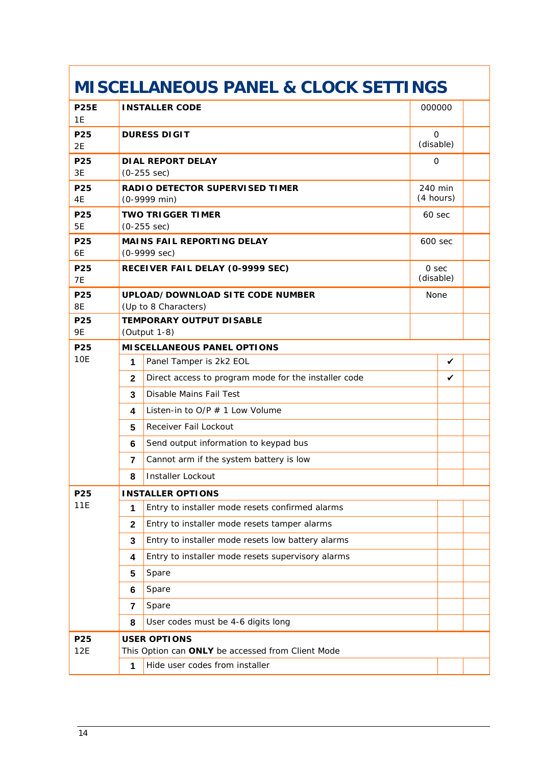# MISCELLANEOUS PANEL & CLOCK SETTINGS

| Location | Option | | Default | |
|---|---|---|---|---|
| **P25E** 1E | **INSTALLER CODE** | | 000000 | |
| **P25** 2E | **DURESS DIGIT** | | 0 (disable) | |
| **P25** 3E | **DIAL REPORT DELAY** (0-255 sec) | | 0 | |
| **P25** 4E | **RADIO DETECTOR SUPERVISED TIMER** (0-9999 min) | | 240 min (4 hours) | |
| **P25** 5E | **TWO TRIGGER TIMER** (0-255 sec) | | 60 sec | |
| **P25** 6E | **MAINS FAIL REPORTING DELAY** (0-9999 sec) | | 600 sec | |
| **P25** 7E | **RECEIVER FAIL DELAY (0-9999 SEC)** | | 0 sec (disable) | |
| **P25** 8E | **UPLOAD/DOWNLOAD SITE CODE NUMBER** (Up to 8 Characters) | | None | |
| **P25** 9E | **TEMPORARY OUTPUT DISABLE** (Output 1-8) | | | |
| **P25** 10E | **MISCELLANEOUS PANEL OPTIONS** | | | |
| | **1** | Panel Tamper is 2k2 EOL | ✔ | |
| | **2** | Direct access to program mode for the installer code | ✔ | |
| | **3** | Disable Mains Fail Test | | |
| | **4** | Listen-in to O/P # 1 Low Volume | | |
| | **5** | Receiver Fail Lockout | | |
| | **6** | Send output information to keypad bus | | |
| | **7** | Cannot arm if the system battery is low | | |
| | **8** | Installer Lockout | | |
| **P25** 11E | **INSTALLER OPTIONS** | | | |
| | **1** | Entry to installer mode resets confirmed alarms | | |
| | **2** | Entry to installer mode resets tamper alarms | | |
| | **3** | Entry to installer mode resets low battery alarms | | |
| | **4** | Entry to installer mode resets supervisory alarms | | |
| | **5** | Spare | | |
| | **6** | Spare | | |
| | **7** | Spare | | |
| | **8** | User codes must be 4-6 digits long | | |
| **P25** 12E | **USER OPTIONS** This Option can **ONLY** be accessed from Client Mode | | | |
| | **1** | Hide user codes from installer | | |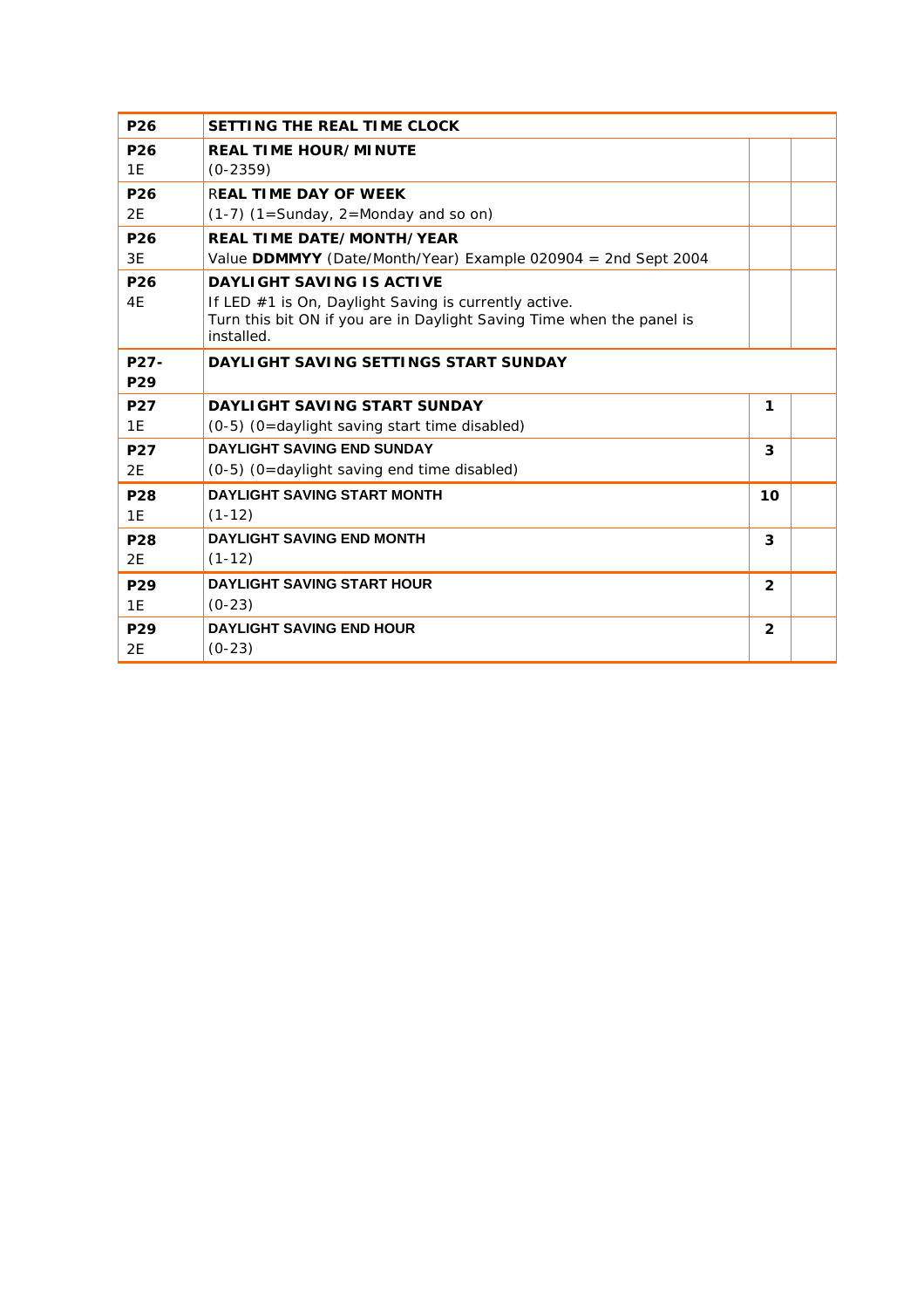| P26 | SETTING THE REAL TIME CLOCK | | |
|---|---|---|---|
| **P26**<br>1E | **REAL TIME HOUR/MINUTE**<br>(0-2359) | | |
| **P26**<br>2E | **REAL TIME DAY OF WEEK**<br>(1-7) (1=Sunday, 2=Monday and so on) | | |
| **P26**<br>3E | **REAL TIME DATE/MONTH/YEAR**<br>Value **DDMMYY** (Date/Month/Year) Example 020904 = 2nd Sept 2004 | | |
| **P26**<br>4E | **DAYLIGHT SAVING IS ACTIVE**<br>If LED #1 is On, Daylight Saving is currently active.<br>Turn this bit ON if you are in Daylight Saving Time when the panel is installed. | | |
| **P27-P29** | **DAYLIGHT SAVING SETTINGS START SUNDAY** | | |
| **P27**<br>1E | **DAYLIGHT SAVING START SUNDAY**<br>(0-5) (0=daylight saving start time disabled) | **1** | |
| **P27**<br>2E | **DAYLIGHT SAVING END SUNDAY**<br>(0-5) (0=daylight saving end time disabled) | **3** | |
| **P28**<br>1E | **DAYLIGHT SAVING START MONTH**<br>(1-12) | **10** | |
| **P28**<br>2E | **DAYLIGHT SAVING END MONTH**<br>(1-12) | **3** | |
| **P29**<br>1E | **DAYLIGHT SAVING START HOUR**<br>(0-23) | **2** | |
| **P29**<br>2E | **DAYLIGHT SAVING END HOUR**<br>(0-23) | **2** | |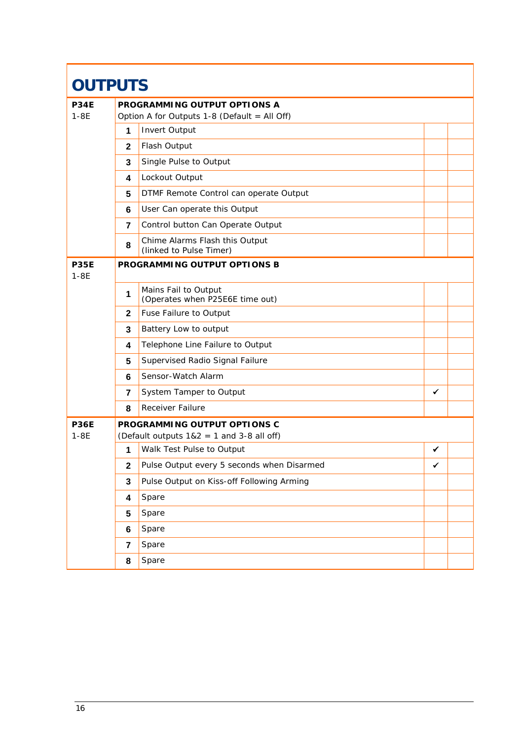# OUTPUTS

| | | | | |
|---|---|---|---|---|
| **P34E** 1-8E | **PROGRAMMING OUTPUT OPTIONS A** Option A for Outputs 1-8 (Default = All Off) | | | |
| | **1** | Invert Output | | |
| | **2** | Flash Output | | |
| | **3** | Single Pulse to Output | | |
| | **4** | Lockout Output | | |
| | **5** | DTMF Remote Control can operate Output | | |
| | **6** | User Can operate this Output | | |
| | **7** | Control button Can Operate Output | | |
| | **8** | Chime Alarms Flash this Output (linked to Pulse Timer) | | |
| **P35E** 1-8E | **PROGRAMMING OUTPUT OPTIONS B** | | | |
| | **1** | Mains Fail to Output (Operates when P25E6E time out) | | |
| | **2** | Fuse Failure to Output | | |
| | **3** | Battery Low to output | | |
| | **4** | Telephone Line Failure to Output | | |
| | **5** | Supervised Radio Signal Failure | | |
| | **6** | Sensor-Watch Alarm | | |
| | **7** | System Tamper to Output | ✓ | |
| | **8** | Receiver Failure | | |
| **P36E** 1-8E | **PROGRAMMING OUTPUT OPTIONS C** (Default outputs 1&2 = 1 and 3-8 all off) | | | |
| | **1** | Walk Test Pulse to Output | ✓ | |
| | **2** | Pulse Output every 5 seconds when Disarmed | ✓ | |
| | **3** | Pulse Output on Kiss-off Following Arming | | |
| | **4** | Spare | | |
| | **5** | Spare | | |
| | **6** | Spare | | |
| | **7** | Spare | | |
| | **8** | Spare | | |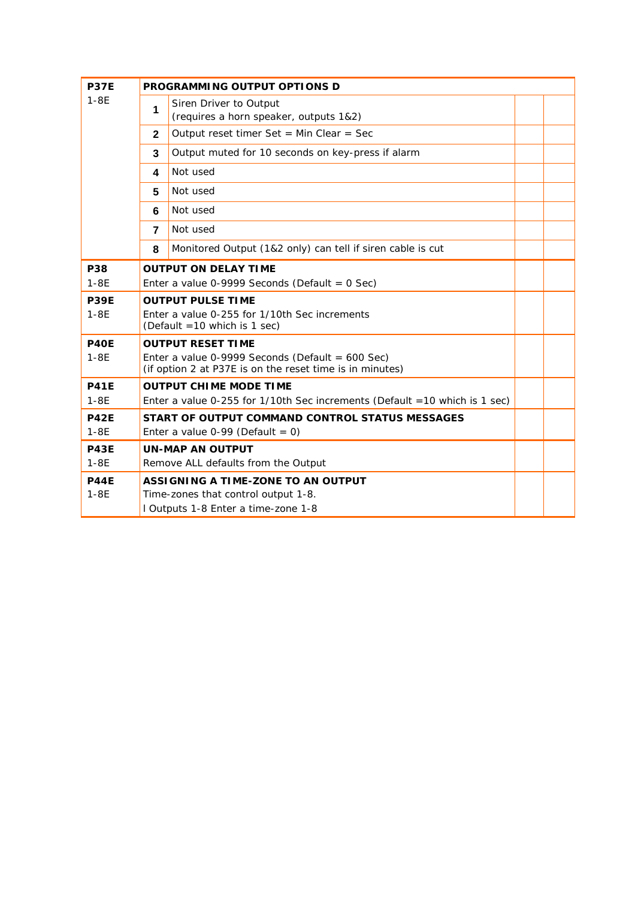| | | | | |
|---|---|---|---|---|
| **P37E**<br>1-8E | **PROGRAMMING OUTPUT OPTIONS D** | | | |
| | **1** | Siren Driver to Output<br>(requires a horn speaker, outputs 1&2) | | |
| | **2** | Output reset timer Set = Min Clear = Sec | | |
| | **3** | Output muted for 10 seconds on key-press if alarm | | |
| | **4** | Not used | | |
| | **5** | Not used | | |
| | **6** | Not used | | |
| | **7** | Not used | | |
| | **8** | Monitored Output (1&2 only) can tell if siren cable is cut | | |
| **P38**<br>1-8E | **OUTPUT ON DELAY TIME**<br>Enter a value 0-9999 Seconds (Default = 0 Sec) | | | |
| **P39E**<br>1-8E | **OUTPUT PULSE TIME**<br>Enter a value 0-255 for 1/10th Sec increments<br>(Default =10 which is 1 sec) | | | |
| **P40E**<br>1-8E | **OUTPUT RESET TIME**<br>Enter a value 0-9999 Seconds (Default = 600 Sec)<br>(if option 2 at P37E is on the reset time is in minutes) | | | |
| **P41E**<br>1-8E | **OUTPUT CHIME MODE TIME**<br>Enter a value 0-255 for 1/10th Sec increments (Default =10 which is 1 sec) | | | |
| **P42E**<br>1-8E | **START OF OUTPUT COMMAND CONTROL STATUS MESSAGES**<br>Enter a value 0-99 (Default = 0) | | | |
| **P43E**<br>1-8E | **UN-MAP AN OUTPUT**<br>Remove ALL defaults from the Output | | | |
| **P44E**<br>1-8E | **ASSIGNING A TIME-ZONE TO AN OUTPUT**<br>Time-zones that control output 1-8.<br>l Outputs 1-8 Enter a time-zone 1-8 | | | |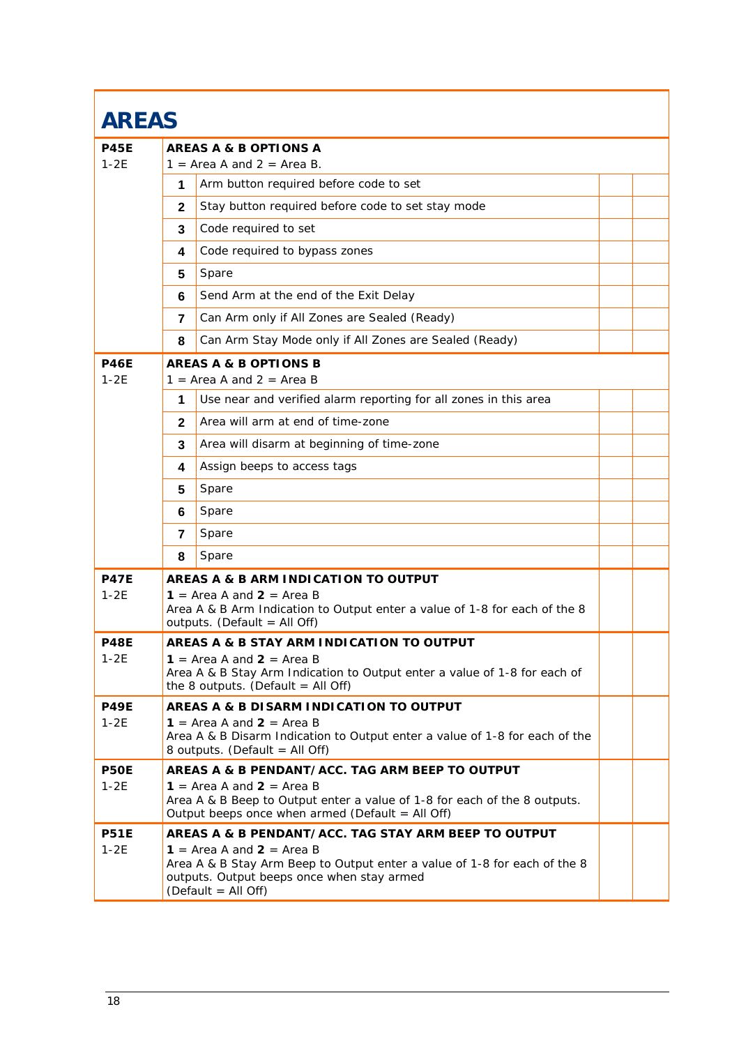# AREAS

| | | | | |
|---|---|---|---|---|
| **P45E**<br>1-2E | **AREAS A & B OPTIONS A**<br>1 = Area A and 2 = Area B. | | | |
| | **1** | Arm button required before code to set | | |
| | **2** | Stay button required before code to set stay mode | | |
| | **3** | Code required to set | | |
| | **4** | Code required to bypass zones | | |
| | **5** | Spare | | |
| | **6** | Send Arm at the end of the Exit Delay | | |
| | **7** | Can Arm only if All Zones are Sealed (Ready) | | |
| | **8** | Can Arm Stay Mode only if All Zones are Sealed (Ready) | | |
| **P46E**<br>1-2E | **AREAS A & B OPTIONS B**<br>1 = Area A and 2 = Area B | | | |
| | **1** | Use near and verified alarm reporting for all zones in this area | | |
| | **2** | Area will arm at end of time-zone | | |
| | **3** | Area will disarm at beginning of time-zone | | |
| | **4** | Assign beeps to access tags | | |
| | **5** | Spare | | |
| | **6** | Spare | | |
| | **7** | Spare | | |
| | **8** | Spare | | |
| **P47E**<br>1-2E | **AREAS A & B ARM INDICATION TO OUTPUT**<br>**1** = Area A and **2** = Area B<br>Area A & B Arm Indication to Output enter a value of 1-8 for each of the 8 outputs. (Default = All Off) | | | |
| **P48E**<br>1-2E | **AREAS A & B STAY ARM INDICATION TO OUTPUT**<br>**1** = Area A and **2** = Area B<br>Area A & B Stay Arm Indication to Output enter a value of 1-8 for each of the 8 outputs. (Default = All Off) | | | |
| **P49E**<br>1-2E | **AREAS A & B DISARM INDICATION TO OUTPUT**<br>**1** = Area A and **2** = Area B<br>Area A & B Disarm Indication to Output enter a value of 1-8 for each of the 8 outputs. (Default = All Off) | | | |
| **P50E**<br>1-2E | **AREAS A & B PENDANT/ACC. TAG ARM BEEP TO OUTPUT**<br>**1** = Area A and **2** = Area B<br>Area A & B Beep to Output enter a value of 1-8 for each of the 8 outputs. Output beeps once when armed (Default = All Off) | | | |
| **P51E**<br>1-2E | **AREAS A & B PENDANT/ACC. TAG STAY ARM BEEP TO OUTPUT**<br>**1** = Area A and **2** = Area B<br>Area A & B Stay Arm Beep to Output enter a value of 1-8 for each of the 8 outputs. Output beeps once when stay armed<br>(Default = All Off) | | | |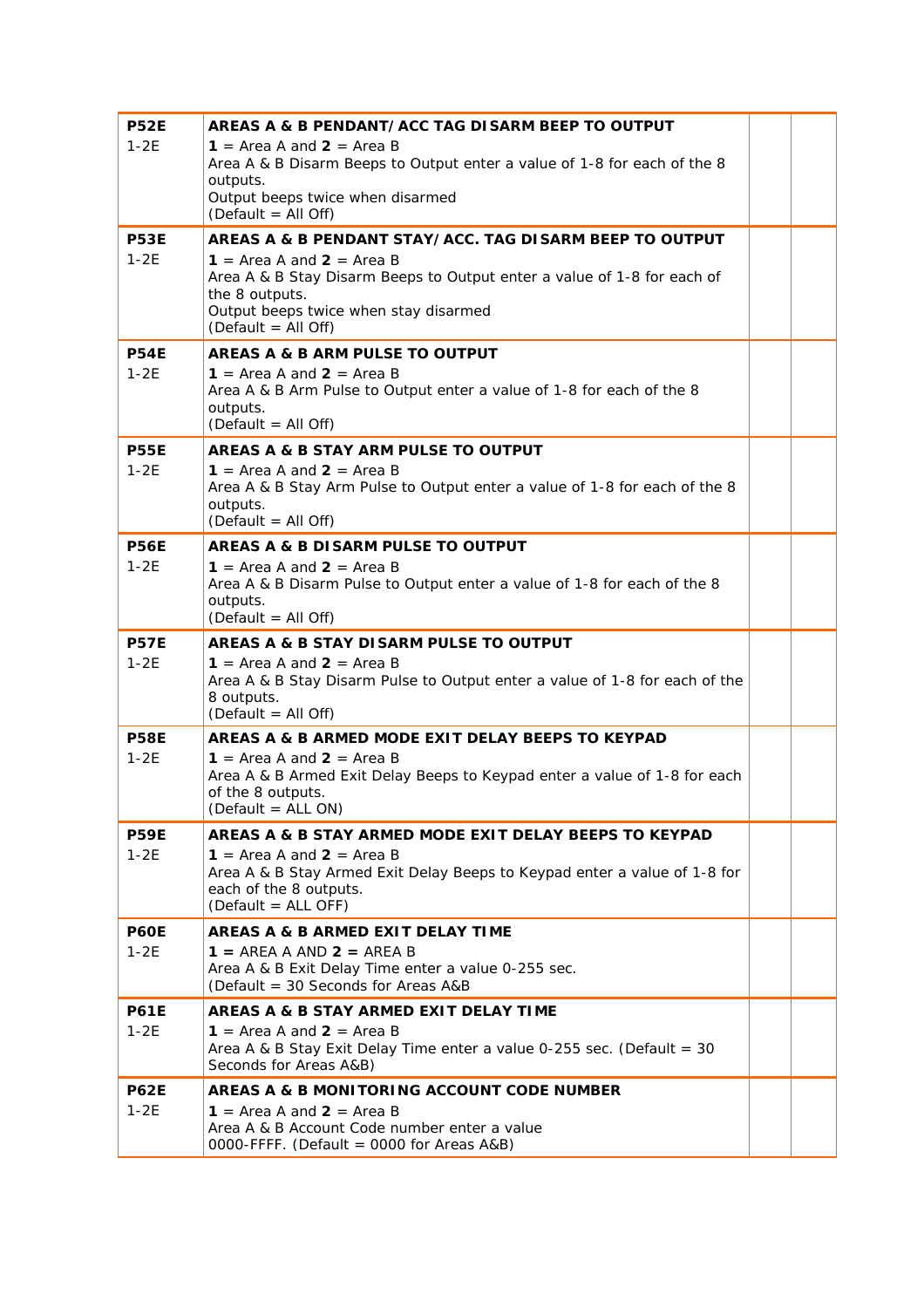| | | | |
|---|---|---|---|
| **P52E**<br>1-2E | **AREAS A & B PENDANT/ACC TAG DISARM BEEP TO OUTPUT**<br>**1** = Area A and **2** = Area B<br>Area A & B Disarm Beeps to Output enter a value of 1-8 for each of the 8 outputs.<br>Output beeps twice when disarmed<br>(Default = All Off) | | |
| **P53E**<br>1-2E | **AREAS A & B PENDANT STAY/ACC. TAG DISARM BEEP TO OUTPUT**<br>**1** = Area A and **2** = Area B<br>Area A & B Stay Disarm Beeps to Output enter a value of 1-8 for each of the 8 outputs.<br>Output beeps twice when stay disarmed<br>(Default = All Off) | | |
| **P54E**<br>1-2E | **AREAS A & B ARM PULSE TO OUTPUT**<br>**1** = Area A and **2** = Area B<br>Area A & B Arm Pulse to Output enter a value of 1-8 for each of the 8 outputs.<br>(Default = All Off) | | |
| **P55E**<br>1-2E | **AREAS A & B STAY ARM PULSE TO OUTPUT**<br>**1** = Area A and **2** = Area B<br>Area A & B Stay Arm Pulse to Output enter a value of 1-8 for each of the 8 outputs.<br>(Default = All Off) | | |
| **P56E**<br>1-2E | **AREAS A & B DISARM PULSE TO OUTPUT**<br>**1** = Area A and **2** = Area B<br>Area A & B Disarm Pulse to Output enter a value of 1-8 for each of the 8 outputs.<br>(Default = All Off) | | |
| **P57E**<br>1-2E | **AREAS A & B STAY DISARM PULSE TO OUTPUT**<br>**1** = Area A and **2** = Area B<br>Area A & B Stay Disarm Pulse to Output enter a value of 1-8 for each of the 8 outputs.<br>(Default = All Off) | | |
| **P58E**<br>1-2E | **AREAS A & B ARMED MODE EXIT DELAY BEEPS TO KEYPAD**<br>**1** = Area A and **2** = Area B<br>Area A & B Armed Exit Delay Beeps to Keypad enter a value of 1-8 for each of the 8 outputs.<br>(Default = ALL ON) | | |
| **P59E**<br>1-2E | **AREAS A & B STAY ARMED MODE EXIT DELAY BEEPS TO KEYPAD**<br>**1** = Area A and **2** = Area B<br>Area A & B Stay Armed Exit Delay Beeps to Keypad enter a value of 1-8 for each of the 8 outputs.<br>(Default = ALL OFF) | | |
| **P60E**<br>1-2E | **AREAS A & B ARMED EXIT DELAY TIME**<br>**1 =** AREA A AND **2 =** AREA B<br>Area A & B Exit Delay Time enter a value 0-255 sec.<br>(Default = 30 Seconds for Areas A&B | | |
| **P61E**<br>1-2E | **AREAS A & B STAY ARMED EXIT DELAY TIME**<br>**1** = Area A and **2** = Area B<br>Area A & B Stay Exit Delay Time enter a value 0-255 sec. (Default = 30 Seconds for Areas A&B) | | |
| **P62E**<br>1-2E | **AREAS A & B MONITORING ACCOUNT CODE NUMBER**<br>**1** = Area A and **2** = Area B<br>Area A & B Account Code number enter a value 0000-FFFF. (Default = 0000 for Areas A&B) | | |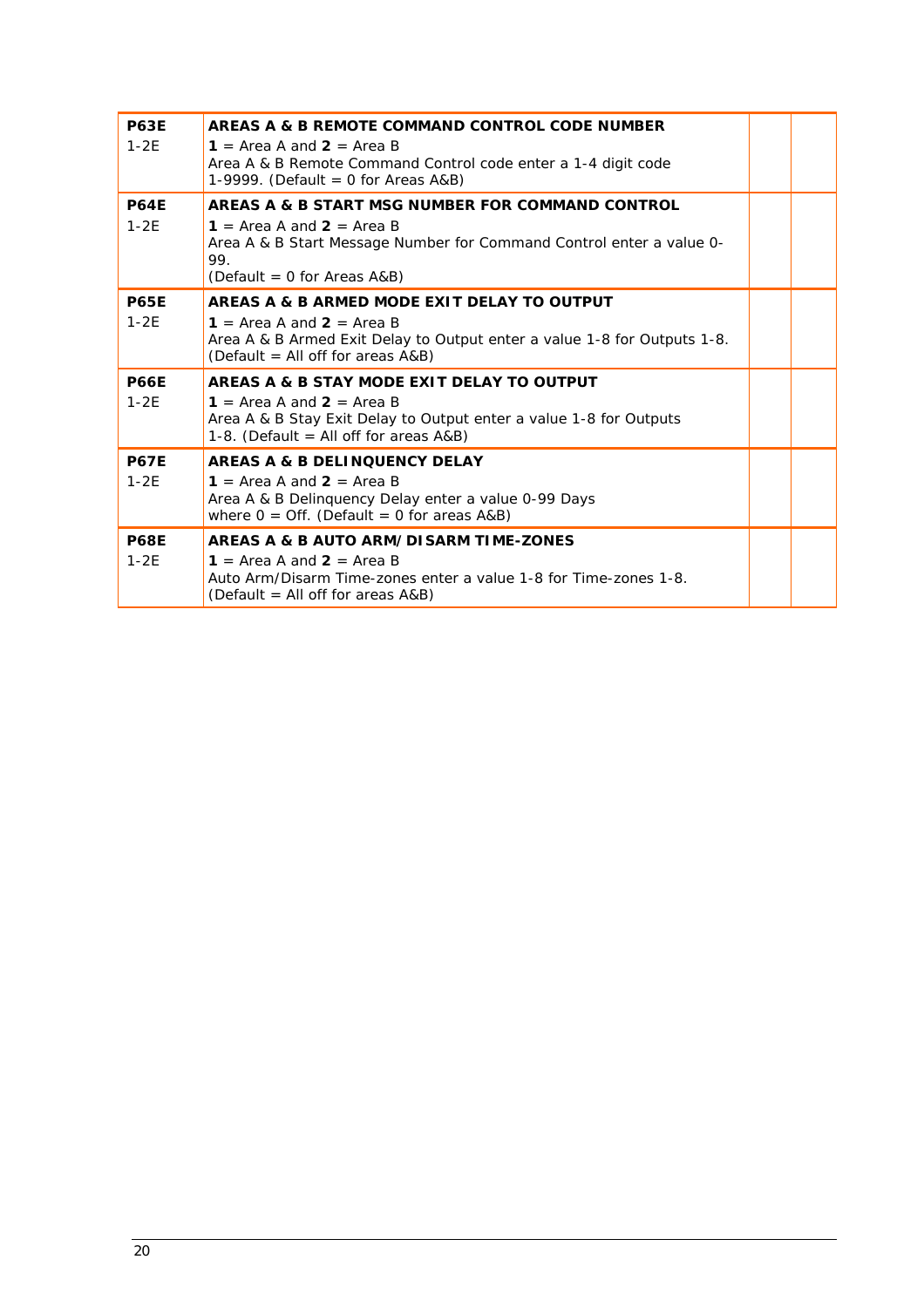| | | | |
|---|---|---|---|
| **P63E**<br>1-2E | **AREAS A & B REMOTE COMMAND CONTROL CODE NUMBER**<br>**1** = Area A and **2** = Area B<br>Area A & B Remote Command Control code enter a 1-4 digit code 1-9999. (Default = 0 for Areas A&B) | | |
| **P64E**<br>1-2E | **AREAS A & B START MSG NUMBER FOR COMMAND CONTROL**<br>**1** = Area A and **2** = Area B<br>Area A & B Start Message Number for Command Control enter a value 0-99.<br>(Default = 0 for Areas A&B) | | |
| **P65E**<br>1-2E | **AREAS A & B ARMED MODE EXIT DELAY TO OUTPUT**<br>**1** = Area A and **2** = Area B<br>Area A & B Armed Exit Delay to Output enter a value 1-8 for Outputs 1-8.<br>(Default = All off for areas A&B) | | |
| **P66E**<br>1-2E | **AREAS A & B STAY MODE EXIT DELAY TO OUTPUT**<br>**1** = Area A and **2** = Area B<br>Area A & B Stay Exit Delay to Output enter a value 1-8 for Outputs 1-8. (Default = All off for areas A&B) | | |
| **P67E**<br>1-2E | **AREAS A & B DELINQUENCY DELAY**<br>**1** = Area A and **2** = Area B<br>Area A & B Delinquency Delay enter a value 0-99 Days where 0 = Off. (Default = 0 for areas A&B) | | |
| **P68E**<br>1-2E | **AREAS A & B AUTO ARM/DISARM TIME-ZONES**<br>**1** = Area A and **2** = Area B<br>Auto Arm/Disarm Time-zones enter a value 1-8 for Time-zones 1-8.<br>(Default = All off for areas A&B) | | |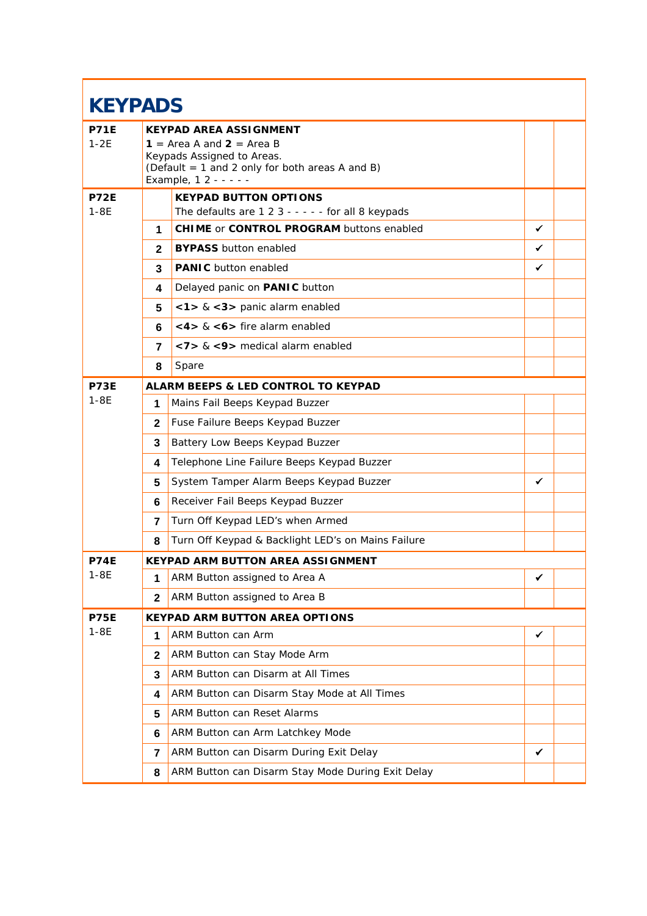# KEYPADS

| | | | | |
|---|---|---|---|---|
| **P71E** 1-2E | **KEYPAD AREA ASSIGNMENT** **1** = Area A and **2** = Area B Keypads Assigned to Areas. (Default = 1 and 2 only for both areas A and B) Example, 1 2 - - - - - - | | | |
| **P72E** 1-8E | | **KEYPAD BUTTON OPTIONS** The defaults are 1 2 3 - - - - - for all 8 keypads | | |
| | **1** | **CHIME** or **CONTROL PROGRAM** buttons enabled | ✓ | |
| | **2** | **BYPASS** button enabled | ✓ | |
| | **3** | **PANIC** button enabled | ✓ | |
| | **4** | Delayed panic on **PANIC** button | | |
| | **5** | **<1>** & **<3>** panic alarm enabled | | |
| | **6** | **<4>** & **<6>** fire alarm enabled | | |
| | **7** | **<7>** & **<9>** medical alarm enabled | | |
| | **8** | Spare | | |
| **P73E** 1-8E | **ALARM BEEPS & LED CONTROL TO KEYPAD** | | | |
| | **1** | Mains Fail Beeps Keypad Buzzer | | |
| | **2** | Fuse Failure Beeps Keypad Buzzer | | |
| | **3** | Battery Low Beeps Keypad Buzzer | | |
| | **4** | Telephone Line Failure Beeps Keypad Buzzer | | |
| | **5** | System Tamper Alarm Beeps Keypad Buzzer | ✓ | |
| | **6** | Receiver Fail Beeps Keypad Buzzer | | |
| | **7** | Turn Off Keypad LED's when Armed | | |
| | **8** | Turn Off Keypad & Backlight LED's on Mains Failure | | |
| **P74E** 1-8E | **KEYPAD ARM BUTTON AREA ASSIGNMENT** | | | |
| | **1** | ARM Button assigned to Area A | ✓ | |
| | **2** | ARM Button assigned to Area B | | |
| **P75E** 1-8E | **KEYPAD ARM BUTTON AREA OPTIONS** | | | |
| | **1** | ARM Button can Arm | ✓ | |
| | **2** | ARM Button can Stay Mode Arm | | |
| | **3** | ARM Button can Disarm at All Times | | |
| | **4** | ARM Button can Disarm Stay Mode at All Times | | |
| | **5** | ARM Button can Reset Alarms | | |
| | **6** | ARM Button can Arm Latchkey Mode | | |
| | **7** | ARM Button can Disarm During Exit Delay | ✓ | |
| | **8** | ARM Button can Disarm Stay Mode During Exit Delay | | |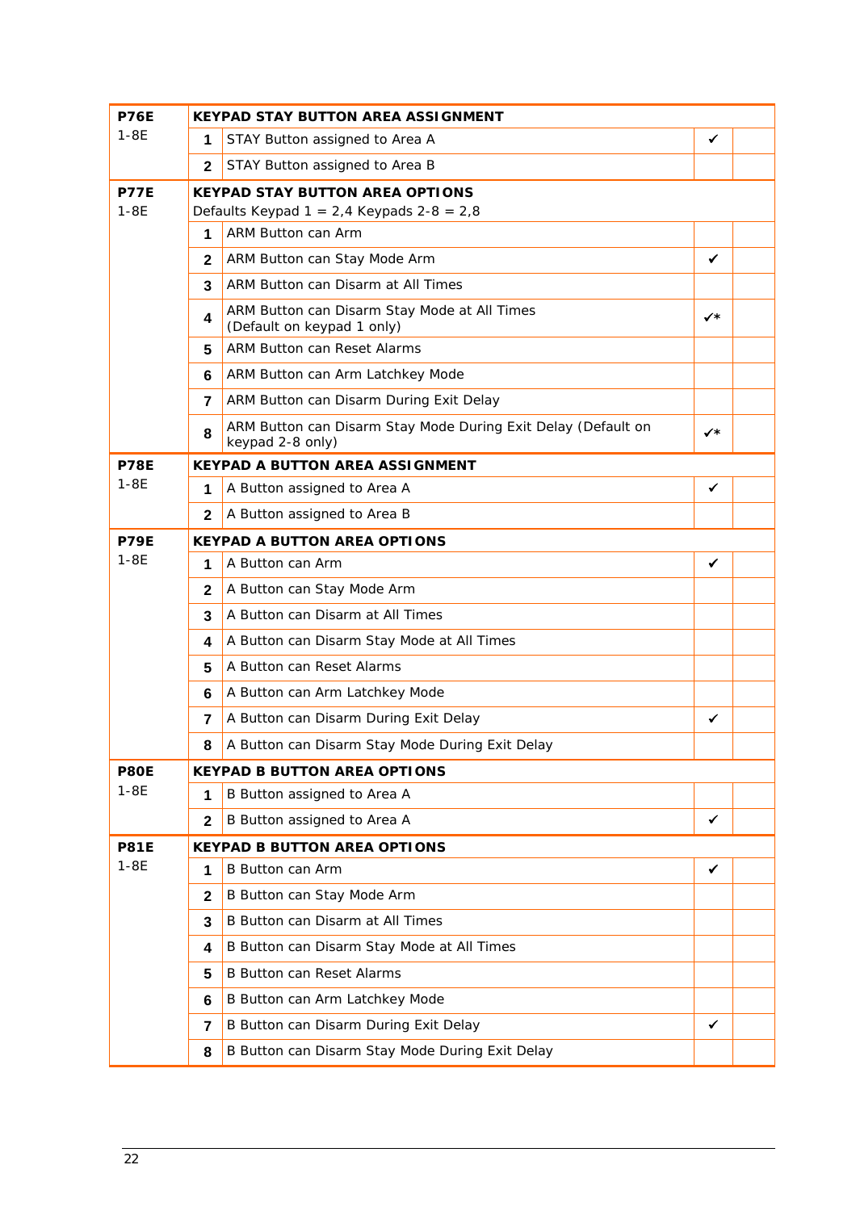| | | | | |
|---|---|---|---|---|
| **P76E** 1-8E | **KEYPAD STAY BUTTON AREA ASSIGNMENT** | | | |
| | **1** | STAY Button assigned to Area A | ✔ | |
| | **2** | STAY Button assigned to Area B | | |
| **P77E** 1-8E | **KEYPAD STAY BUTTON AREA OPTIONS** Defaults Keypad 1 = 2,4 Keypads 2-8 = 2,8 | | | |
| | **1** | ARM Button can Arm | | |
| | **2** | ARM Button can Stay Mode Arm | ✔ | |
| | **3** | ARM Button can Disarm at All Times | | |
| | **4** | ARM Button can Disarm Stay Mode at All Times (Default on keypad 1 only) | ✔* | |
| | **5** | ARM Button can Reset Alarms | | |
| | **6** | ARM Button can Arm Latchkey Mode | | |
| | **7** | ARM Button can Disarm During Exit Delay | | |
| | **8** | ARM Button can Disarm Stay Mode During Exit Delay (Default on keypad 2-8 only) | ✔* | |
| **P78E** 1-8E | **KEYPAD A BUTTON AREA ASSIGNMENT** | | | |
| | **1** | A Button assigned to Area A | ✔ | |
| | **2** | A Button assigned to Area B | | |
| **P79E** 1-8E | **KEYPAD A BUTTON AREA OPTIONS** | | | |
| | **1** | A Button can Arm | ✔ | |
| | **2** | A Button can Stay Mode Arm | | |
| | **3** | A Button can Disarm at All Times | | |
| | **4** | A Button can Disarm Stay Mode at All Times | | |
| | **5** | A Button can Reset Alarms | | |
| | **6** | A Button can Arm Latchkey Mode | | |
| | **7** | A Button can Disarm During Exit Delay | ✔ | |
| | **8** | A Button can Disarm Stay Mode During Exit Delay | | |
| **P80E** 1-8E | **KEYPAD B BUTTON AREA OPTIONS** | | | |
| | **1** | B Button assigned to Area A | | |
| | **2** | B Button assigned to Area A | ✔ | |
| **P81E** 1-8E | **KEYPAD B BUTTON AREA OPTIONS** | | | |
| | **1** | B Button can Arm | ✔ | |
| | **2** | B Button can Stay Mode Arm | | |
| | **3** | B Button can Disarm at All Times | | |
| | **4** | B Button can Disarm Stay Mode at All Times | | |
| | **5** | B Button can Reset Alarms | | |
| | **6** | B Button can Arm Latchkey Mode | | |
| | **7** | B Button can Disarm During Exit Delay | ✔ | |
| | **8** | B Button can Disarm Stay Mode During Exit Delay | | |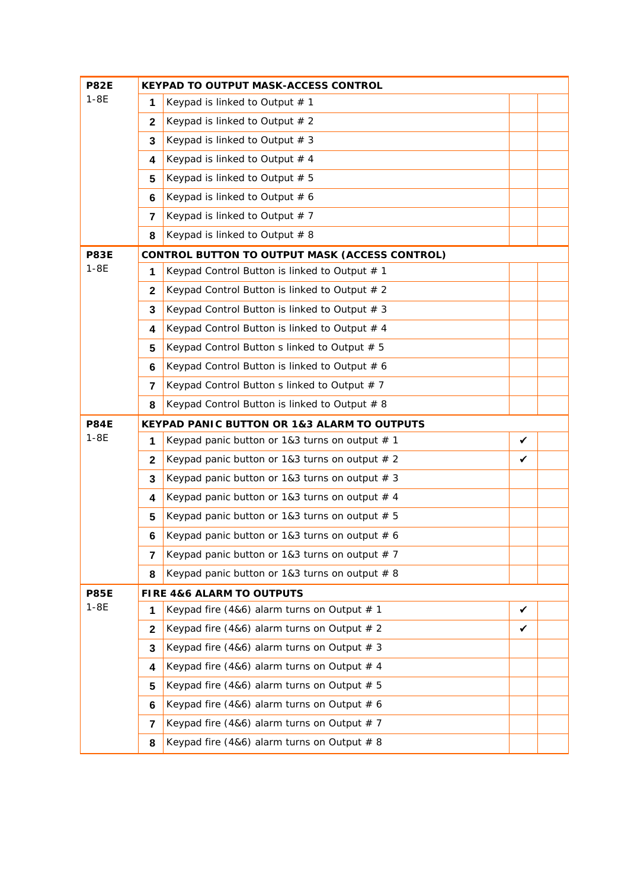| | | | | |
|---|---|---|---|---|
| **P82E** | **KEYPAD TO OUTPUT MASK-ACCESS CONTROL** | | | |
| 1-8E | **1** | Keypad is linked to Output # 1 | | |
| | **2** | Keypad is linked to Output # 2 | | |
| | **3** | Keypad is linked to Output # 3 | | |
| | **4** | Keypad is linked to Output # 4 | | |
| | **5** | Keypad is linked to Output # 5 | | |
| | **6** | Keypad is linked to Output # 6 | | |
| | **7** | Keypad is linked to Output # 7 | | |
| | **8** | Keypad is linked to Output # 8 | | |
| **P83E** | **CONTROL BUTTON TO OUTPUT MASK (ACCESS CONTROL)** | | | |
| 1-8E | **1** | Keypad Control Button is linked to Output # 1 | | |
| | **2** | Keypad Control Button is linked to Output # 2 | | |
| | **3** | Keypad Control Button is linked to Output # 3 | | |
| | **4** | Keypad Control Button is linked to Output # 4 | | |
| | **5** | Keypad Control Button s linked to Output # 5 | | |
| | **6** | Keypad Control Button is linked to Output # 6 | | |
| | **7** | Keypad Control Button s linked to Output # 7 | | |
| | **8** | Keypad Control Button is linked to Output # 8 | | |
| **P84E** | **KEYPAD PANIC BUTTON OR 1&3 ALARM TO OUTPUTS** | | | |
| 1-8E | **1** | Keypad panic button or 1&3 turns on output # 1 | ✔ | |
| | **2** | Keypad panic button or 1&3 turns on output # 2 | ✔ | |
| | **3** | Keypad panic button or 1&3 turns on output # 3 | | |
| | **4** | Keypad panic button or 1&3 turns on output # 4 | | |
| | **5** | Keypad panic button or 1&3 turns on output # 5 | | |
| | **6** | Keypad panic button or 1&3 turns on output # 6 | | |
| | **7** | Keypad panic button or 1&3 turns on output # 7 | | |
| | **8** | Keypad panic button or 1&3 turns on output # 8 | | |
| **P85E** | **FIRE 4&6 ALARM TO OUTPUTS** | | | |
| 1-8E | **1** | Keypad fire (4&6) alarm turns on Output # 1 | ✔ | |
| | **2** | Keypad fire (4&6) alarm turns on Output # 2 | ✔ | |
| | **3** | Keypad fire (4&6) alarm turns on Output # 3 | | |
| | **4** | Keypad fire (4&6) alarm turns on Output # 4 | | |
| | **5** | Keypad fire (4&6) alarm turns on Output # 5 | | |
| | **6** | Keypad fire (4&6) alarm turns on Output # 6 | | |
| | **7** | Keypad fire (4&6) alarm turns on Output # 7 | | |
| | **8** | Keypad fire (4&6) alarm turns on Output # 8 | | |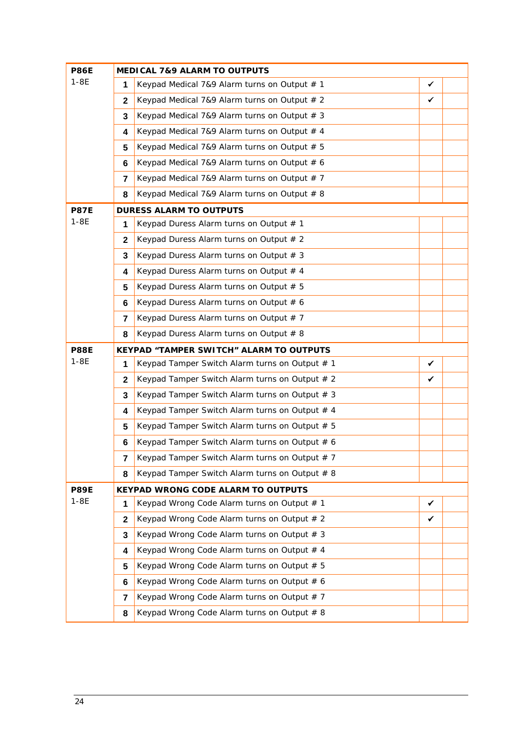| | | | | |
|---|---|---|---|---|
| **P86E** | **MEDICAL 7&9 ALARM TO OUTPUTS** | | | |
| 1-8E | **1** | Keypad Medical 7&9 Alarm turns on Output # 1 | ✔ | |
| | **2** | Keypad Medical 7&9 Alarm turns on Output # 2 | ✔ | |
| | **3** | Keypad Medical 7&9 Alarm turns on Output # 3 | | |
| | **4** | Keypad Medical 7&9 Alarm turns on Output # 4 | | |
| | **5** | Keypad Medical 7&9 Alarm turns on Output # 5 | | |
| | **6** | Keypad Medical 7&9 Alarm turns on Output # 6 | | |
| | **7** | Keypad Medical 7&9 Alarm turns on Output # 7 | | |
| | **8** | Keypad Medical 7&9 Alarm turns on Output # 8 | | |
| **P87E** | **DURESS ALARM TO OUTPUTS** | | | |
| 1-8E | **1** | Keypad Duress Alarm turns on Output # 1 | | |
| | **2** | Keypad Duress Alarm turns on Output # 2 | | |
| | **3** | Keypad Duress Alarm turns on Output # 3 | | |
| | **4** | Keypad Duress Alarm turns on Output # 4 | | |
| | **5** | Keypad Duress Alarm turns on Output # 5 | | |
| | **6** | Keypad Duress Alarm turns on Output # 6 | | |
| | **7** | Keypad Duress Alarm turns on Output # 7 | | |
| | **8** | Keypad Duress Alarm turns on Output # 8 | | |
| **P88E** | **KEYPAD "TAMPER SWITCH" ALARM TO OUTPUTS** | | | |
| 1-8E | **1** | Keypad Tamper Switch Alarm turns on Output # 1 | ✔ | |
| | **2** | Keypad Tamper Switch Alarm turns on Output # 2 | ✔ | |
| | **3** | Keypad Tamper Switch Alarm turns on Output # 3 | | |
| | **4** | Keypad Tamper Switch Alarm turns on Output # 4 | | |
| | **5** | Keypad Tamper Switch Alarm turns on Output # 5 | | |
| | **6** | Keypad Tamper Switch Alarm turns on Output # 6 | | |
| | **7** | Keypad Tamper Switch Alarm turns on Output # 7 | | |
| | **8** | Keypad Tamper Switch Alarm turns on Output # 8 | | |
| **P89E** | **KEYPAD WRONG CODE ALARM TO OUTPUTS** | | | |
| 1-8E | **1** | Keypad Wrong Code Alarm turns on Output # 1 | ✔ | |
| | **2** | Keypad Wrong Code Alarm turns on Output # 2 | ✔ | |
| | **3** | Keypad Wrong Code Alarm turns on Output # 3 | | |
| | **4** | Keypad Wrong Code Alarm turns on Output # 4 | | |
| | **5** | Keypad Wrong Code Alarm turns on Output # 5 | | |
| | **6** | Keypad Wrong Code Alarm turns on Output # 6 | | |
| | **7** | Keypad Wrong Code Alarm turns on Output # 7 | | |
| | **8** | Keypad Wrong Code Alarm turns on Output # 8 | | |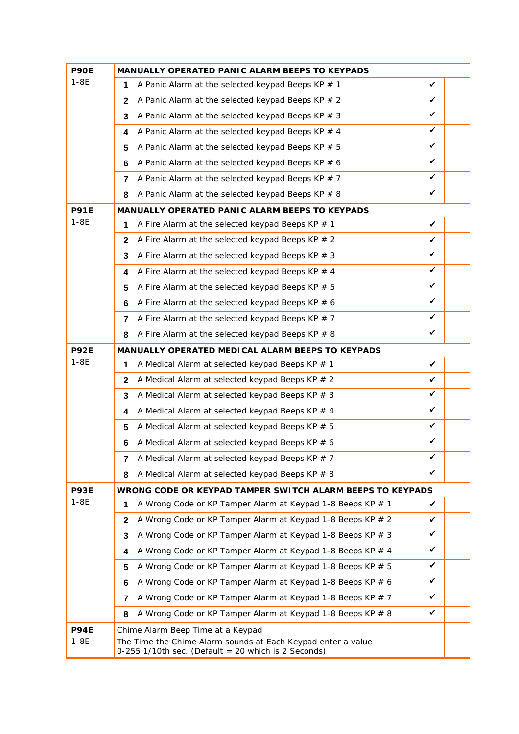| | | | | |
|---|---|---|---|---|
| **P90E** 1-8E | **MANUALLY OPERATED PANIC ALARM BEEPS TO KEYPADS** | | | |
| | **1** | A Panic Alarm at the selected keypad Beeps KP # 1 | ✔ | |
| | **2** | A Panic Alarm at the selected keypad Beeps KP # 2 | ✔ | |
| | **3** | A Panic Alarm at the selected keypad Beeps KP # 3 | ✔ | |
| | **4** | A Panic Alarm at the selected keypad Beeps KP # 4 | ✔ | |
| | **5** | A Panic Alarm at the selected keypad Beeps KP # 5 | ✔ | |
| | **6** | A Panic Alarm at the selected keypad Beeps KP # 6 | ✔ | |
| | **7** | A Panic Alarm at the selected keypad Beeps KP # 7 | ✔ | |
| | **8** | A Panic Alarm at the selected keypad Beeps KP # 8 | ✔ | |
| **P91E** 1-8E | **MANUALLY OPERATED PANIC ALARM BEEPS TO KEYPADS** | | | |
| | **1** | A Fire Alarm at the selected keypad Beeps KP # 1 | ✔ | |
| | **2** | A Fire Alarm at the selected keypad Beeps KP # 2 | ✔ | |
| | **3** | A Fire Alarm at the selected keypad Beeps KP # 3 | ✔ | |
| | **4** | A Fire Alarm at the selected keypad Beeps KP # 4 | ✔ | |
| | **5** | A Fire Alarm at the selected keypad Beeps KP # 5 | ✔ | |
| | **6** | A Fire Alarm at the selected keypad Beeps KP # 6 | ✔ | |
| | **7** | A Fire Alarm at the selected keypad Beeps KP # 7 | ✔ | |
| | **8** | A Fire Alarm at the selected keypad Beeps KP # 8 | ✔ | |
| **P92E** 1-8E | **MANUALLY OPERATED MEDICAL ALARM BEEPS TO KEYPADS** | | | |
| | **1** | A Medical Alarm at selected keypad Beeps KP # 1 | ✔ | |
| | **2** | A Medical Alarm at selected keypad Beeps KP # 2 | ✔ | |
| | **3** | A Medical Alarm at selected keypad Beeps KP # 3 | ✔ | |
| | **4** | A Medical Alarm at selected keypad Beeps KP # 4 | ✔ | |
| | **5** | A Medical Alarm at selected keypad Beeps KP # 5 | ✔ | |
| | **6** | A Medical Alarm at selected keypad Beeps KP # 6 | ✔ | |
| | **7** | A Medical Alarm at selected keypad Beeps KP # 7 | ✔ | |
| | **8** | A Medical Alarm at selected keypad Beeps KP # 8 | ✔ | |
| **P93E** 1-8E | **WRONG CODE OR KEYPAD TAMPER SWITCH ALARM BEEPS TO KEYPADS** | | | |
| | **1** | A Wrong Code or KP Tamper Alarm at Keypad 1-8 Beeps KP # 1 | ✔ | |
| | **2** | A Wrong Code or KP Tamper Alarm at Keypad 1-8 Beeps KP # 2 | ✔ | |
| | **3** | A Wrong Code or KP Tamper Alarm at Keypad 1-8 Beeps KP # 3 | ✔ | |
| | **4** | A Wrong Code or KP Tamper Alarm at Keypad 1-8 Beeps KP # 4 | ✔ | |
| | **5** | A Wrong Code or KP Tamper Alarm at Keypad 1-8 Beeps KP # 5 | ✔ | |
| | **6** | A Wrong Code or KP Tamper Alarm at Keypad 1-8 Beeps KP # 6 | ✔ | |
| | **7** | A Wrong Code or KP Tamper Alarm at Keypad 1-8 Beeps KP # 7 | ✔ | |
| | **8** | A Wrong Code or KP Tamper Alarm at Keypad 1-8 Beeps KP # 8 | ✔ | |
| **P94E** 1-8E | Chime Alarm Beep Time at a Keypad<br>The Time the Chime Alarm sounds at Each Keypad enter a value 0-255 1/10th sec. (Default = 20 which is 2 Seconds) | | | |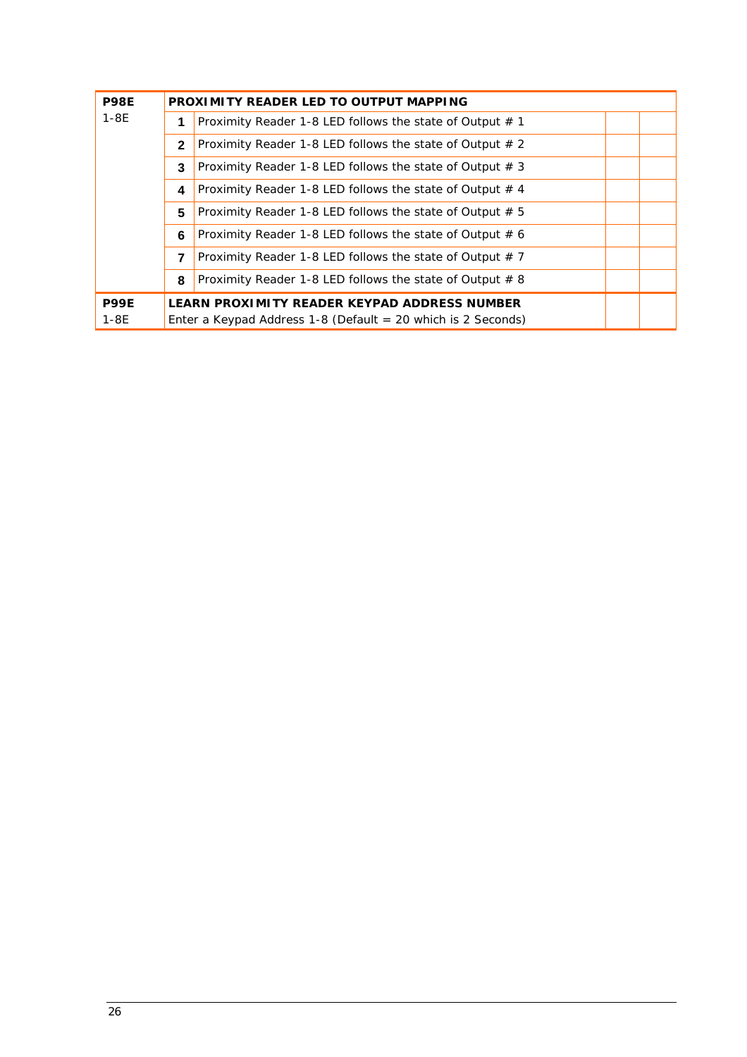| P98E | PROXIMITY READER LED TO OUTPUT MAPPING | | | |
|---|---|---|---|---|
| 1-8E | 1 | Proximity Reader 1-8 LED follows the state of Output # 1 | | |
| | 2 | Proximity Reader 1-8 LED follows the state of Output # 2 | | |
| | 3 | Proximity Reader 1-8 LED follows the state of Output # 3 | | |
| | 4 | Proximity Reader 1-8 LED follows the state of Output # 4 | | |
| | 5 | Proximity Reader 1-8 LED follows the state of Output # 5 | | |
| | 6 | Proximity Reader 1-8 LED follows the state of Output # 6 | | |
| | 7 | Proximity Reader 1-8 LED follows the state of Output # 7 | | |
| | 8 | Proximity Reader 1-8 LED follows the state of Output # 8 | | |
| **P99E** 1-8E | **LEARN PROXIMITY READER KEYPAD ADDRESS NUMBER** Enter a Keypad Address 1-8 (Default = 20 which is 2 Seconds) | | | |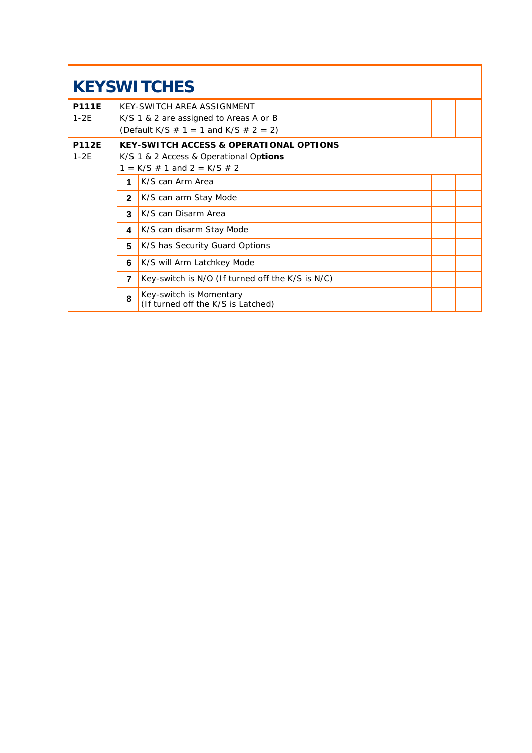# KEYSWITCHES

| | | | | |
|---|---|---|---|---|
| **P111E**<br>1-2E | KEY-SWITCH AREA ASSIGNMENT<br>K/S 1 & 2 are assigned to Areas A or B<br>(Default K/S # 1 = 1 and K/S # 2 = 2) | | | |
| **P112E**<br>1-2E | **KEY-SWITCH ACCESS & OPERATIONAL OPTIONS**<br>K/S 1 & 2 Access & Operational Op**tions**<br>1 = K/S # 1 and 2 = K/S # 2 | | | |
| | **1** | K/S can Arm Area | | |
| | **2** | K/S can arm Stay Mode | | |
| | **3** | K/S can Disarm Area | | |
| | **4** | K/S can disarm Stay Mode | | |
| | **5** | K/S has Security Guard Options | | |
| | **6** | K/S will Arm Latchkey Mode | | |
| | **7** | Key-switch is N/O (If turned off the K/S is N/C) | | |
| | **8** | Key-switch is Momentary<br>(If turned off the K/S is Latched) | | |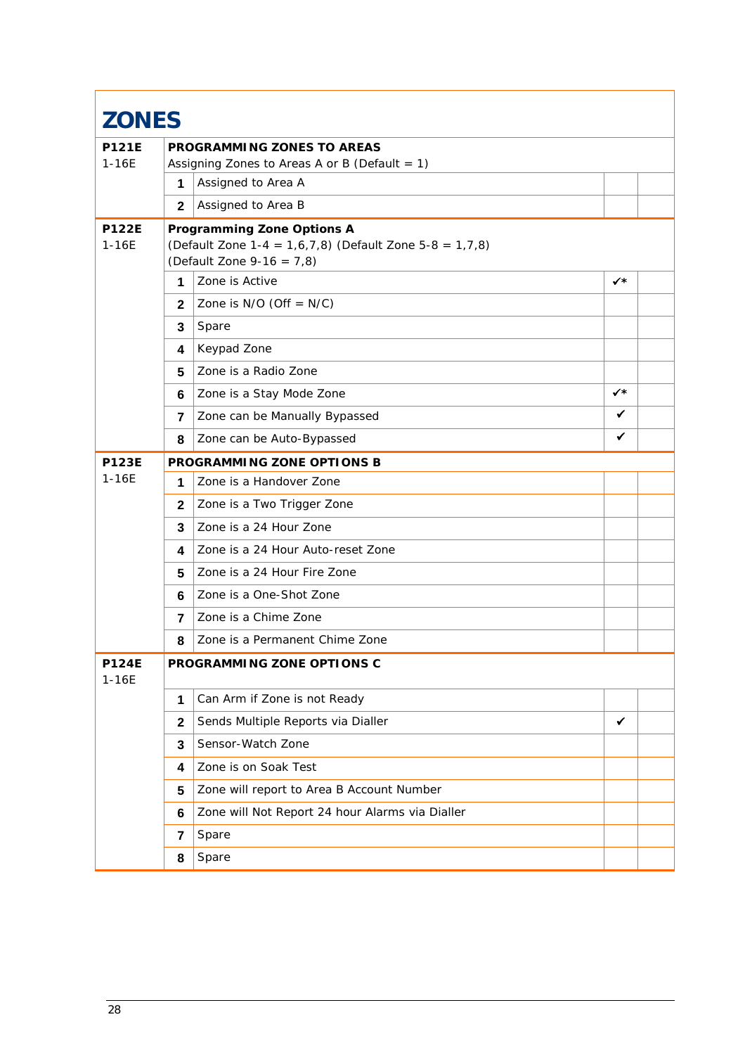# ZONES

| | | | | |
|---|---|---|---|---|
| **P121E** 1-16E | **PROGRAMMING ZONES TO AREAS** Assigning Zones to Areas A or B (Default = 1) | | | |
| | **1** | Assigned to Area A | | |
| | **2** | Assigned to Area B | | |
| **P122E** 1-16E | **Programming Zone Options A** (Default Zone 1-4 = 1,6,7,8) (Default Zone 5-8 = 1,7,8) (Default Zone 9-16 = 7,8) | | | |
| | **1** | Zone is Active | ✔* | |
| | **2** | Zone is N/O (Off = N/C) | | |
| | **3** | Spare | | |
| | **4** | Keypad Zone | | |
| | **5** | Zone is a Radio Zone | | |
| | **6** | Zone is a Stay Mode Zone | ✔* | |
| | **7** | Zone can be Manually Bypassed | ✔ | |
| | **8** | Zone can be Auto-Bypassed | ✔ | |
| **P123E** 1-16E | **PROGRAMMING ZONE OPTIONS B** | | | |
| | **1** | Zone is a Handover Zone | | |
| | **2** | Zone is a Two Trigger Zone | | |
| | **3** | Zone is a 24 Hour Zone | | |
| | **4** | Zone is a 24 Hour Auto-reset Zone | | |
| | **5** | Zone is a 24 Hour Fire Zone | | |
| | **6** | Zone is a One-Shot Zone | | |
| | **7** | Zone is a Chime Zone | | |
| | **8** | Zone is a Permanent Chime Zone | | |
| **P124E** 1-16E | **PROGRAMMING ZONE OPTIONS C** | | | |
| | **1** | Can Arm if Zone is not Ready | | |
| | **2** | Sends Multiple Reports via Dialler | ✔ | |
| | **3** | Sensor-Watch Zone | | |
| | **4** | Zone is on Soak Test | | |
| | **5** | Zone will report to Area B Account Number | | |
| | **6** | Zone will Not Report 24 hour Alarms via Dialler | | |
| | **7** | Spare | | |
| | **8** | Spare | | |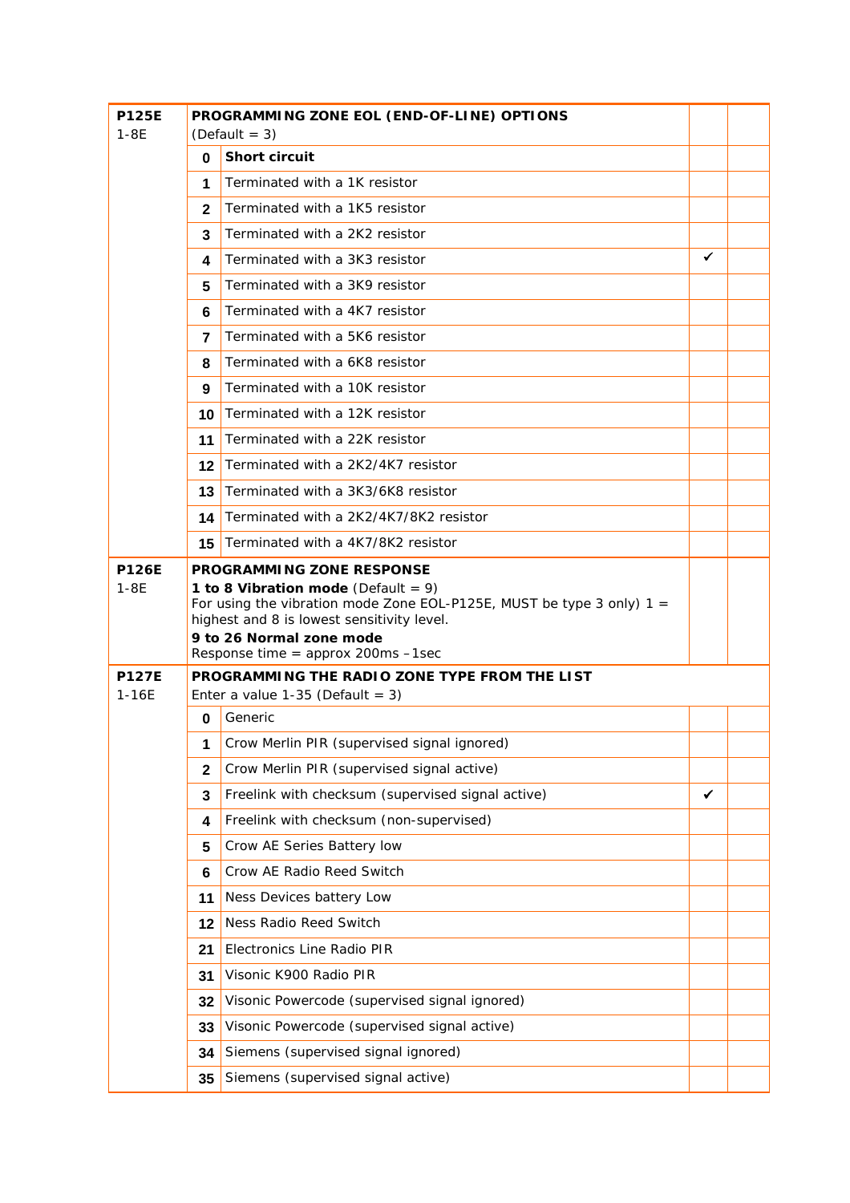| | | | | |
|---|---|---|---|---|
| **P125E** 1-8E | **PROGRAMMING ZONE EOL (END-OF-LINE) OPTIONS** (Default = 3) | | | |
| | **0** | **Short circuit** | | |
| | **1** | Terminated with a 1K resistor | | |
| | **2** | Terminated with a 1K5 resistor | | |
| | **3** | Terminated with a 2K2 resistor | | |
| | **4** | Terminated with a 3K3 resistor | ✔ | |
| | **5** | Terminated with a 3K9 resistor | | |
| | **6** | Terminated with a 4K7 resistor | | |
| | **7** | Terminated with a 5K6 resistor | | |
| | **8** | Terminated with a 6K8 resistor | | |
| | **9** | Terminated with a 10K resistor | | |
| | **10** | Terminated with a 12K resistor | | |
| | **11** | Terminated with a 22K resistor | | |
| | **12** | Terminated with a 2K2/4K7 resistor | | |
| | **13** | Terminated with a 3K3/6K8 resistor | | |
| | **14** | Terminated with a 2K2/4K7/8K2 resistor | | |
| | **15** | Terminated with a 4K7/8K2 resistor | | |
| **P126E** 1-8E | **PROGRAMMING ZONE RESPONSE**<br>**1 to 8 Vibration mode** (Default = 9)<br>For using the vibration mode Zone EOL-P125E, MUST be type 3 only) 1 = highest and 8 is lowest sensitivity level.<br>**9 to 26 Normal zone mode**<br>Response time = approx 200ms –1sec | | | |
| **P127E** 1-16E | **PROGRAMMING THE RADIO ZONE TYPE FROM THE LIST**<br>Enter a value 1-35 (Default = 3) | | | |
| | **0** | Generic | | |
| | **1** | Crow Merlin PIR (supervised signal ignored) | | |
| | **2** | Crow Merlin PIR (supervised signal active) | | |
| | **3** | Freelink with checksum (supervised signal active) | ✔ | |
| | **4** | Freelink with checksum (non-supervised) | | |
| | **5** | Crow AE Series Battery low | | |
| | **6** | Crow AE Radio Reed Switch | | |
| | **11** | Ness Devices battery Low | | |
| | **12** | Ness Radio Reed Switch | | |
| | **21** | Electronics Line Radio PIR | | |
| | **31** | Visonic K900 Radio PIR | | |
| | **32** | Visonic Powercode (supervised signal ignored) | | |
| | **33** | Visonic Powercode (supervised signal active) | | |
| | **34** | Siemens (supervised signal ignored) | | |
| | **35** | Siemens (supervised signal active) | | |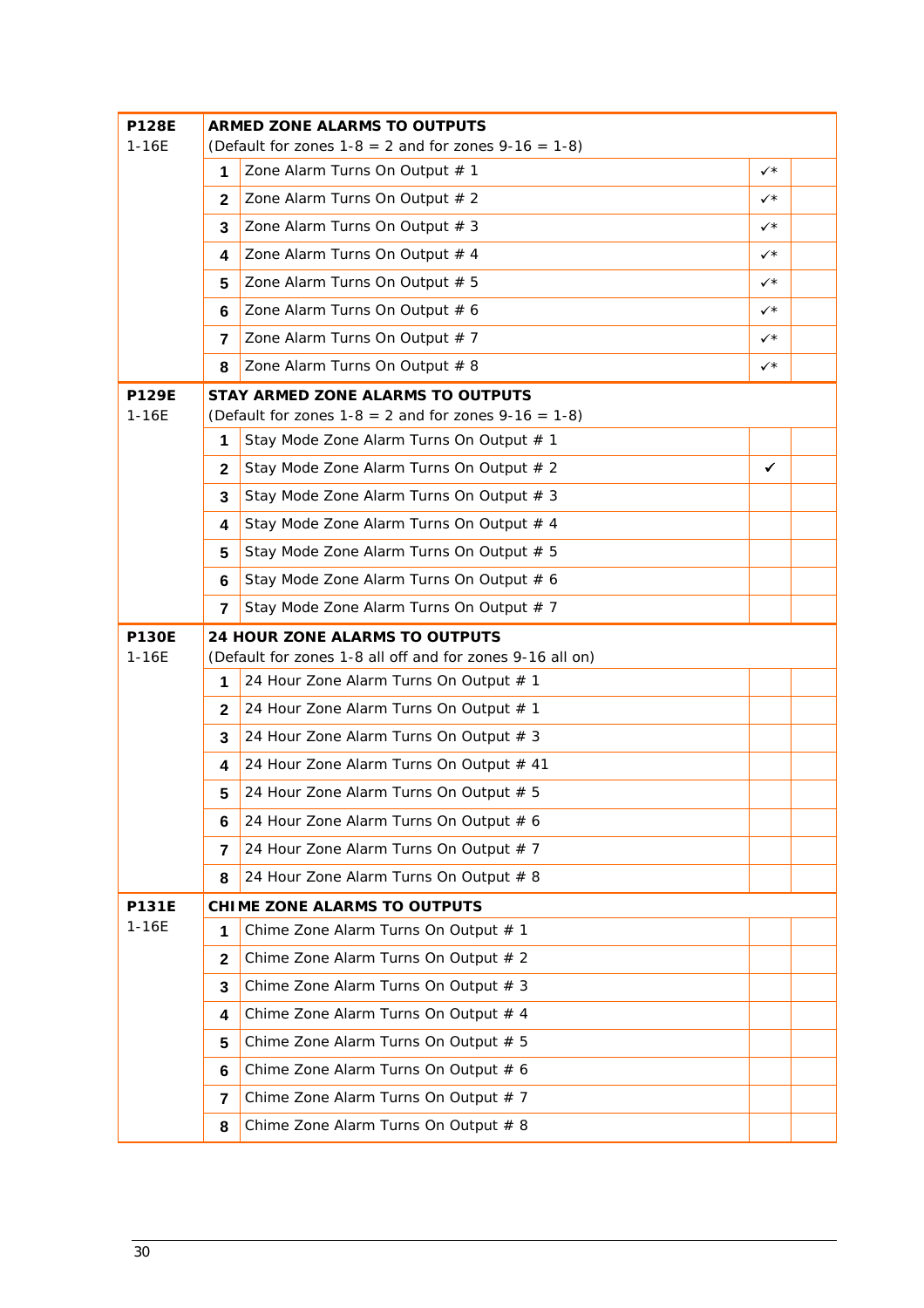| | | | | |
|---|---|---|---|---|
| **P128E** 1-16E | **ARMED ZONE ALARMS TO OUTPUTS** (Default for zones 1-8 = 2 and for zones 9-16 = 1-8) | | | |
| | **1** | Zone Alarm Turns On Output # 1 | ✓* | |
| | **2** | Zone Alarm Turns On Output # 2 | ✓* | |
| | **3** | Zone Alarm Turns On Output # 3 | ✓* | |
| | **4** | Zone Alarm Turns On Output # 4 | ✓* | |
| | **5** | Zone Alarm Turns On Output # 5 | ✓* | |
| | **6** | Zone Alarm Turns On Output # 6 | ✓* | |
| | **7** | Zone Alarm Turns On Output # 7 | ✓* | |
| | **8** | Zone Alarm Turns On Output # 8 | ✓* | |
| **P129E** 1-16E | **STAY ARMED ZONE ALARMS TO OUTPUTS** (Default for zones 1-8 = 2 and for zones 9-16 = 1-8) | | | |
| | **1** | Stay Mode Zone Alarm Turns On Output # 1 | | |
| | **2** | Stay Mode Zone Alarm Turns On Output # 2 | ✓ | |
| | **3** | Stay Mode Zone Alarm Turns On Output # 3 | | |
| | **4** | Stay Mode Zone Alarm Turns On Output # 4 | | |
| | **5** | Stay Mode Zone Alarm Turns On Output # 5 | | |
| | **6** | Stay Mode Zone Alarm Turns On Output # 6 | | |
| | **7** | Stay Mode Zone Alarm Turns On Output # 7 | | |
| **P130E** 1-16E | **24 HOUR ZONE ALARMS TO OUTPUTS** (Default for zones 1-8 all off and for zones 9-16 all on) | | | |
| | **1** | 24 Hour Zone Alarm Turns On Output # 1 | | |
| | **2** | 24 Hour Zone Alarm Turns On Output # 1 | | |
| | **3** | 24 Hour Zone Alarm Turns On Output # 3 | | |
| | **4** | 24 Hour Zone Alarm Turns On Output # 41 | | |
| | **5** | 24 Hour Zone Alarm Turns On Output # 5 | | |
| | **6** | 24 Hour Zone Alarm Turns On Output # 6 | | |
| | **7** | 24 Hour Zone Alarm Turns On Output # 7 | | |
| | **8** | 24 Hour Zone Alarm Turns On Output # 8 | | |
| **P131E** 1-16E | **CHIME ZONE ALARMS TO OUTPUTS** | | | |
| | **1** | Chime Zone Alarm Turns On Output # 1 | | |
| | **2** | Chime Zone Alarm Turns On Output # 2 | | |
| | **3** | Chime Zone Alarm Turns On Output # 3 | | |
| | **4** | Chime Zone Alarm Turns On Output # 4 | | |
| | **5** | Chime Zone Alarm Turns On Output # 5 | | |
| | **6** | Chime Zone Alarm Turns On Output # 6 | | |
| | **7** | Chime Zone Alarm Turns On Output # 7 | | |
| | **8** | Chime Zone Alarm Turns On Output # 8 | | |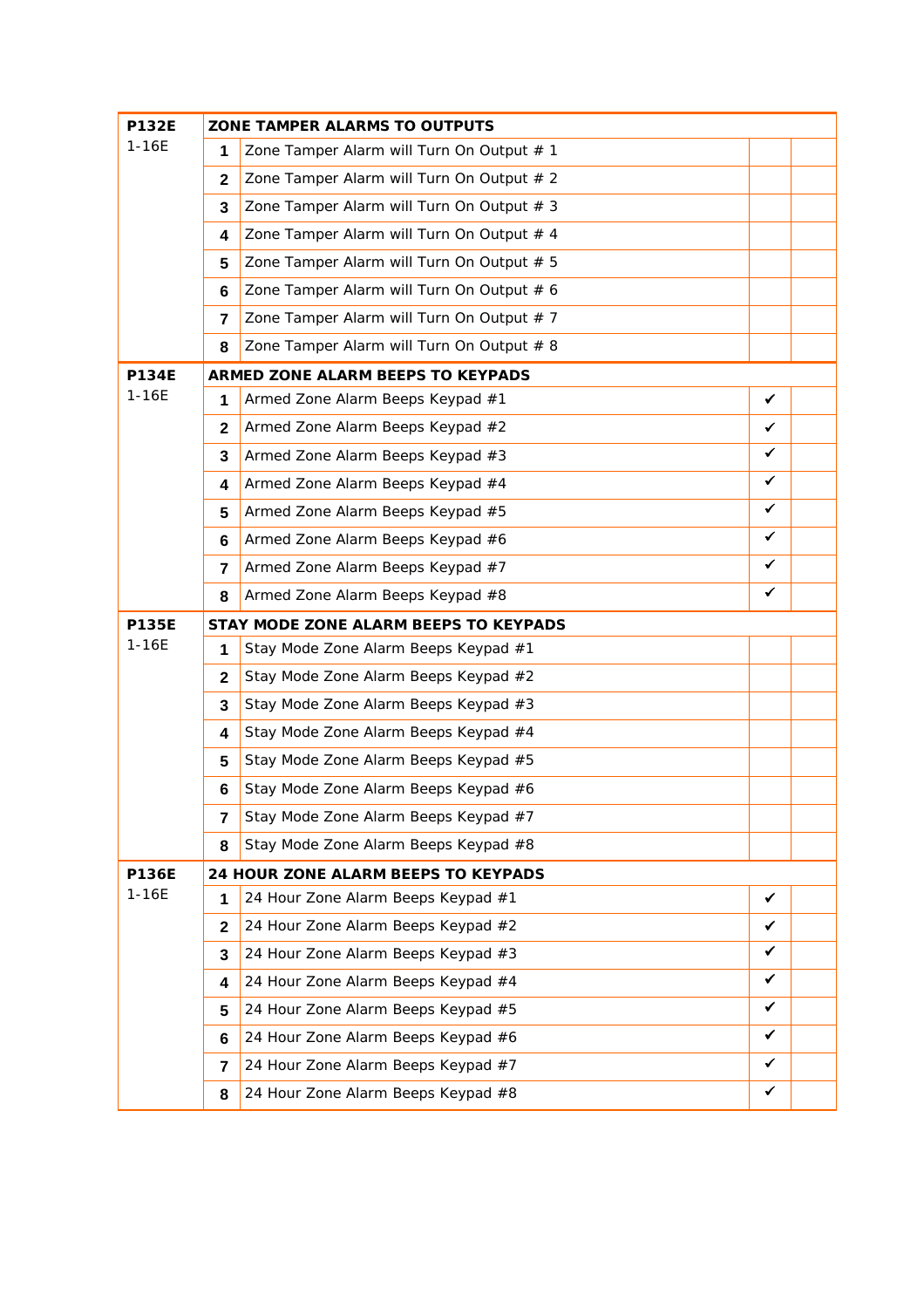| | | | | |
|---|---|---|---|---|
| **P132E** | **ZONE TAMPER ALARMS TO OUTPUTS** | | | |
| 1-16E | **1** | Zone Tamper Alarm will Turn On Output # 1 | | |
| | **2** | Zone Tamper Alarm will Turn On Output # 2 | | |
| | **3** | Zone Tamper Alarm will Turn On Output # 3 | | |
| | **4** | Zone Tamper Alarm will Turn On Output # 4 | | |
| | **5** | Zone Tamper Alarm will Turn On Output # 5 | | |
| | **6** | Zone Tamper Alarm will Turn On Output # 6 | | |
| | **7** | Zone Tamper Alarm will Turn On Output # 7 | | |
| | **8** | Zone Tamper Alarm will Turn On Output # 8 | | |
| **P134E** | **ARMED ZONE ALARM BEEPS TO KEYPADS** | | | |
| 1-16E | **1** | Armed Zone Alarm Beeps Keypad #1 | ✔ | |
| | **2** | Armed Zone Alarm Beeps Keypad #2 | ✔ | |
| | **3** | Armed Zone Alarm Beeps Keypad #3 | ✔ | |
| | **4** | Armed Zone Alarm Beeps Keypad #4 | ✔ | |
| | **5** | Armed Zone Alarm Beeps Keypad #5 | ✔ | |
| | **6** | Armed Zone Alarm Beeps Keypad #6 | ✔ | |
| | **7** | Armed Zone Alarm Beeps Keypad #7 | ✔ | |
| | **8** | Armed Zone Alarm Beeps Keypad #8 | ✔ | |
| **P135E** | **STAY MODE ZONE ALARM BEEPS TO KEYPADS** | | | |
| 1-16E | **1** | Stay Mode Zone Alarm Beeps Keypad #1 | | |
| | **2** | Stay Mode Zone Alarm Beeps Keypad #2 | | |
| | **3** | Stay Mode Zone Alarm Beeps Keypad #3 | | |
| | **4** | Stay Mode Zone Alarm Beeps Keypad #4 | | |
| | **5** | Stay Mode Zone Alarm Beeps Keypad #5 | | |
| | **6** | Stay Mode Zone Alarm Beeps Keypad #6 | | |
| | **7** | Stay Mode Zone Alarm Beeps Keypad #7 | | |
| | **8** | Stay Mode Zone Alarm Beeps Keypad #8 | | |
| **P136E** | **24 HOUR ZONE ALARM BEEPS TO KEYPADS** | | | |
| 1-16E | **1** | 24 Hour Zone Alarm Beeps Keypad #1 | ✔ | |
| | **2** | 24 Hour Zone Alarm Beeps Keypad #2 | ✔ | |
| | **3** | 24 Hour Zone Alarm Beeps Keypad #3 | ✔ | |
| | **4** | 24 Hour Zone Alarm Beeps Keypad #4 | ✔ | |
| | **5** | 24 Hour Zone Alarm Beeps Keypad #5 | ✔ | |
| | **6** | 24 Hour Zone Alarm Beeps Keypad #6 | ✔ | |
| | **7** | 24 Hour Zone Alarm Beeps Keypad #7 | ✔ | |
| | **8** | 24 Hour Zone Alarm Beeps Keypad #8 | ✔ | |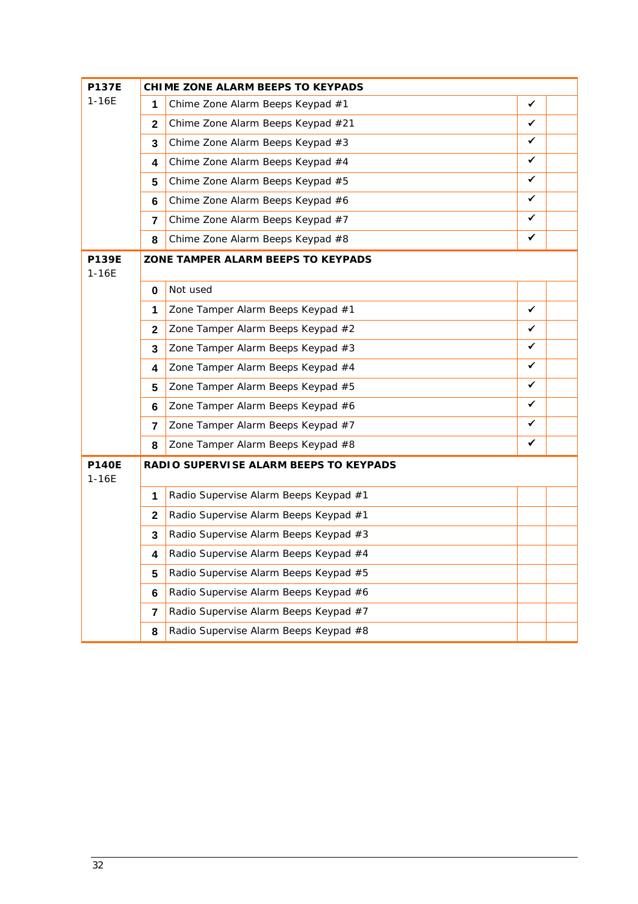| | | | | |
|---|---|---|---|---|
| **P137E** 1-16E | **CHIME ZONE ALARM BEEPS TO KEYPADS** | | | |
| | **1** | Chime Zone Alarm Beeps Keypad #1 | ✓ | |
| | **2** | Chime Zone Alarm Beeps Keypad #21 | ✓ | |
| | **3** | Chime Zone Alarm Beeps Keypad #3 | ✓ | |
| | **4** | Chime Zone Alarm Beeps Keypad #4 | ✓ | |
| | **5** | Chime Zone Alarm Beeps Keypad #5 | ✓ | |
| | **6** | Chime Zone Alarm Beeps Keypad #6 | ✓ | |
| | **7** | Chime Zone Alarm Beeps Keypad #7 | ✓ | |
| | **8** | Chime Zone Alarm Beeps Keypad #8 | ✓ | |
| **P139E** 1-16E | **ZONE TAMPER ALARM BEEPS TO KEYPADS** | | | |
| | **0** | Not used | | |
| | **1** | Zone Tamper Alarm Beeps Keypad #1 | ✓ | |
| | **2** | Zone Tamper Alarm Beeps Keypad #2 | ✓ | |
| | **3** | Zone Tamper Alarm Beeps Keypad #3 | ✓ | |
| | **4** | Zone Tamper Alarm Beeps Keypad #4 | ✓ | |
| | **5** | Zone Tamper Alarm Beeps Keypad #5 | ✓ | |
| | **6** | Zone Tamper Alarm Beeps Keypad #6 | ✓ | |
| | **7** | Zone Tamper Alarm Beeps Keypad #7 | ✓ | |
| | **8** | Zone Tamper Alarm Beeps Keypad #8 | ✓ | |
| **P140E** 1-16E | **RADIO SUPERVISE ALARM BEEPS TO KEYPADS** | | | |
| | **1** | Radio Supervise Alarm Beeps Keypad #1 | | |
| | **2** | Radio Supervise Alarm Beeps Keypad #1 | | |
| | **3** | Radio Supervise Alarm Beeps Keypad #3 | | |
| | **4** | Radio Supervise Alarm Beeps Keypad #4 | | |
| | **5** | Radio Supervise Alarm Beeps Keypad #5 | | |
| | **6** | Radio Supervise Alarm Beeps Keypad #6 | | |
| | **7** | Radio Supervise Alarm Beeps Keypad #7 | | |
| | **8** | Radio Supervise Alarm Beeps Keypad #8 | | |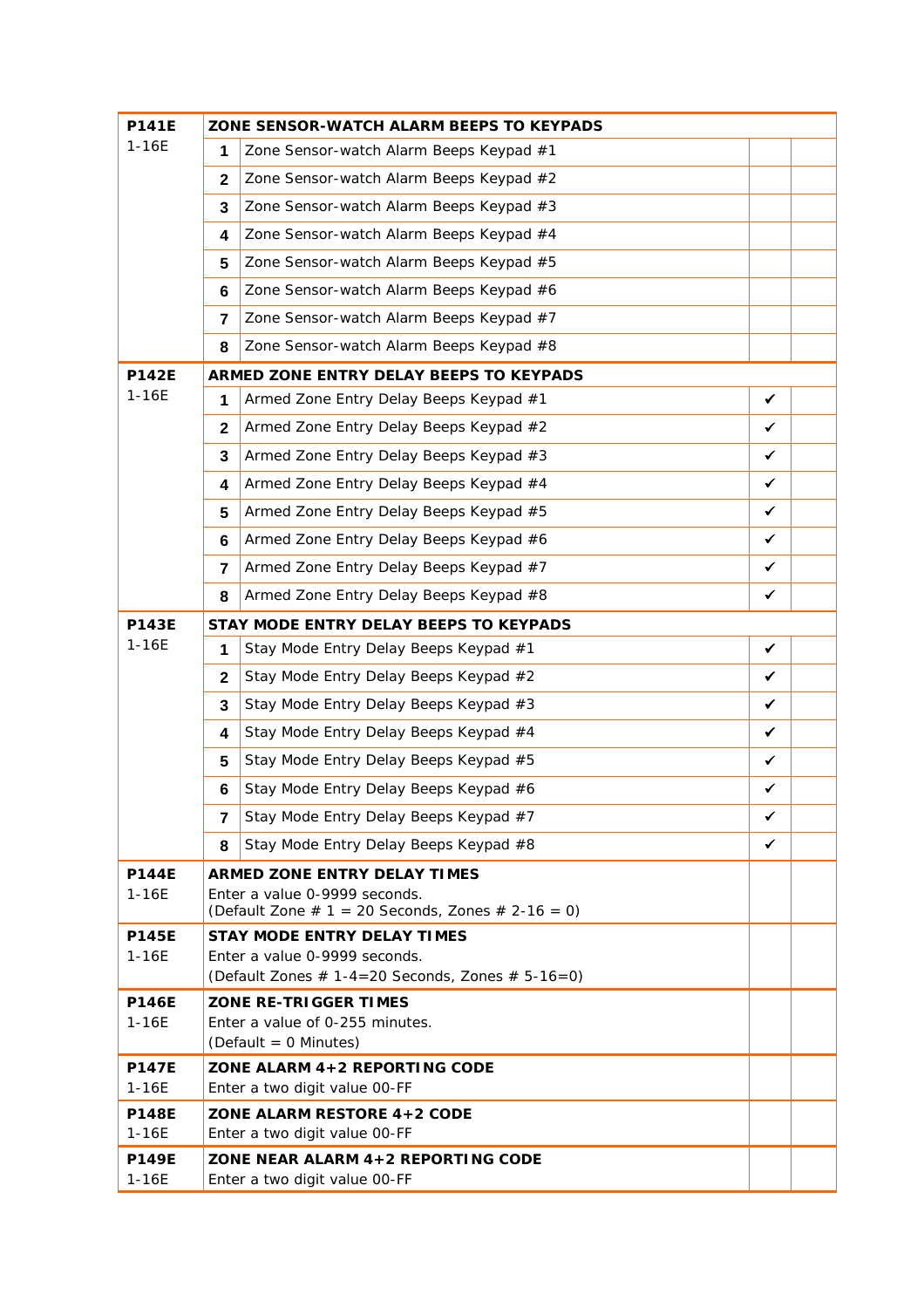| | | | | |
|---|---|---|---|---|
| **P141E**<br>1-16E | **ZONE SENSOR-WATCH ALARM BEEPS TO KEYPADS** | | | |
| | 1 | Zone Sensor-watch Alarm Beeps Keypad #1 | | |
| | 2 | Zone Sensor-watch Alarm Beeps Keypad #2 | | |
| | 3 | Zone Sensor-watch Alarm Beeps Keypad #3 | | |
| | 4 | Zone Sensor-watch Alarm Beeps Keypad #4 | | |
| | 5 | Zone Sensor-watch Alarm Beeps Keypad #5 | | |
| | 6 | Zone Sensor-watch Alarm Beeps Keypad #6 | | |
| | 7 | Zone Sensor-watch Alarm Beeps Keypad #7 | | |
| | 8 | Zone Sensor-watch Alarm Beeps Keypad #8 | | |
| **P142E**<br>1-16E | **ARMED ZONE ENTRY DELAY BEEPS TO KEYPADS** | | | |
| | 1 | Armed Zone Entry Delay Beeps Keypad #1 | ✔ | |
| | 2 | Armed Zone Entry Delay Beeps Keypad #2 | ✔ | |
| | 3 | Armed Zone Entry Delay Beeps Keypad #3 | ✔ | |
| | 4 | Armed Zone Entry Delay Beeps Keypad #4 | ✔ | |
| | 5 | Armed Zone Entry Delay Beeps Keypad #5 | ✔ | |
| | 6 | Armed Zone Entry Delay Beeps Keypad #6 | ✔ | |
| | 7 | Armed Zone Entry Delay Beeps Keypad #7 | ✔ | |
| | 8 | Armed Zone Entry Delay Beeps Keypad #8 | ✔ | |
| **P143E**<br>1-16E | **STAY MODE ENTRY DELAY BEEPS TO KEYPADS** | | | |
| | 1 | Stay Mode Entry Delay Beeps Keypad #1 | ✔ | |
| | 2 | Stay Mode Entry Delay Beeps Keypad #2 | ✔ | |
| | 3 | Stay Mode Entry Delay Beeps Keypad #3 | ✔ | |
| | 4 | Stay Mode Entry Delay Beeps Keypad #4 | ✔ | |
| | 5 | Stay Mode Entry Delay Beeps Keypad #5 | ✔ | |
| | 6 | Stay Mode Entry Delay Beeps Keypad #6 | ✔ | |
| | 7 | Stay Mode Entry Delay Beeps Keypad #7 | ✔ | |
| | 8 | Stay Mode Entry Delay Beeps Keypad #8 | ✔ | |
| **P144E**<br>1-16E | **ARMED ZONE ENTRY DELAY TIMES**<br>Enter a value 0-9999 seconds.<br>(Default Zone # 1 = 20 Seconds, Zones # 2-16 = 0) | | | |
| **P145E**<br>1-16E | **STAY MODE ENTRY DELAY TIMES**<br>Enter a value 0-9999 seconds.<br>(Default Zones # 1-4=20 Seconds, Zones # 5-16=0) | | | |
| **P146E**<br>1-16E | **ZONE RE-TRIGGER TIMES**<br>Enter a value of 0-255 minutes.<br>(Default = 0 Minutes) | | | |
| **P147E**<br>1-16E | **ZONE ALARM 4+2 REPORTING CODE**<br>Enter a two digit value 00-FF | | | |
| **P148E**<br>1-16E | **ZONE ALARM RESTORE 4+2 CODE**<br>Enter a two digit value 00-FF | | | |
| **P149E**<br>1-16E | **ZONE NEAR ALARM 4+2 REPORTING CODE**<br>Enter a two digit value 00-FF | | | |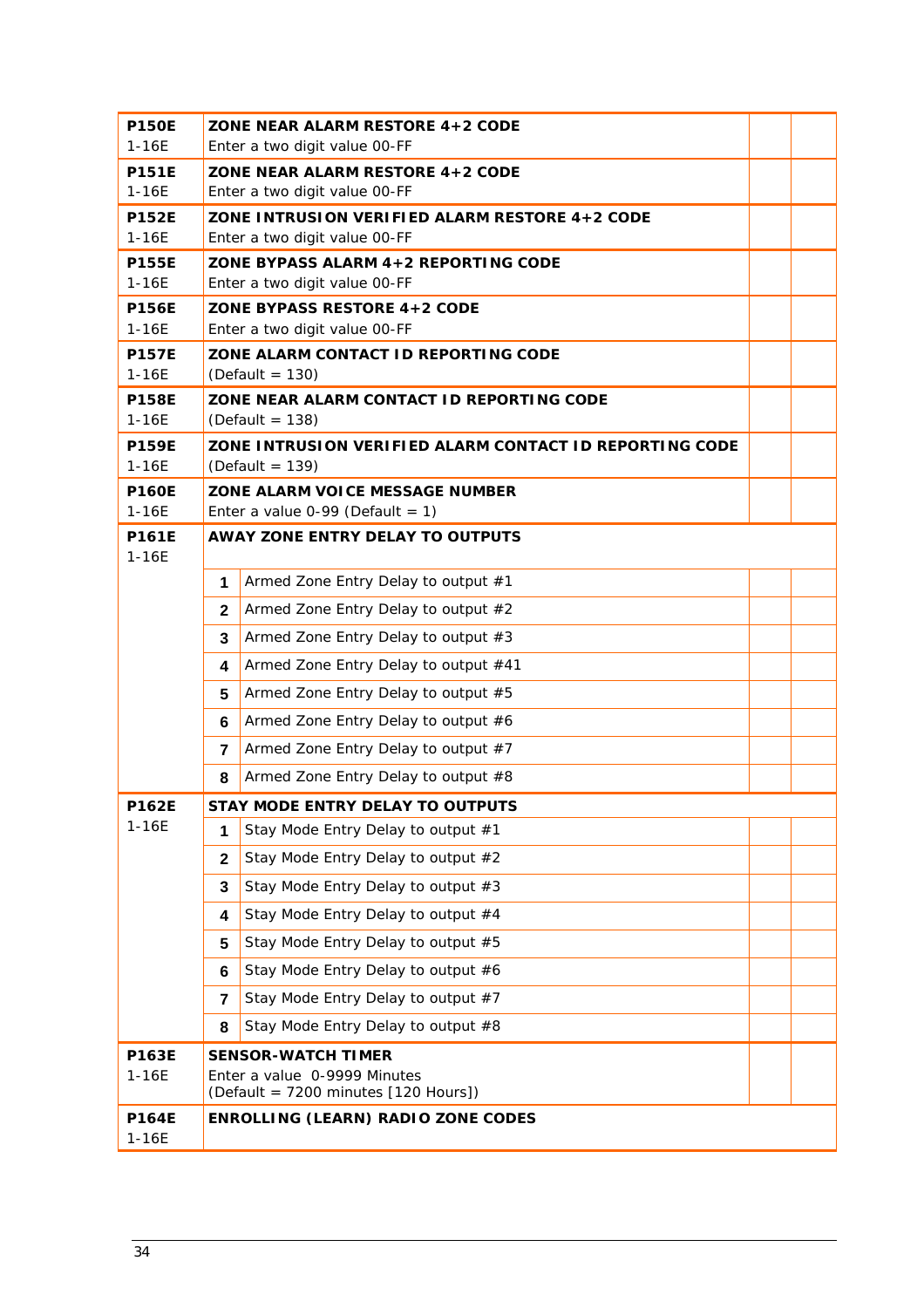| | | | | |
|---|---|---|---|---|
| **P150E** 1-16E | **ZONE NEAR ALARM RESTORE 4+2 CODE** Enter a two digit value 00-FF | | | |
| **P151E** 1-16E | **ZONE NEAR ALARM RESTORE 4+2 CODE** Enter a two digit value 00-FF | | | |
| **P152E** 1-16E | **ZONE INTRUSION VERIFIED ALARM RESTORE 4+2 CODE** Enter a two digit value 00-FF | | | |
| **P155E** 1-16E | **ZONE BYPASS ALARM 4+2 REPORTING CODE** Enter a two digit value 00-FF | | | |
| **P156E** 1-16E | **ZONE BYPASS RESTORE 4+2 CODE** Enter a two digit value 00-FF | | | |
| **P157E** 1-16E | **ZONE ALARM CONTACT ID REPORTING CODE** (Default = 130) | | | |
| **P158E** 1-16E | **ZONE NEAR ALARM CONTACT ID REPORTING CODE** (Default = 138) | | | |
| **P159E** 1-16E | **ZONE INTRUSION VERIFIED ALARM CONTACT ID REPORTING CODE** (Default = 139) | | | |
| **P160E** 1-16E | **ZONE ALARM VOICE MESSAGE NUMBER** Enter a value 0-99 (Default = 1) | | | |
| **P161E** 1-16E | **AWAY ZONE ENTRY DELAY TO OUTPUTS** | | | |
| | **1** | Armed Zone Entry Delay to output #1 | | |
| | **2** | Armed Zone Entry Delay to output #2 | | |
| | **3** | Armed Zone Entry Delay to output #3 | | |
| | **4** | Armed Zone Entry Delay to output #41 | | |
| | **5** | Armed Zone Entry Delay to output #5 | | |
| | **6** | Armed Zone Entry Delay to output #6 | | |
| | **7** | Armed Zone Entry Delay to output #7 | | |
| | **8** | Armed Zone Entry Delay to output #8 | | |
| **P162E** 1-16E | **STAY MODE ENTRY DELAY TO OUTPUTS** | | | |
| | **1** | Stay Mode Entry Delay to output #1 | | |
| | **2** | Stay Mode Entry Delay to output #2 | | |
| | **3** | Stay Mode Entry Delay to output #3 | | |
| | **4** | Stay Mode Entry Delay to output #4 | | |
| | **5** | Stay Mode Entry Delay to output #5 | | |
| | **6** | Stay Mode Entry Delay to output #6 | | |
| | **7** | Stay Mode Entry Delay to output #7 | | |
| | **8** | Stay Mode Entry Delay to output #8 | | |
| **P163E** 1-16E | **SENSOR-WATCH TIMER** Enter a value 0-9999 Minutes (Default = 7200 minutes [120 Hours]) | | | |
| **P164E** 1-16E | **ENROLLING (LEARN) RADIO ZONE CODES** | | | |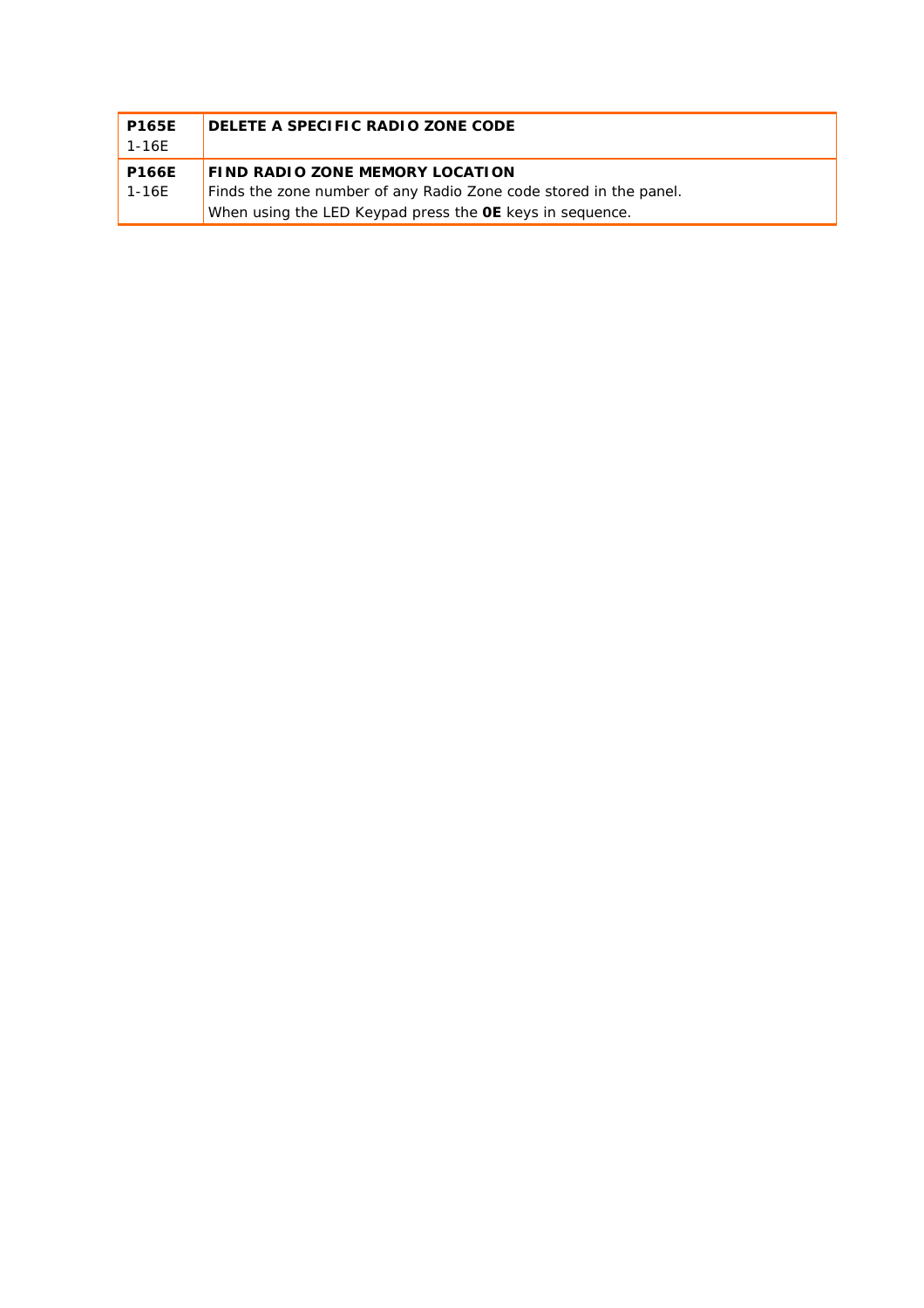| | |
|---|---|
| **P165E**<br>1-16E | **DELETE A SPECIFIC RADIO ZONE CODE** |
| **P166E**<br>1-16E | **FIND RADIO ZONE MEMORY LOCATION**<br>Finds the zone number of any Radio Zone code stored in the panel.<br>When using the LED Keypad press the **0E** keys in sequence. |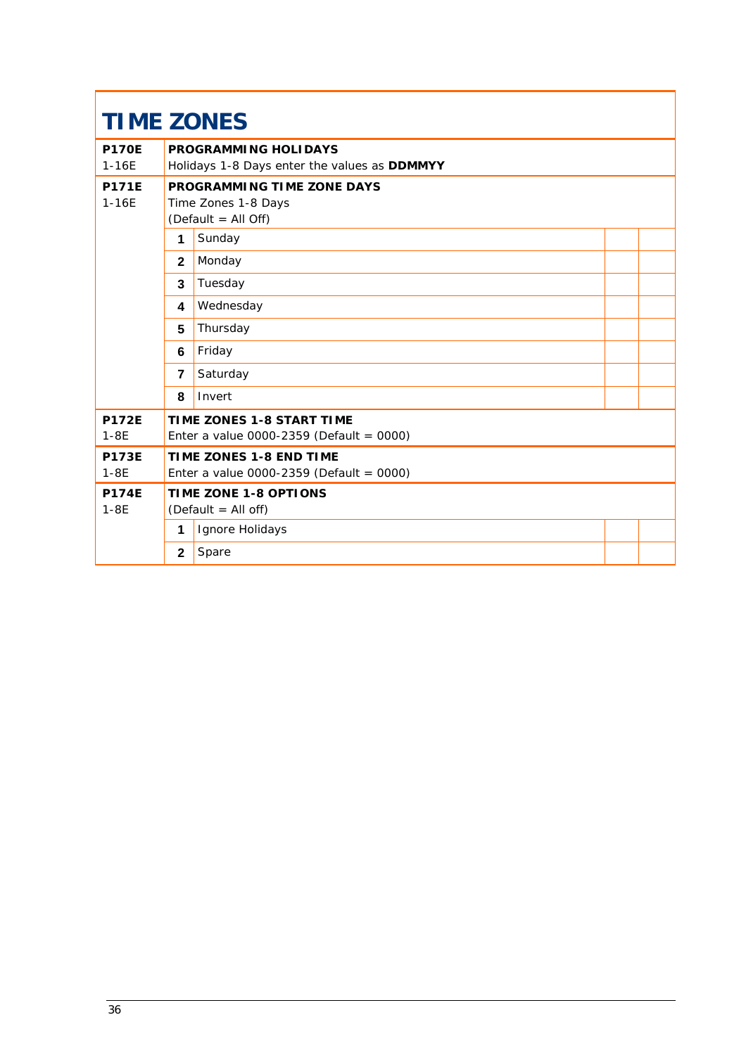# TIME ZONES

| | | | | |
|---|---|---|---|---|
| **P170E**<br>1-16E | **PROGRAMMING HOLIDAYS**<br>Holidays 1-8 Days enter the values as **DDMMYY** | | | |
| **P171E**<br>1-16E | **PROGRAMMING TIME ZONE DAYS**<br>Time Zones 1-8 Days<br>(Default = All Off) | | | |
| | **1** | Sunday | | |
| | **2** | Monday | | |
| | **3** | Tuesday | | |
| | **4** | Wednesday | | |
| | **5** | Thursday | | |
| | **6** | Friday | | |
| | **7** | Saturday | | |
| | **8** | Invert | | |
| **P172E**<br>1-8E | **TIME ZONES 1-8 START TIME**<br>Enter a value 0000-2359 (Default = 0000) | | | |
| **P173E**<br>1-8E | **TIME ZONES 1-8 END TIME**<br>Enter a value 0000-2359 (Default = 0000) | | | |
| **P174E**<br>1-8E | **TIME ZONE 1-8 OPTIONS**<br>(Default = All off) | | | |
| | **1** | Ignore Holidays | | |
| | **2** | Spare | | |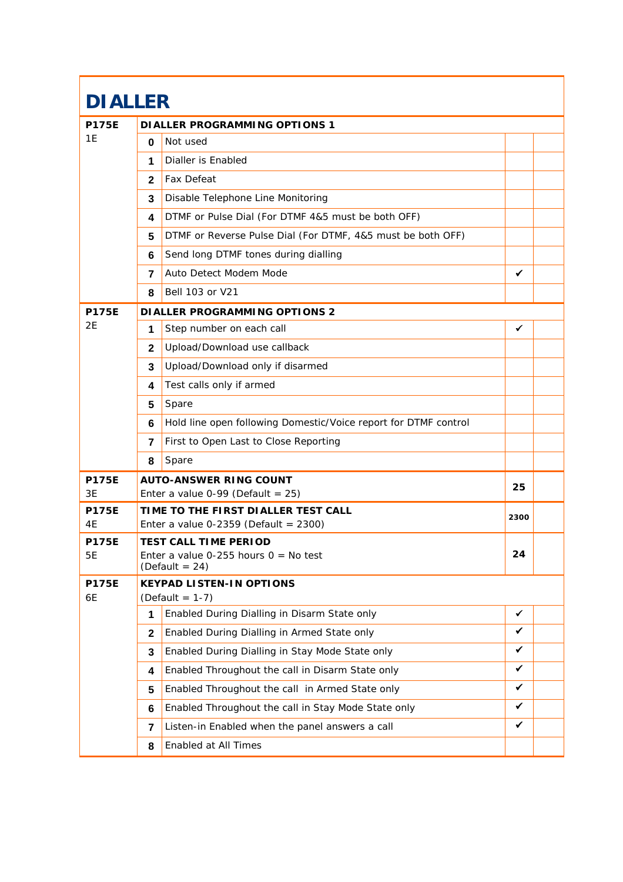# DIALLER

| Address | Bit | Description | Default | |
|---|---|---|---|---|
| **P175E** 1E | | **DIALLER PROGRAMMING OPTIONS 1** | | |
| | 0 | Not used | | |
| | 1 | Dialler is Enabled | | |
| | 2 | Fax Defeat | | |
| | 3 | Disable Telephone Line Monitoring | | |
| | 4 | DTMF or Pulse Dial (For DTMF 4&5 must be both OFF) | | |
| | 5 | DTMF or Reverse Pulse Dial (For DTMF, 4&5 must be both OFF) | | |
| | 6 | Send long DTMF tones during dialling | | |
| | 7 | Auto Detect Modem Mode | ✔ | |
| | 8 | Bell 103 or V21 | | |
| **P175E** 2E | | **DIALLER PROGRAMMING OPTIONS 2** | | |
| | 1 | Step number on each call | ✔ | |
| | 2 | Upload/Download use callback | | |
| | 3 | Upload/Download only if disarmed | | |
| | 4 | Test calls only if armed | | |
| | 5 | Spare | | |
| | 6 | Hold line open following Domestic/Voice report for DTMF control | | |
| | 7 | First to Open Last to Close Reporting | | |
| | 8 | Spare | | |
| **P175E** 3E | | **AUTO-ANSWER RING COUNT** Enter a value 0-99 (Default = 25) | **25** | |
| **P175E** 4E | | **TIME TO THE FIRST DIALLER TEST CALL** Enter a value 0-2359 (Default = 2300) | **2300** | |
| **P175E** 5E | | **TEST CALL TIME PERIOD** Enter a value 0-255 hours 0 = No test (Default = 24) | **24** | |
| **P175E** 6E | | **KEYPAD LISTEN-IN OPTIONS** (Default = 1-7) | | |
| | 1 | Enabled During Dialling in Disarm State only | ✔ | |
| | 2 | Enabled During Dialling in Armed State only | ✔ | |
| | 3 | Enabled During Dialling in Stay Mode State only | ✔ | |
| | 4 | Enabled Throughout the call in Disarm State only | ✔ | |
| | 5 | Enabled Throughout the call in Armed State only | ✔ | |
| | 6 | Enabled Throughout the call in Stay Mode State only | ✔ | |
| | 7 | Listen-in Enabled when the panel answers a call | ✔ | |
| | 8 | Enabled at All Times | | |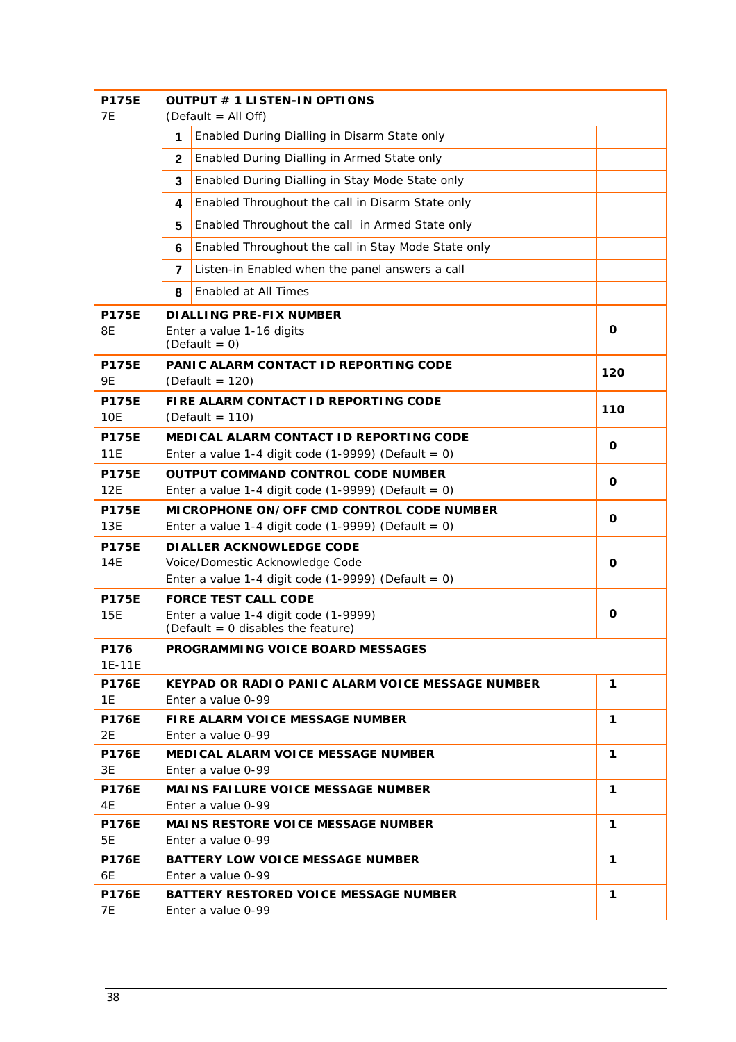| Address | Description | Default | Value |
|---|---|---|---|
| **P175E** 7E | **OUTPUT # 1 LISTEN-IN OPTIONS** (Default = All Off) | | |
| | **1** Enabled During Dialling in Disarm State only | | |
| | **2** Enabled During Dialling in Armed State only | | |
| | **3** Enabled During Dialling in Stay Mode State only | | |
| | **4** Enabled Throughout the call in Disarm State only | | |
| | **5** Enabled Throughout the call in Armed State only | | |
| | **6** Enabled Throughout the call in Stay Mode State only | | |
| | **7** Listen-in Enabled when the panel answers a call | | |
| | **8** Enabled at All Times | | |
| **P175E** 8E | **DIALLING PRE-FIX NUMBER** Enter a value 1-16 digits (Default = 0) | **0** | |
| **P175E** 9E | **PANIC ALARM CONTACT ID REPORTING CODE** (Default = 120) | **120** | |
| **P175E** 10E | **FIRE ALARM CONTACT ID REPORTING CODE** (Default = 110) | **110** | |
| **P175E** 11E | **MEDICAL ALARM CONTACT ID REPORTING CODE** Enter a value 1-4 digit code (1-9999) (Default = 0) | **0** | |
| **P175E** 12E | **OUTPUT COMMAND CONTROL CODE NUMBER** Enter a value 1-4 digit code (1-9999) (Default = 0) | **0** | |
| **P175E** 13E | **MICROPHONE ON/OFF CMD CONTROL CODE NUMBER** Enter a value 1-4 digit code (1-9999) (Default = 0) | **0** | |
| **P175E** 14E | **DIALLER ACKNOWLEDGE CODE** Voice/Domestic Acknowledge Code Enter a value 1-4 digit code (1-9999) (Default = 0) | **0** | |
| **P175E** 15E | **FORCE TEST CALL CODE** Enter a value 1-4 digit code (1-9999) (Default = 0 disables the feature) | **0** | |
| **P176** 1E-11E | **PROGRAMMING VOICE BOARD MESSAGES** | | |
| **P176E** 1E | **KEYPAD OR RADIO PANIC ALARM VOICE MESSAGE NUMBER** Enter a value 0-99 | **1** | |
| **P176E** 2E | **FIRE ALARM VOICE MESSAGE NUMBER** Enter a value 0-99 | **1** | |
| **P176E** 3E | **MEDICAL ALARM VOICE MESSAGE NUMBER** Enter a value 0-99 | **1** | |
| **P176E** 4E | **MAINS FAILURE VOICE MESSAGE NUMBER** Enter a value 0-99 | **1** | |
| **P176E** 5E | **MAINS RESTORE VOICE MESSAGE NUMBER** Enter a value 0-99 | **1** | |
| **P176E** 6E | **BATTERY LOW VOICE MESSAGE NUMBER** Enter a value 0-99 | **1** | |
| **P176E** 7E | **BATTERY RESTORED VOICE MESSAGE NUMBER** Enter a value 0-99 | **1** | |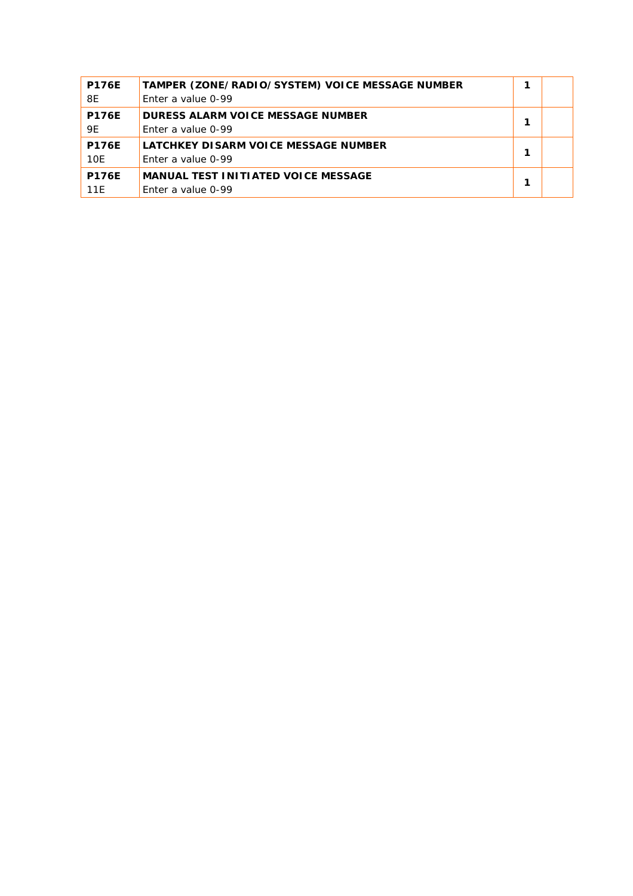| | | | |
|---|---|---|---|
| **P176E** 8E | **TAMPER (ZONE/RADIO/SYSTEM) VOICE MESSAGE NUMBER** Enter a value 0-99 | **1** | |
| **P176E** 9E | **DURESS ALARM VOICE MESSAGE NUMBER** Enter a value 0-99 | **1** | |
| **P176E** 10E | **LATCHKEY DISARM VOICE MESSAGE NUMBER** Enter a value 0-99 | **1** | |
| **P176E** 11E | **MANUAL TEST INITIATED VOICE MESSAGE** Enter a value 0-99 | **1** | |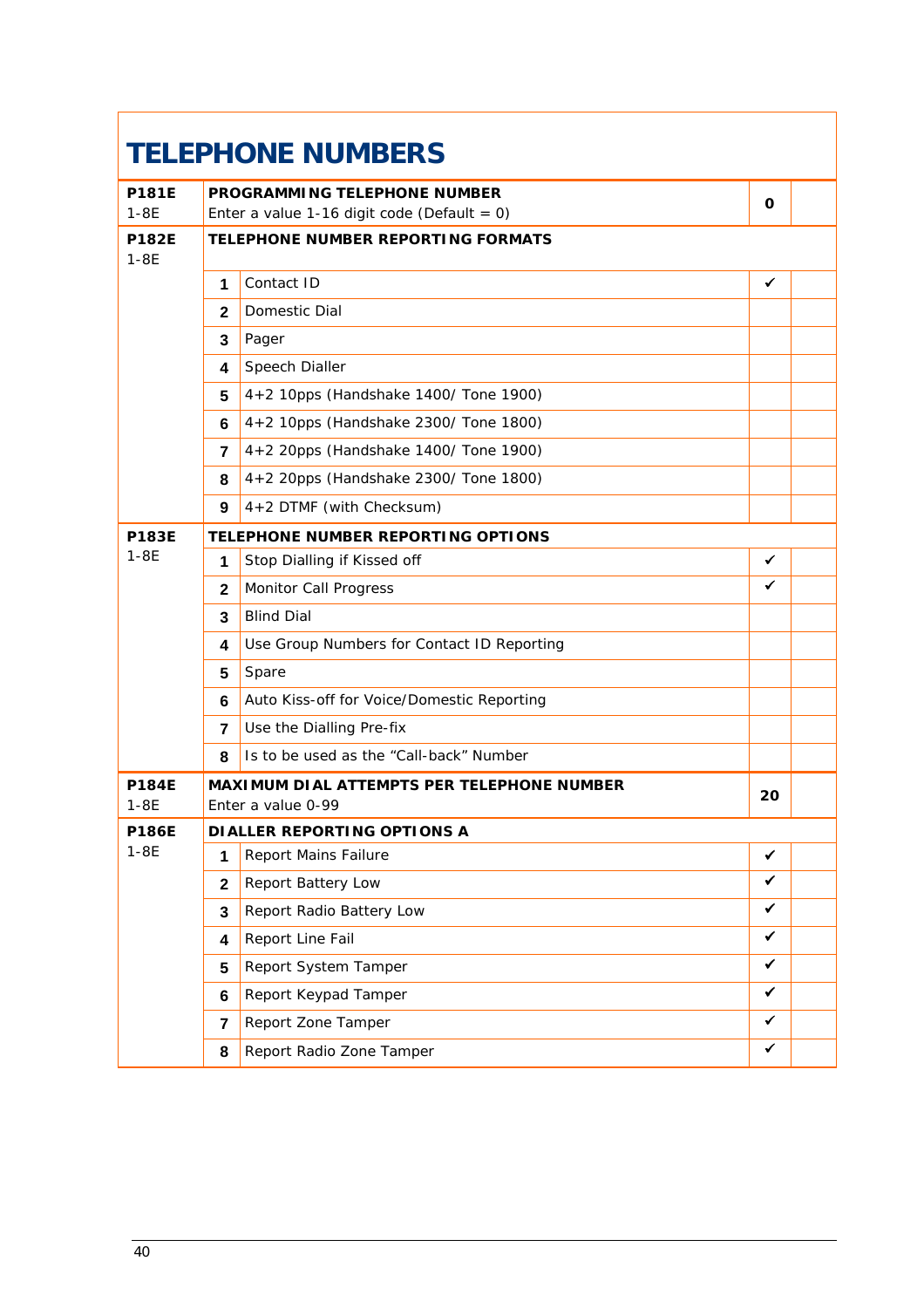# TELEPHONE NUMBERS

| Parameter | # | Description | Default | |
|---|---|---|---|---|
| **P181E** 1-8E | | **PROGRAMMING TELEPHONE NUMBER** Enter a value 1-16 digit code (Default = 0) | **0** | |
| **P182E** 1-8E | | **TELEPHONE NUMBER REPORTING FORMATS** | | |
| | **1** | Contact ID | ✓ | |
| | **2** | Domestic Dial | | |
| | **3** | Pager | | |
| | **4** | Speech Dialler | | |
| | **5** | 4+2 10pps (Handshake 1400/ Tone 1900) | | |
| | **6** | 4+2 10pps (Handshake 2300/ Tone 1800) | | |
| | **7** | 4+2 20pps (Handshake 1400/ Tone 1900) | | |
| | **8** | 4+2 20pps (Handshake 2300/ Tone 1800) | | |
| | **9** | 4+2 DTMF (with Checksum) | | |
| **P183E** 1-8E | | **TELEPHONE NUMBER REPORTING OPTIONS** | | |
| | **1** | Stop Dialling if Kissed off | ✓ | |
| | **2** | Monitor Call Progress | ✓ | |
| | **3** | Blind Dial | | |
| | **4** | Use Group Numbers for Contact ID Reporting | | |
| | **5** | Spare | | |
| | **6** | Auto Kiss-off for Voice/Domestic Reporting | | |
| | **7** | Use the Dialling Pre-fix | | |
| | **8** | Is to be used as the "Call-back" Number | | |
| **P184E** 1-8E | | **MAXIMUM DIAL ATTEMPTS PER TELEPHONE NUMBER** Enter a value 0-99 | **20** | |
| **P186E** 1-8E | | **DIALLER REPORTING OPTIONS A** | | |
| | **1** | Report Mains Failure | ✓ | |
| | **2** | Report Battery Low | ✓ | |
| | **3** | Report Radio Battery Low | ✓ | |
| | **4** | Report Line Fail | ✓ | |
| | **5** | Report System Tamper | ✓ | |
| | **6** | Report Keypad Tamper | ✓ | |
| | **7** | Report Zone Tamper | ✓ | |
| | **8** | Report Radio Zone Tamper | ✓ | |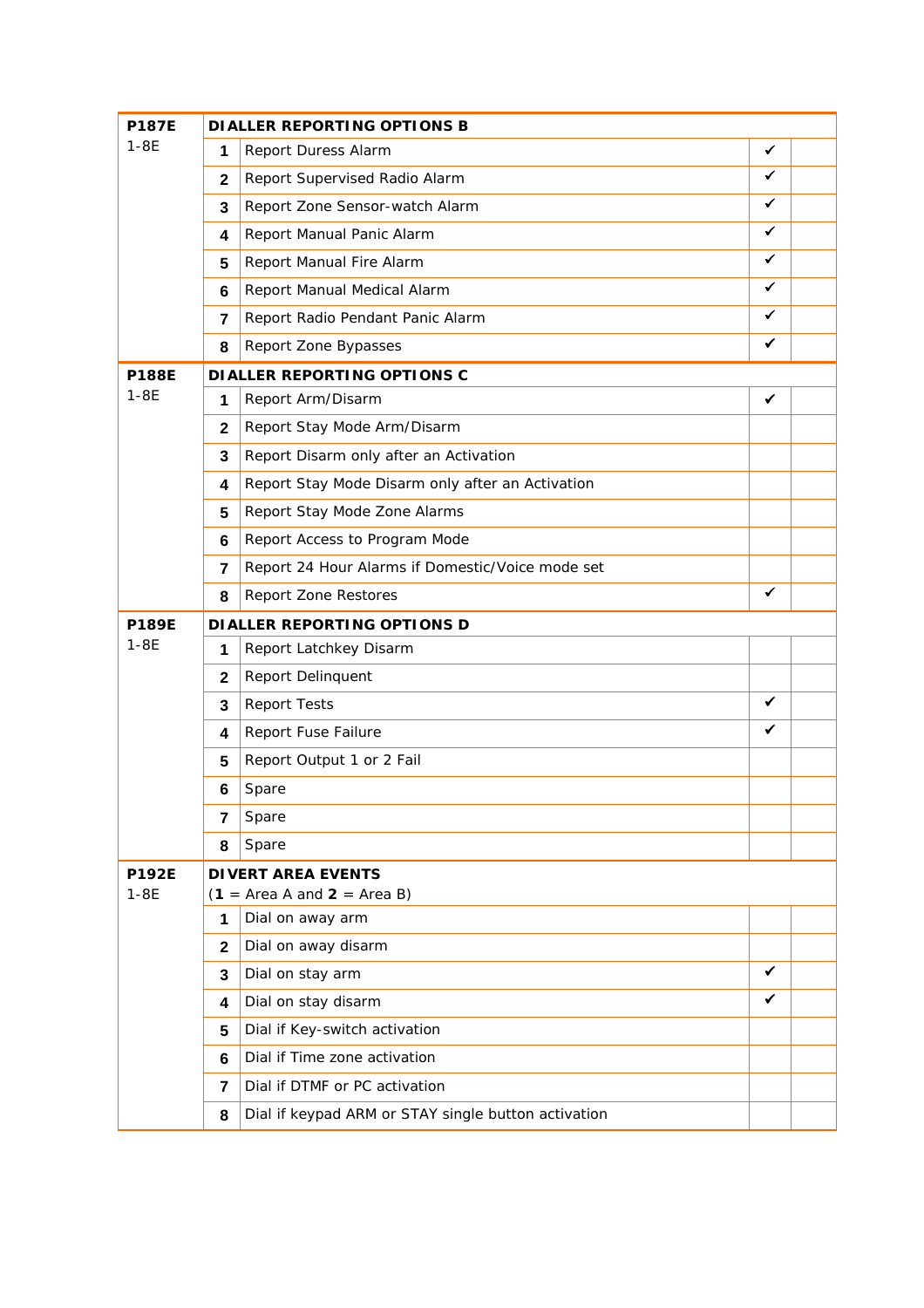| Address | | Option | Default | Setting |
|---|---|---|---|---|
| **P187E** 1-8E | | **DIALLER REPORTING OPTIONS B** | | |
| | **1** | Report Duress Alarm | ✔ | |
| | **2** | Report Supervised Radio Alarm | ✔ | |
| | **3** | Report Zone Sensor-watch Alarm | ✔ | |
| | **4** | Report Manual Panic Alarm | ✔ | |
| | **5** | Report Manual Fire Alarm | ✔ | |
| | **6** | Report Manual Medical Alarm | ✔ | |
| | **7** | Report Radio Pendant Panic Alarm | ✔ | |
| | **8** | Report Zone Bypasses | ✔ | |
| **P188E** 1-8E | | **DIALLER REPORTING OPTIONS C** | | |
| | **1** | Report Arm/Disarm | ✔ | |
| | **2** | Report Stay Mode Arm/Disarm | | |
| | **3** | Report Disarm only after an Activation | | |
| | **4** | Report Stay Mode Disarm only after an Activation | | |
| | **5** | Report Stay Mode Zone Alarms | | |
| | **6** | Report Access to Program Mode | | |
| | **7** | Report 24 Hour Alarms if Domestic/Voice mode set | | |
| | **8** | Report Zone Restores | ✔ | |
| **P189E** 1-8E | | **DIALLER REPORTING OPTIONS D** | | |
| | **1** | Report Latchkey Disarm | | |
| | **2** | Report Delinquent | | |
| | **3** | Report Tests | ✔ | |
| | **4** | Report Fuse Failure | ✔ | |
| | **5** | Report Output 1 or 2 Fail | | |
| | **6** | Spare | | |
| | **7** | Spare | | |
| | **8** | Spare | | |
| **P192E** 1-8E | | **DIVERT AREA EVENTS** (**1** = Area A and **2** = Area B) | | |
| | **1** | Dial on away arm | | |
| | **2** | Dial on away disarm | | |
| | **3** | Dial on stay arm | ✔ | |
| | **4** | Dial on stay disarm | ✔ | |
| | **5** | Dial if Key-switch activation | | |
| | **6** | Dial if Time zone activation | | |
| | **7** | Dial if DTMF or PC activation | | |
| | **8** | Dial if keypad ARM or STAY single button activation | | |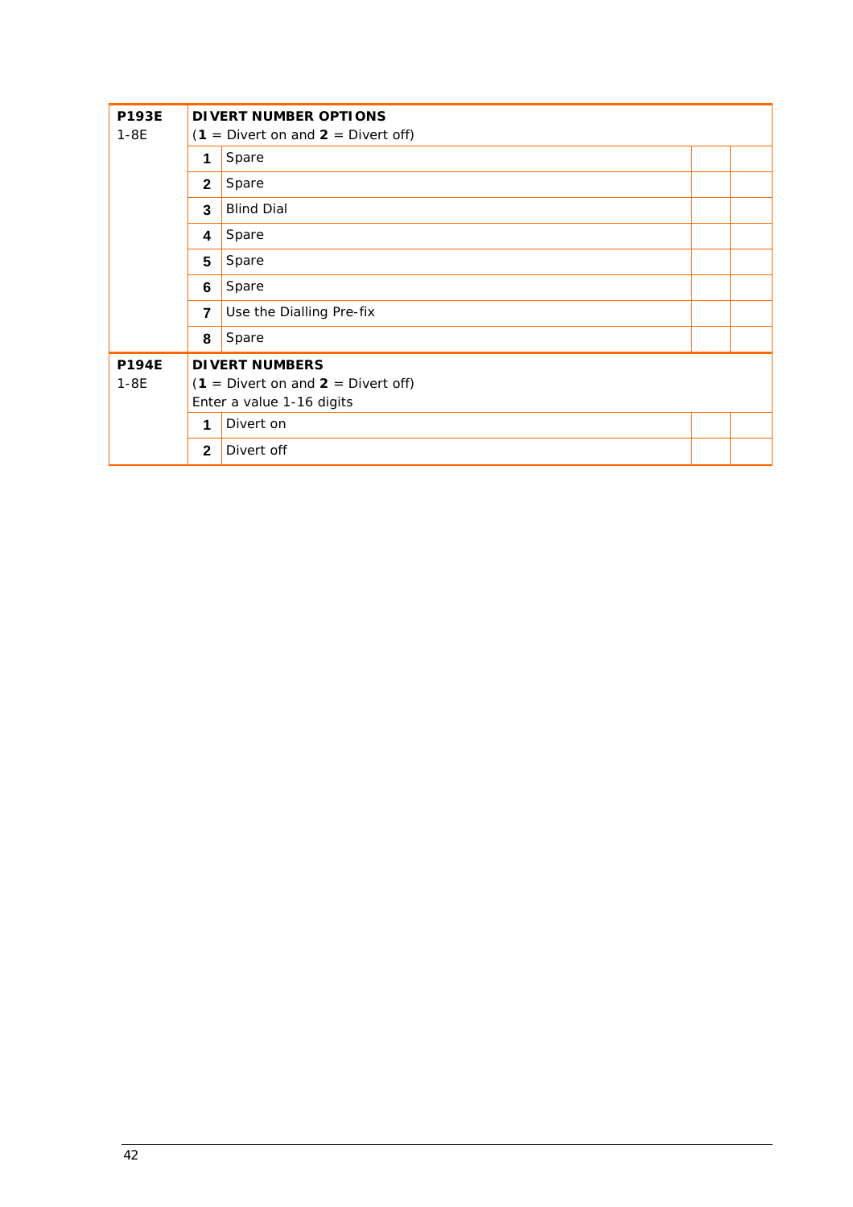| P193E<br>1-8E | **DIVERT NUMBER OPTIONS**<br>(**1** = Divert on and **2** = Divert off) | | | |
|---|---|---|---|---|
| | **1** | Spare | | |
| | **2** | Spare | | |
| | **3** | Blind Dial | | |
| | **4** | Spare | | |
| | **5** | Spare | | |
| | **6** | Spare | | |
| | **7** | Use the Dialling Pre-fix | | |
| | **8** | Spare | | |
| **P194E**<br>1-8E | **DIVERT NUMBERS**<br>(**1** = Divert on and **2** = Divert off)<br>Enter a value 1-16 digits | | | |
| | **1** | Divert on | | |
| | **2** | Divert off | | |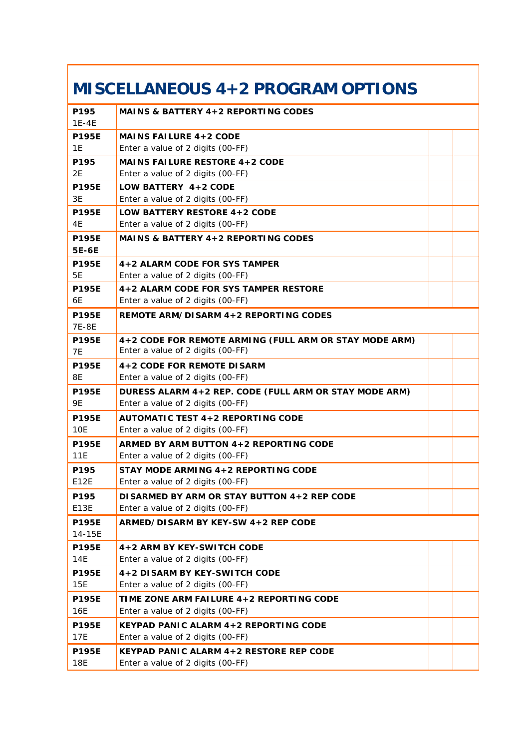# MISCELLANEOUS 4+2 PROGRAM OPTIONS

| | | | |
|---|---|---|---|
| **P195**<br>1E-4E | **MAINS & BATTERY 4+2 REPORTING CODES** | | |
| **P195E**<br>1E | **MAINS FAILURE 4+2 CODE**<br>Enter a value of 2 digits (00-FF) | | |
| **P195**<br>2E | **MAINS FAILURE RESTORE 4+2 CODE**<br>Enter a value of 2 digits (00-FF) | | |
| **P195E**<br>3E | **LOW BATTERY 4+2 CODE**<br>Enter a value of 2 digits (00-FF) | | |
| **P195E**<br>4E | **LOW BATTERY RESTORE 4+2 CODE**<br>Enter a value of 2 digits (00-FF) | | |
| **P195E**<br>**5E-6E** | **MAINS & BATTERY 4+2 REPORTING CODES** | | |
| **P195E**<br>5E | **4+2 ALARM CODE FOR SYS TAMPER**<br>Enter a value of 2 digits (00-FF) | | |
| **P195E**<br>6E | **4+2 ALARM CODE FOR SYS TAMPER RESTORE**<br>Enter a value of 2 digits (00-FF) | | |
| **P195E**<br>7E-8E | **REMOTE ARM/DISARM 4+2 REPORTING CODES** | | |
| **P195E**<br>7E | **4+2 CODE FOR REMOTE ARMING (FULL ARM OR STAY MODE ARM)**<br>Enter a value of 2 digits (00-FF) | | |
| **P195E**<br>8E | **4+2 CODE FOR REMOTE DISARM**<br>Enter a value of 2 digits (00-FF) | | |
| **P195E**<br>9E | **DURESS ALARM 4+2 REP. CODE (FULL ARM OR STAY MODE ARM)**<br>Enter a value of 2 digits (00-FF) | | |
| **P195E**<br>10E | **AUTOMATIC TEST 4+2 REPORTING CODE**<br>Enter a value of 2 digits (00-FF) | | |
| **P195E**<br>11E | **ARMED BY ARM BUTTON 4+2 REPORTING CODE**<br>Enter a value of 2 digits (00-FF) | | |
| **P195**<br>E12E | **STAY MODE ARMING 4+2 REPORTING CODE**<br>Enter a value of 2 digits (00-FF) | | |
| **P195**<br>E13E | **DISARMED BY ARM OR STAY BUTTON 4+2 REP CODE**<br>Enter a value of 2 digits (00-FF) | | |
| **P195E**<br>14-15E | **ARMED/DISARM BY KEY-SW 4+2 REP CODE** | | |
| **P195E**<br>14E | **4+2 ARM BY KEY-SWITCH CODE**<br>Enter a value of 2 digits (00-FF) | | |
| **P195E**<br>15E | **4+2 DISARM BY KEY-SWITCH CODE**<br>Enter a value of 2 digits (00-FF) | | |
| **P195E**<br>16E | **TIME ZONE ARM FAILURE 4+2 REPORTING CODE**<br>Enter a value of 2 digits (00-FF) | | |
| **P195E**<br>17E | **KEYPAD PANIC ALARM 4+2 REPORTING CODE**<br>Enter a value of 2 digits (00-FF) | | |
| **P195E**<br>18E | **KEYPAD PANIC ALARM 4+2 RESTORE REP CODE**<br>Enter a value of 2 digits (00-FF) | | |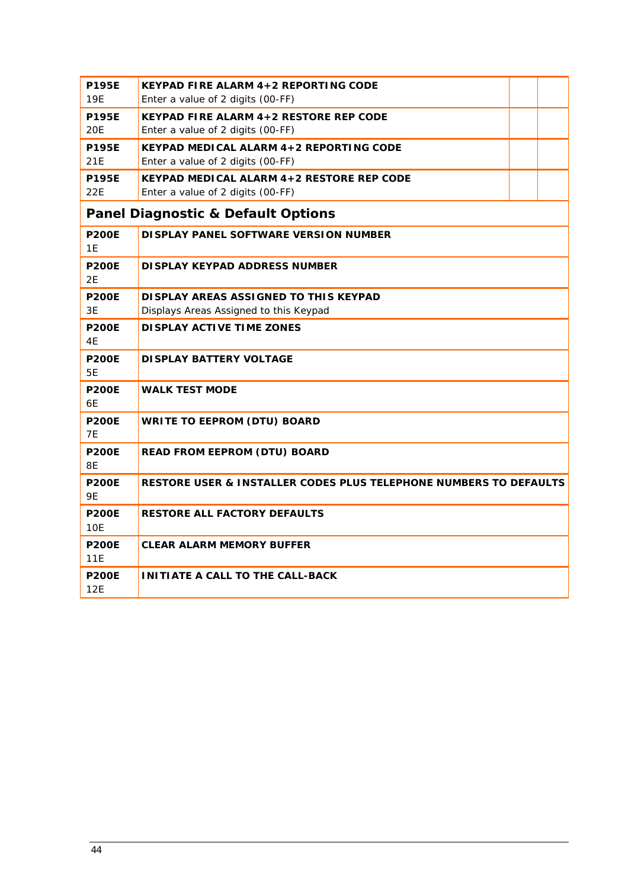| | | | |
|---|---|---|---|
| **P195E** 19E | **KEYPAD FIRE ALARM 4+2 REPORTING CODE** Enter a value of 2 digits (00-FF) | | |
| **P195E** 20E | **KEYPAD FIRE ALARM 4+2 RESTORE REP CODE** Enter a value of 2 digits (00-FF) | | |
| **P195E** 21E | **KEYPAD MEDICAL ALARM 4+2 REPORTING CODE** Enter a value of 2 digits (00-FF) | | |
| **P195E** 22E | **KEYPAD MEDICAL ALARM 4+2 RESTORE REP CODE** Enter a value of 2 digits (00-FF) | | |

## Panel Diagnostic & Default Options

| | |
|---|---|
| **P200E** 1E | **DISPLAY PANEL SOFTWARE VERSION NUMBER** |
| **P200E** 2E | **DISPLAY KEYPAD ADDRESS NUMBER** |
| **P200E** 3E | **DISPLAY AREAS ASSIGNED TO THIS KEYPAD** Displays Areas Assigned to this Keypad |
| **P200E** 4E | **DISPLAY ACTIVE TIME ZONES** |
| **P200E** 5E | **DISPLAY BATTERY VOLTAGE** |
| **P200E** 6E | **WALK TEST MODE** |
| **P200E** 7E | **WRITE TO EEPROM (DTU) BOARD** |
| **P200E** 8E | **READ FROM EEPROM (DTU) BOARD** |
| **P200E** 9E | **RESTORE USER & INSTALLER CODES PLUS TELEPHONE NUMBERS TO DEFAULTS** |
| **P200E** 10E | **RESTORE ALL FACTORY DEFAULTS** |
| **P200E** 11E | **CLEAR ALARM MEMORY BUFFER** |
| **P200E** 12E | **INITIATE A CALL TO THE CALL-BACK** |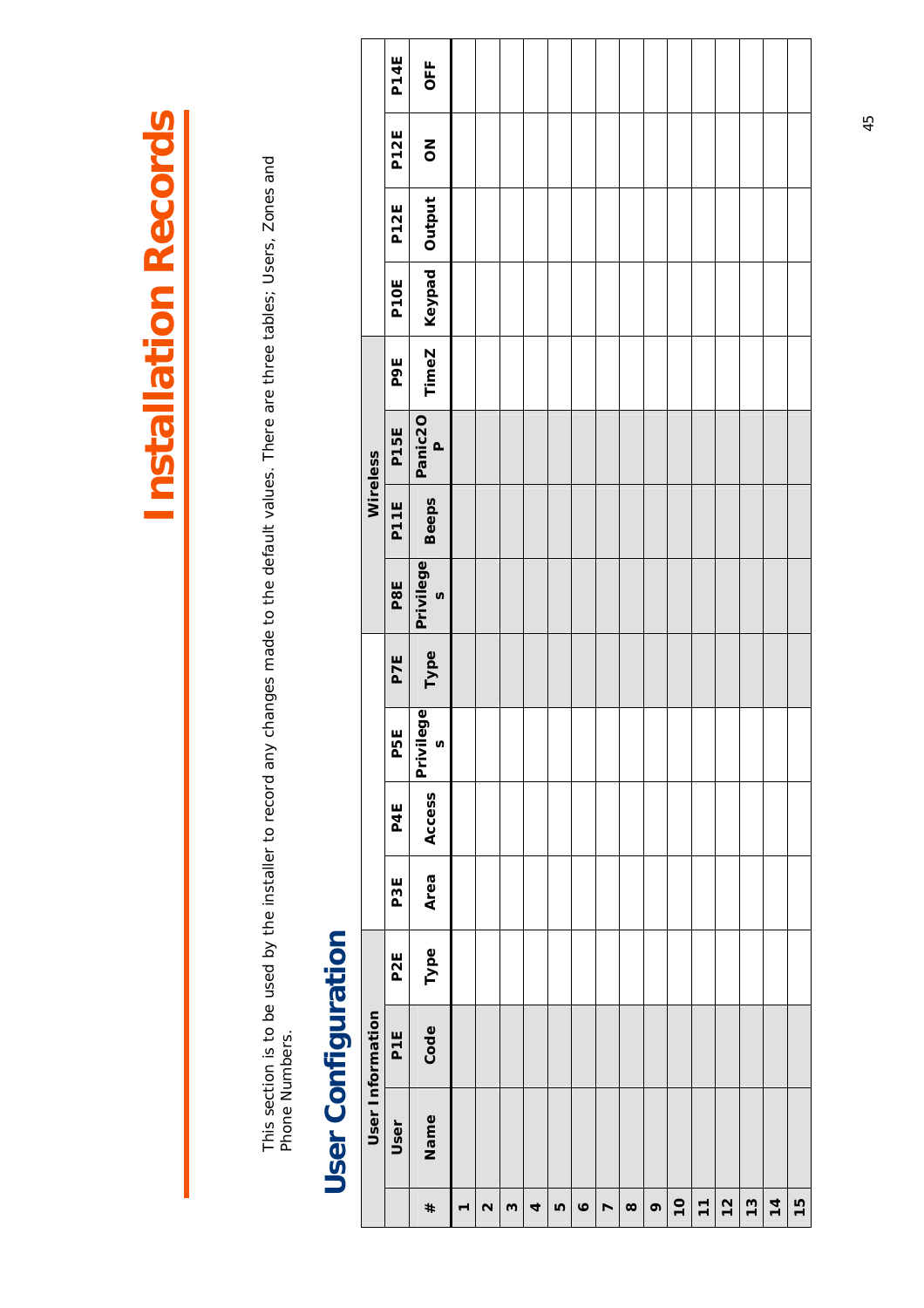# Installation Records

This section is to be used by the installer to record any changes made to the default values. There are three tables; Users, Zones and Phone Numbers.

## User Configuration

| | User Information | | | | | | | Wireless | | | | | | | |
|---|---|---|---|---|---|---|---|---|---|---|---|---|---|---|---|
| | User | P1E | P2E | P3E | P4E | P5E | P7E | P8E | P11E | P15E | P9E | P10E | P12E | P12E | P14E |
| # | Name | Code | Type | Area | Access | Privileges | Type | Privileges | Beeps | Panic2OP | TimeZ | Keypad | Output | ON | OFF |
| 1 | | | | | | | | | | | | | | | |
| 2 | | | | | | | | | | | | | | | |
| 3 | | | | | | | | | | | | | | | |
| 4 | | | | | | | | | | | | | | | |
| 5 | | | | | | | | | | | | | | | |
| 6 | | | | | | | | | | | | | | | |
| 7 | | | | | | | | | | | | | | | |
| 8 | | | | | | | | | | | | | | | |
| 9 | | | | | | | | | | | | | | | |
| 10 | | | | | | | | | | | | | | | |
| 11 | | | | | | | | | | | | | | | |
| 12 | | | | | | | | | | | | | | | |
| 13 | | | | | | | | | | | | | | | |
| 14 | | | | | | | | | | | | | | | |
| 15 | | | | | | | | | | | | | | | |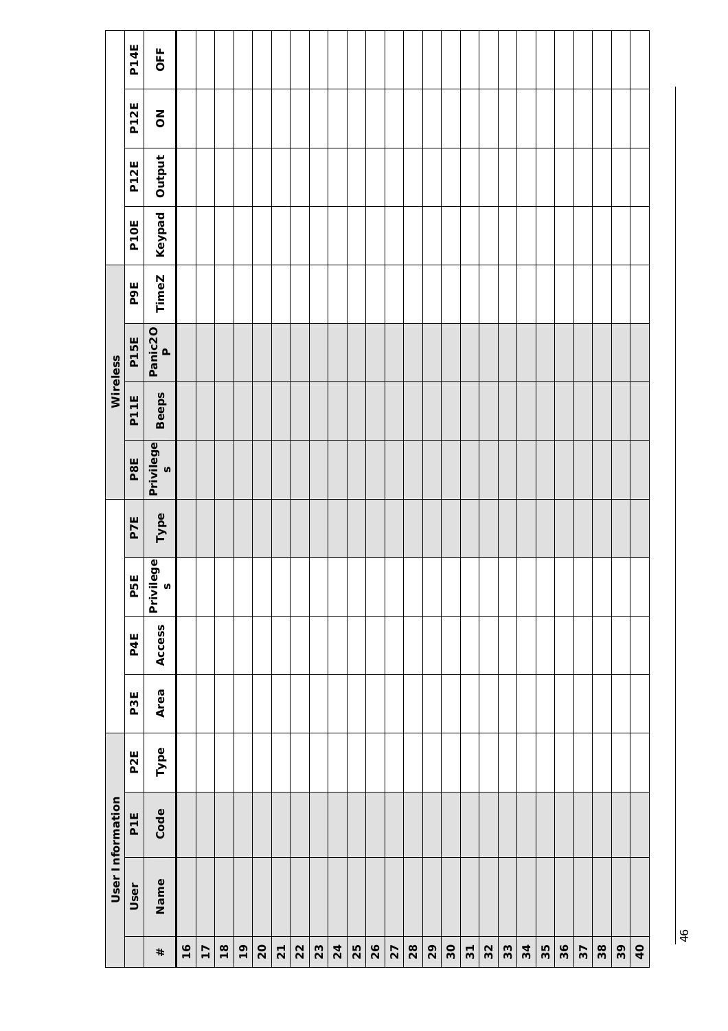| | User Information | | | | | | | Wireless | | | | | | |
|---|---|---|---|---|---|---|---|---|---|---|---|---|---|---|
| | User | P1E | P2E | P3E | P4E | P5E | P7E | P8E | P11E | P15E | P9E | P10E | P12E | P12E | P14E |
| # | Name | Code | Type | Area | Access | Privileges | Type | Privileges | Beeps | Panic2OP | TimeZ | Keypad | Output | ON | OFF |
| 16 | | | | | | | | | | | | | | | |
| 17 | | | | | | | | | | | | | | | |
| 18 | | | | | | | | | | | | | | | |
| 19 | | | | | | | | | | | | | | | |
| 20 | | | | | | | | | | | | | | | |
| 21 | | | | | | | | | | | | | | | |
| 22 | | | | | | | | | | | | | | | |
| 23 | | | | | | | | | | | | | | | |
| 24 | | | | | | | | | | | | | | | |
| 25 | | | | | | | | | | | | | | | |
| 26 | | | | | | | | | | | | | | | |
| 27 | | | | | | | | | | | | | | | |
| 28 | | | | | | | | | | | | | | | |
| 29 | | | | | | | | | | | | | | | |
| 30 | | | | | | | | | | | | | | | |
| 31 | | | | | | | | | | | | | | | |
| 32 | | | | | | | | | | | | | | | |
| 33 | | | | | | | | | | | | | | | |
| 34 | | | | | | | | | | | | | | | |
| 35 | | | | | | | | | | | | | | | |
| 36 | | | | | | | | | | | | | | | |
| 37 | | | | | | | | | | | | | | | |
| 38 | | | | | | | | | | | | | | | |
| 39 | | | | | | | | | | | | | | | |
| 40 | | | | | | | | | | | | | | | |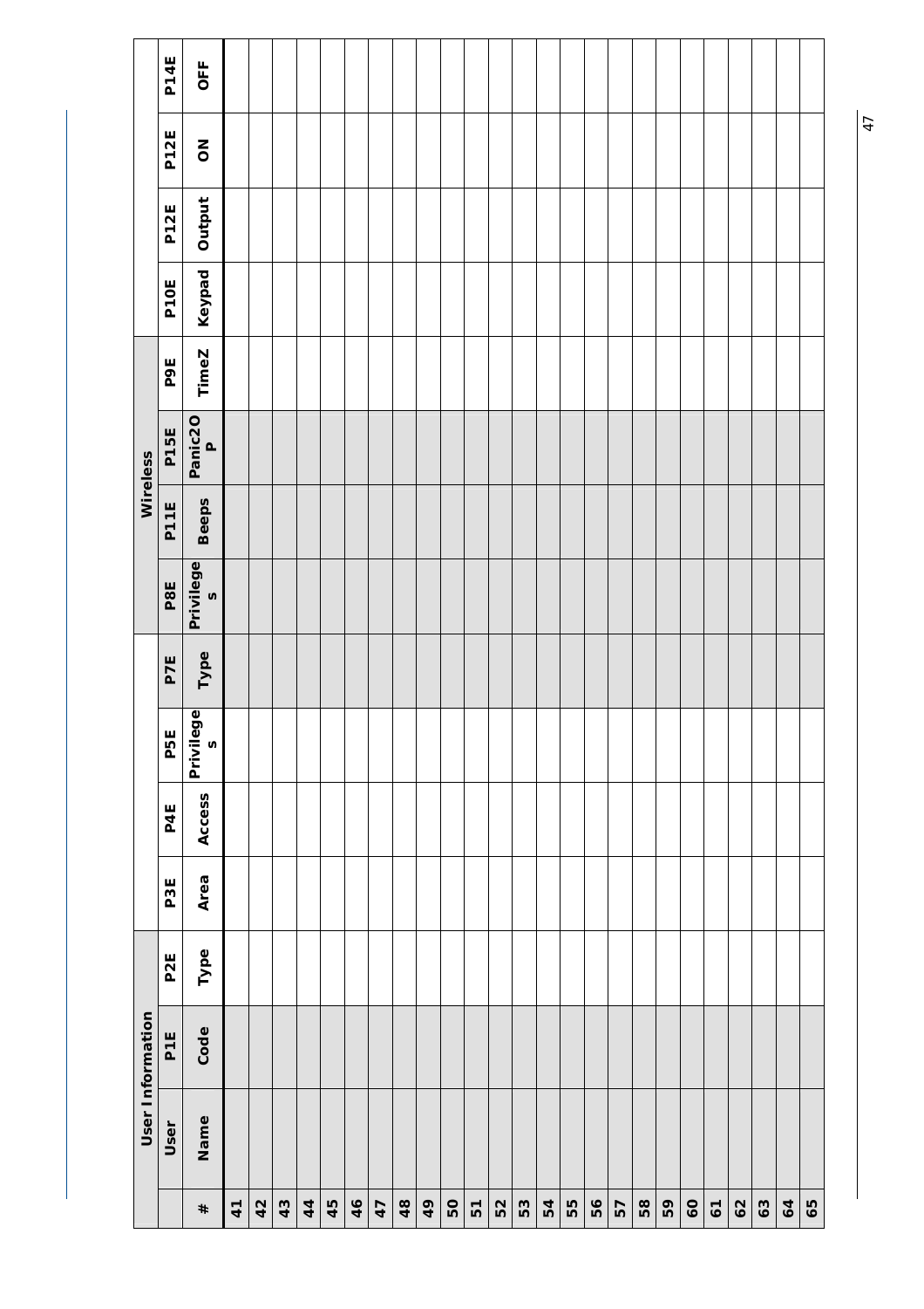| | User Information | | | | | | | Wireless | | | | | | |
|---|---|---|---|---|---|---|---|---|---|---|---|---|---|---|
| | User | P1E | P2E | P3E | P4E | P5E | P7E | P8E | P11E | P15E | P9E | P10E | P12E | P12E | P14E |
| # | Name | Code | Type | Area | Access | Privileges | Type | Privileges | Beeps | Panic2OP | TimeZ | Keypad | Output | ON | OFF |
| 41 | | | | | | | | | | | | | | | |
| 42 | | | | | | | | | | | | | | | |
| 43 | | | | | | | | | | | | | | | |
| 44 | | | | | | | | | | | | | | | |
| 45 | | | | | | | | | | | | | | | |
| 46 | | | | | | | | | | | | | | | |
| 47 | | | | | | | | | | | | | | | |
| 48 | | | | | | | | | | | | | | | |
| 49 | | | | | | | | | | | | | | | |
| 50 | | | | | | | | | | | | | | | |
| 51 | | | | | | | | | | | | | | | |
| 52 | | | | | | | | | | | | | | | |
| 53 | | | | | | | | | | | | | | | |
| 54 | | | | | | | | | | | | | | | |
| 55 | | | | | | | | | | | | | | | |
| 56 | | | | | | | | | | | | | | | |
| 57 | | | | | | | | | | | | | | | |
| 58 | | | | | | | | | | | | | | | |
| 59 | | | | | | | | | | | | | | | |
| 60 | | | | | | | | | | | | | | | |
| 61 | | | | | | | | | | | | | | | |
| 62 | | | | | | | | | | | | | | | |
| 63 | | | | | | | | | | | | | | | |
| 64 | | | | | | | | | | | | | | | |
| 65 | | | | | | | | | | | | | | | |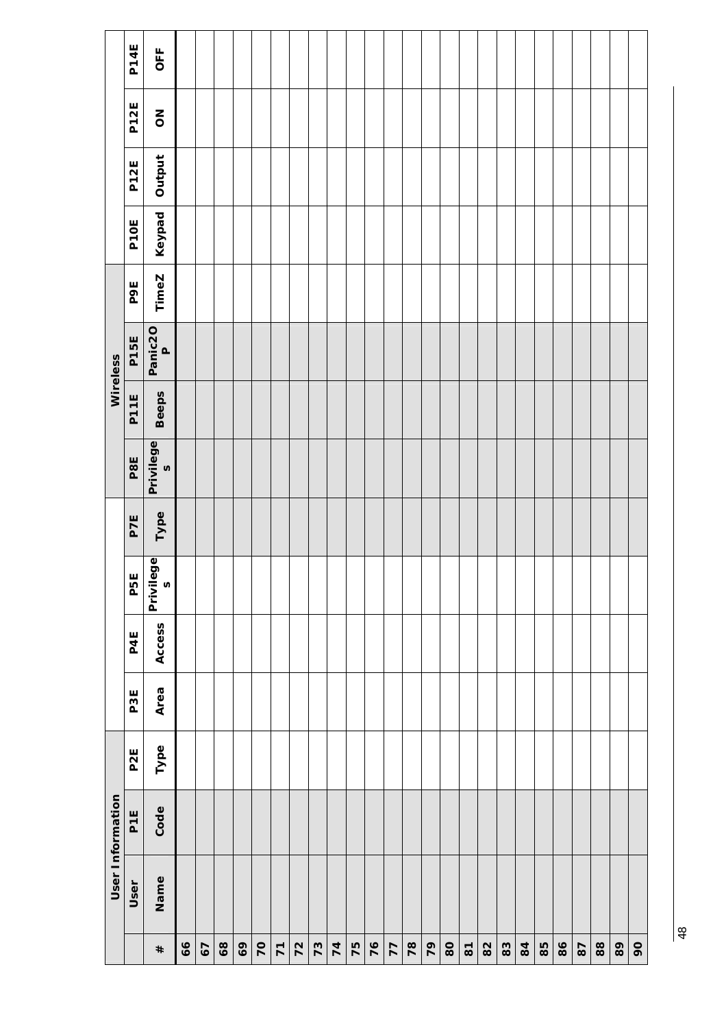| | User Information | | | | | | | Wireless | | | | | | |
|---|---|---|---|---|---|---|---|---|---|---|---|---|---|---|
| | User | P1E | P2E | P3E | P4E | P5E | P7E | P8E | P11E | P15E | P9E | P10E | P12E | P12E | P14E |
| # | Name | Code | Type | Area | Access | Privileges | Type | Privileges | Beeps | Panic2OP | TimeZ | Keypad | Output | ON | OFF |
| 66 | | | | | | | | | | | | | | | |
| 67 | | | | | | | | | | | | | | | |
| 68 | | | | | | | | | | | | | | | |
| 69 | | | | | | | | | | | | | | | |
| 70 | | | | | | | | | | | | | | | |
| 71 | | | | | | | | | | | | | | | |
| 72 | | | | | | | | | | | | | | | |
| 73 | | | | | | | | | | | | | | | |
| 74 | | | | | | | | | | | | | | | |
| 75 | | | | | | | | | | | | | | | |
| 76 | | | | | | | | | | | | | | | |
| 77 | | | | | | | | | | | | | | | |
| 78 | | | | | | | | | | | | | | | |
| 79 | | | | | | | | | | | | | | | |
| 80 | | | | | | | | | | | | | | | |
| 81 | | | | | | | | | | | | | | | |
| 82 | | | | | | | | | | | | | | | |
| 83 | | | | | | | | | | | | | | | |
| 84 | | | | | | | | | | | | | | | |
| 85 | | | | | | | | | | | | | | | |
| 86 | | | | | | | | | | | | | | | |
| 87 | | | | | | | | | | | | | | | |
| 88 | | | | | | | | | | | | | | | |
| 89 | | | | | | | | | | | | | | | |
| 90 | | | | | | | | | | | | | | | |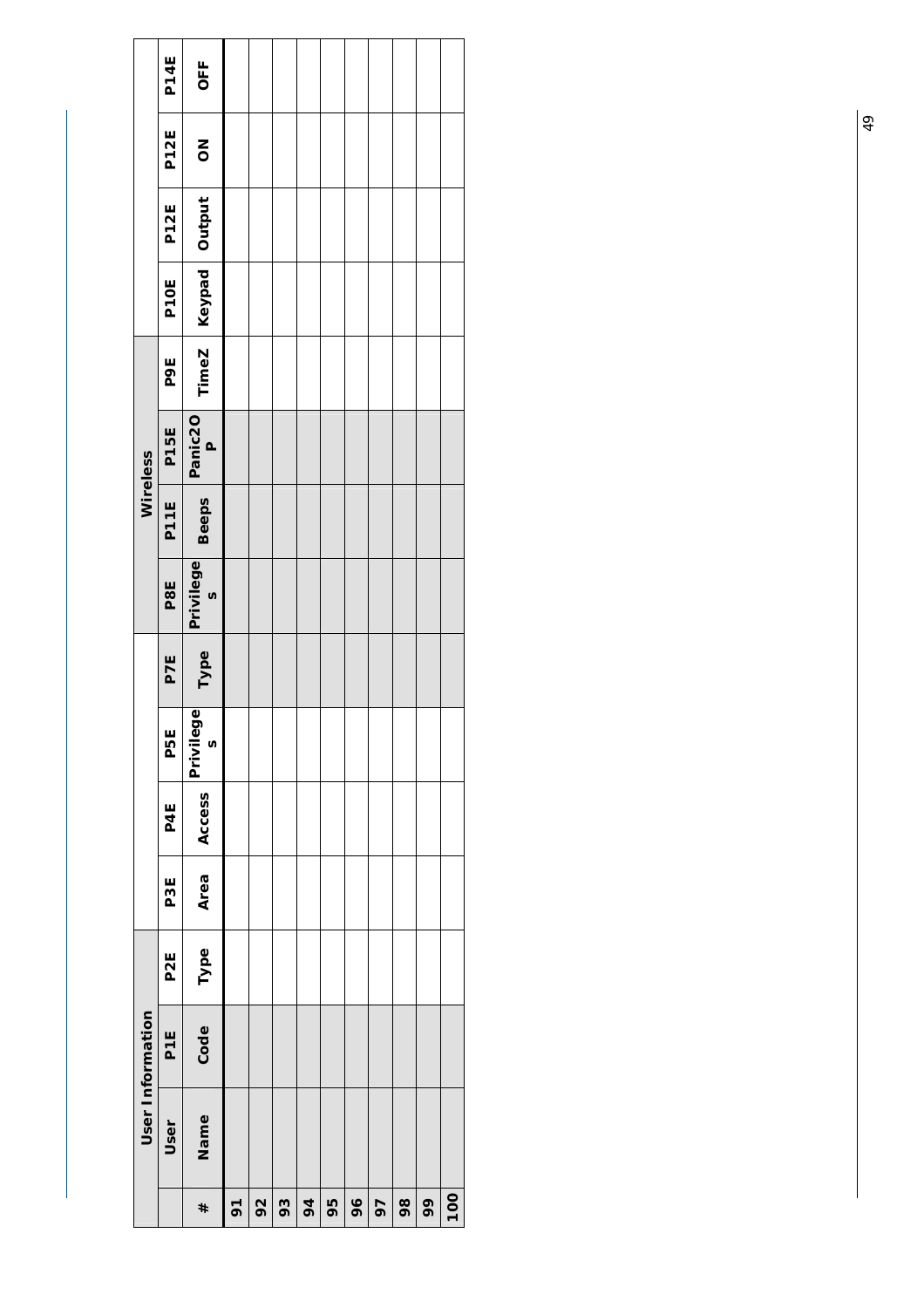| | User Information | | | | | | | Wireless | | | | | | |
|---|---|---|---|---|---|---|---|---|---|---|---|---|---|---|
| | User | P1E | P2E | P3E | P4E | P5E | P7E | P8E | P11E | P15E | P9E | P10E | P12E | P12E | P14E |
| # | Name | Code | Type | Area | Access | Privileges | Type | Privileges | Beeps | Panic2OP | TimeZ | Keypad | Output | ON | OFF |
| 91 | | | | | | | | | | | | | | | |
| 92 | | | | | | | | | | | | | | | |
| 93 | | | | | | | | | | | | | | | |
| 94 | | | | | | | | | | | | | | | |
| 95 | | | | | | | | | | | | | | | |
| 96 | | | | | | | | | | | | | | | |
| 97 | | | | | | | | | | | | | | | |
| 98 | | | | | | | | | | | | | | | |
| 99 | | | | | | | | | | | | | | | |
| 100 | | | | | | | | | | | | | | | |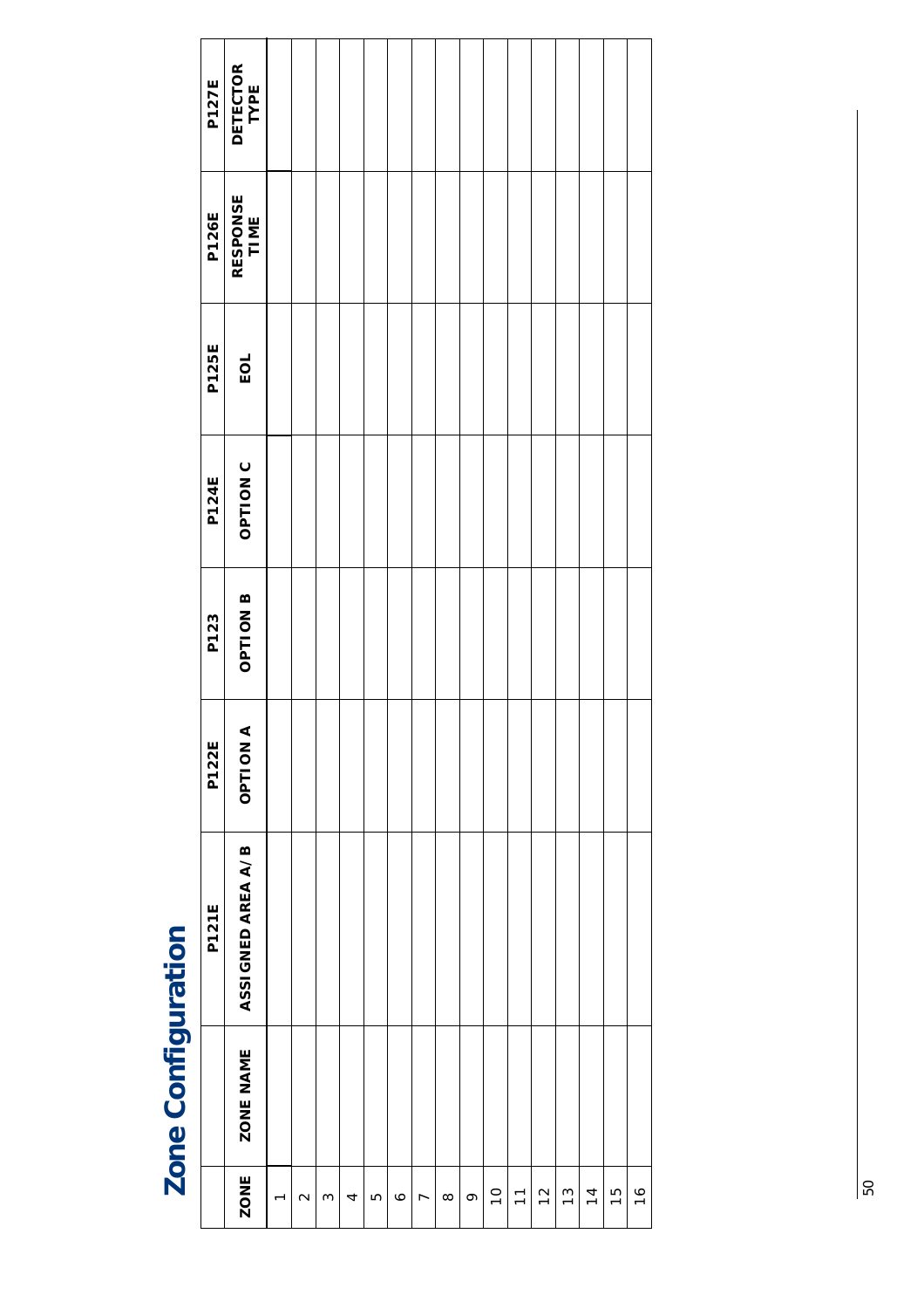# Zone Configuration

| | | P121E | P122E | P123 | P124E | P125E | P126E | P127E |
|---|---|---|---|---|---|---|---|---|
| ZONE | ZONE NAME | ASSIGNED AREA A/B | OPTION A | OPTION B | OPTION C | EOL | RESPONSE TIME | DETECTOR TYPE |
| 1 | | | | | | | | |
| 2 | | | | | | | | |
| 3 | | | | | | | | |
| 4 | | | | | | | | |
| 5 | | | | | | | | |
| 6 | | | | | | | | |
| 7 | | | | | | | | |
| 8 | | | | | | | | |
| 9 | | | | | | | | |
| 10 | | | | | | | | |
| 11 | | | | | | | | |
| 12 | | | | | | | | |
| 13 | | | | | | | | |
| 14 | | | | | | | | |
| 15 | | | | | | | | |
| 16 | | | | | | | | |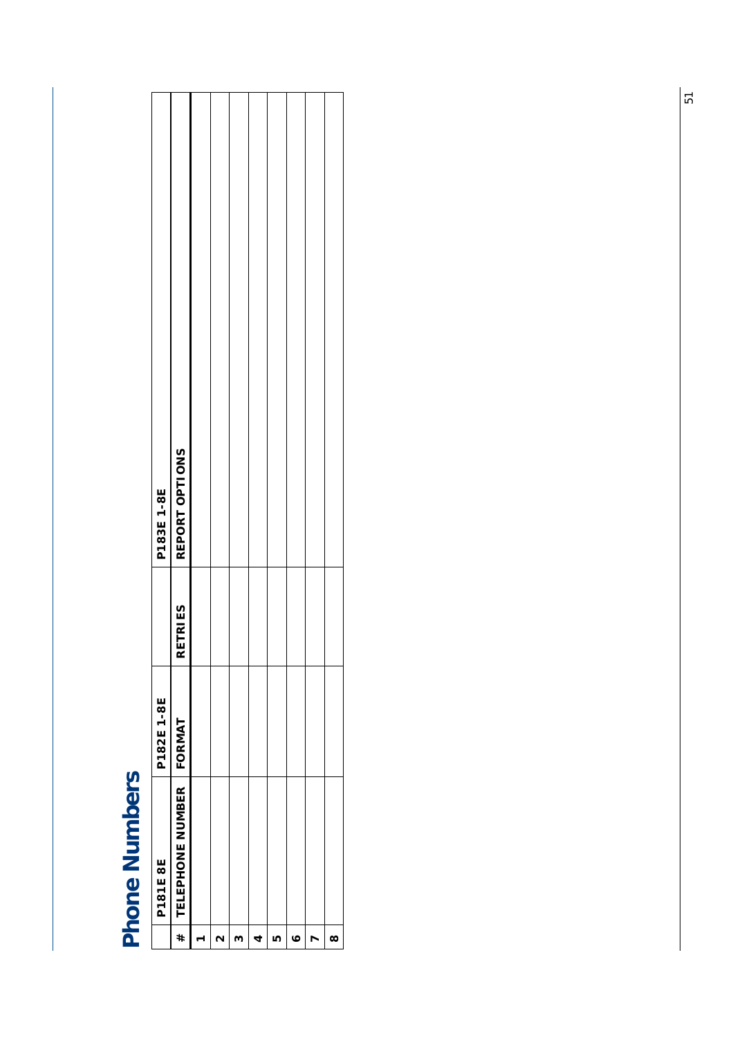# Phone Numbers

| | P181E 8E | P182E 1-8E | | P183E 1-8E |
|---|---|---|---|---|
| # | TELEPHONE NUMBER | FORMAT | RETRIES | REPORT OPTIONS |
| 1 | | | | |
| 2 | | | | |
| 3 | | | | |
| 4 | | | | |
| 5 | | | | |
| 6 | | | | |
| 7 | | | | |
| 8 | | | | |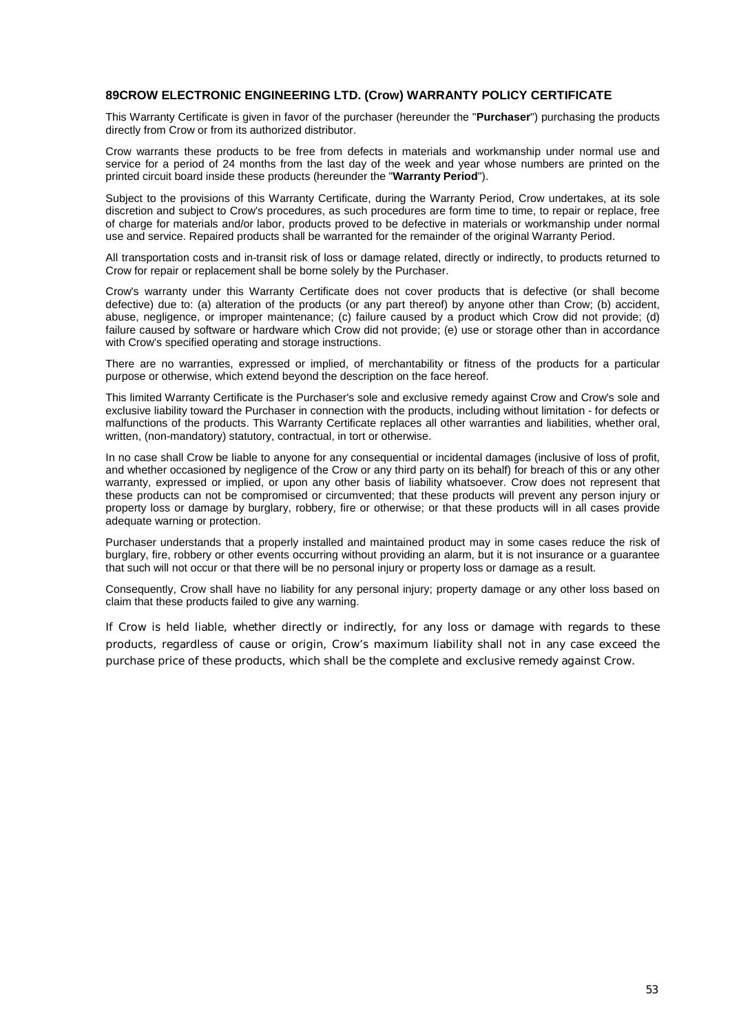### 89CROW ELECTRONIC ENGINEERING LTD. (Crow) WARRANTY POLICY CERTIFICATE

This Warranty Certificate is given in favor of the purchaser (hereunder the "**Purchaser**") purchasing the products directly from Crow or from its authorized distributor.

Crow warrants these products to be free from defects in materials and workmanship under normal use and service for a period of 24 months from the last day of the week and year whose numbers are printed on the printed circuit board inside these products (hereunder the "**Warranty Period**").

Subject to the provisions of this Warranty Certificate, during the Warranty Period, Crow undertakes, at its sole discretion and subject to Crow's procedures, as such procedures are form time to time, to repair or replace, free of charge for materials and/or labor, products proved to be defective in materials or workmanship under normal use and service. Repaired products shall be warranted for the remainder of the original Warranty Period.

All transportation costs and in-transit risk of loss or damage related, directly or indirectly, to products returned to Crow for repair or replacement shall be borne solely by the Purchaser.

Crow's warranty under this Warranty Certificate does not cover products that is defective (or shall become defective) due to: (a) alteration of the products (or any part thereof) by anyone other than Crow; (b) accident, abuse, negligence, or improper maintenance; (c) failure caused by a product which Crow did not provide; (d) failure caused by software or hardware which Crow did not provide; (e) use or storage other than in accordance with Crow's specified operating and storage instructions.

There are no warranties, expressed or implied, of merchantability or fitness of the products for a particular purpose or otherwise, which extend beyond the description on the face hereof.

This limited Warranty Certificate is the Purchaser's sole and exclusive remedy against Crow and Crow's sole and exclusive liability toward the Purchaser in connection with the products, including without limitation - for defects or malfunctions of the products. This Warranty Certificate replaces all other warranties and liabilities, whether oral, written, (non-mandatory) statutory, contractual, in tort or otherwise.

In no case shall Crow be liable to anyone for any consequential or incidental damages (inclusive of loss of profit, and whether occasioned by negligence of the Crow or any third party on its behalf) for breach of this or any other warranty, expressed or implied, or upon any other basis of liability whatsoever. Crow does not represent that these products can not be compromised or circumvented; that these products will prevent any person injury or property loss or damage by burglary, robbery, fire or otherwise; or that these products will in all cases provide adequate warning or protection.

Purchaser understands that a properly installed and maintained product may in some cases reduce the risk of burglary, fire, robbery or other events occurring without providing an alarm, but it is not insurance or a guarantee that such will not occur or that there will be no personal injury or property loss or damage as a result.

Consequently, Crow shall have no liability for any personal injury; property damage or any other loss based on claim that these products failed to give any warning.

If Crow is held liable, whether directly or indirectly, for any loss or damage with regards to these products, regardless of cause or origin, Crow's maximum liability shall not in any case exceed the purchase price of these products, which shall be the complete and exclusive remedy against Crow.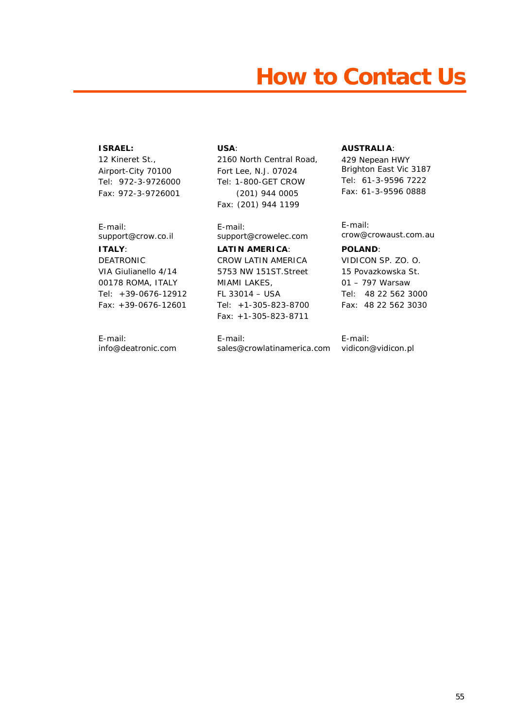# How to Contact Us

**ISRAEL:**
12 Kineret St.,
Airport-City 70100
Tel: 972-3-9726000
Fax: 972-3-9726001

E-mail:
support@crow.co.il

**USA**:
2160 North Central Road,
Fort Lee, N.J. 07024
Tel: 1-800-GET CROW
(201) 944 0005
Fax: (201) 944 1199

E-mail:
support@crowelec.com

**AUSTRALIA**:
429 Nepean HWY
Brighton East Vic 3187
Tel: 61-3-9596 7222
Fax: 61-3-9596 0888

E-mail:
crow@crowaust.com.au

**ITALY**:
DEATRONIC
VIA Giulianello 4/14
00178 ROMA, ITALY
Tel: +39-0676-12912
Fax: +39-0676-12601

E-mail:
info@deatronic.com

**LATIN AMERICA**:
CROW LATIN AMERICA
5753 NW 151ST.Street
MIAMI LAKES,
FL 33014 – USA
Tel: +1-305-823-8700
Fax: +1-305-823-8711

E-mail:
sales@crowlatinamerica.com

**POLAND**:
VIDICON SP. ZO. O.
15 Povazkowska St.
01 – 797 Warsaw
Tel: 48 22 562 3000
Fax: 48 22 562 3030

E-mail:
vidicon@vidicon.pl